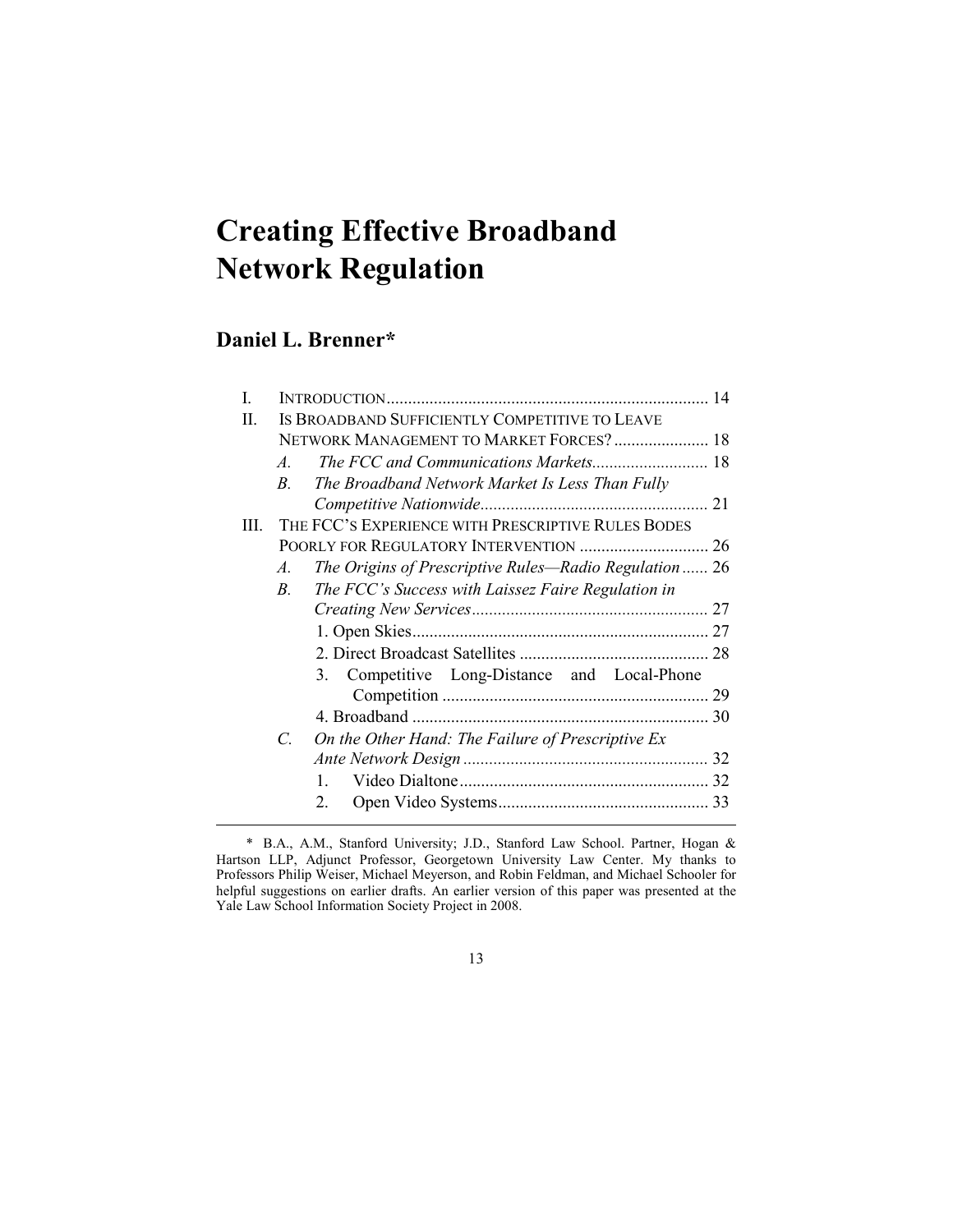# Creating Effective Broadband Network Regulation

## Daniel L. Brenner*

- I. INTRODUCTION .......... 14
- II. IS BROADBAND SUFFICIENTLY COMPETITIVE TO LEAVE NETWORK MANAGEMENT TO MARKET FORCES? .......... 18
  - *A. The FCC and Communications Markets* .......... 18
  - *B. The Broadband Network Market Is Less Than Fully Competitive Nationwide* .......... 21
- III. THE FCC'S EXPERIENCE WITH PRESCRIPTIVE RULES BODES POORLY FOR REGULATORY INTERVENTION .......... 26
  - *A. The Origins of Prescriptive Rules—Radio Regulation* .......... 26
  - *B. The FCC's Success with Laissez Faire Regulation in Creating New Services* .......... 27
    1. Open Skies .......... 27
    2. Direct Broadcast Satellites .......... 28
    3. Competitive Long-Distance and Local-Phone Competition .......... 29
    4. Broadband .......... 30
  - *C. On the Other Hand: The Failure of Prescriptive Ex Ante Network Design* .......... 32
    1. Video Dialtone .......... 32
    2. Open Video Systems .......... 33

---

\* B.A., A.M., Stanford University; J.D., Stanford Law School. Partner, Hogan & Hartson LLP, Adjunct Professor, Georgetown University Law Center. My thanks to Professors Philip Weiser, Michael Meyerson, and Robin Feldman, and Michael Schooler for helpful suggestions on earlier drafts. An earlier version of this paper was presented at the Yale Law School Information Society Project in 2008.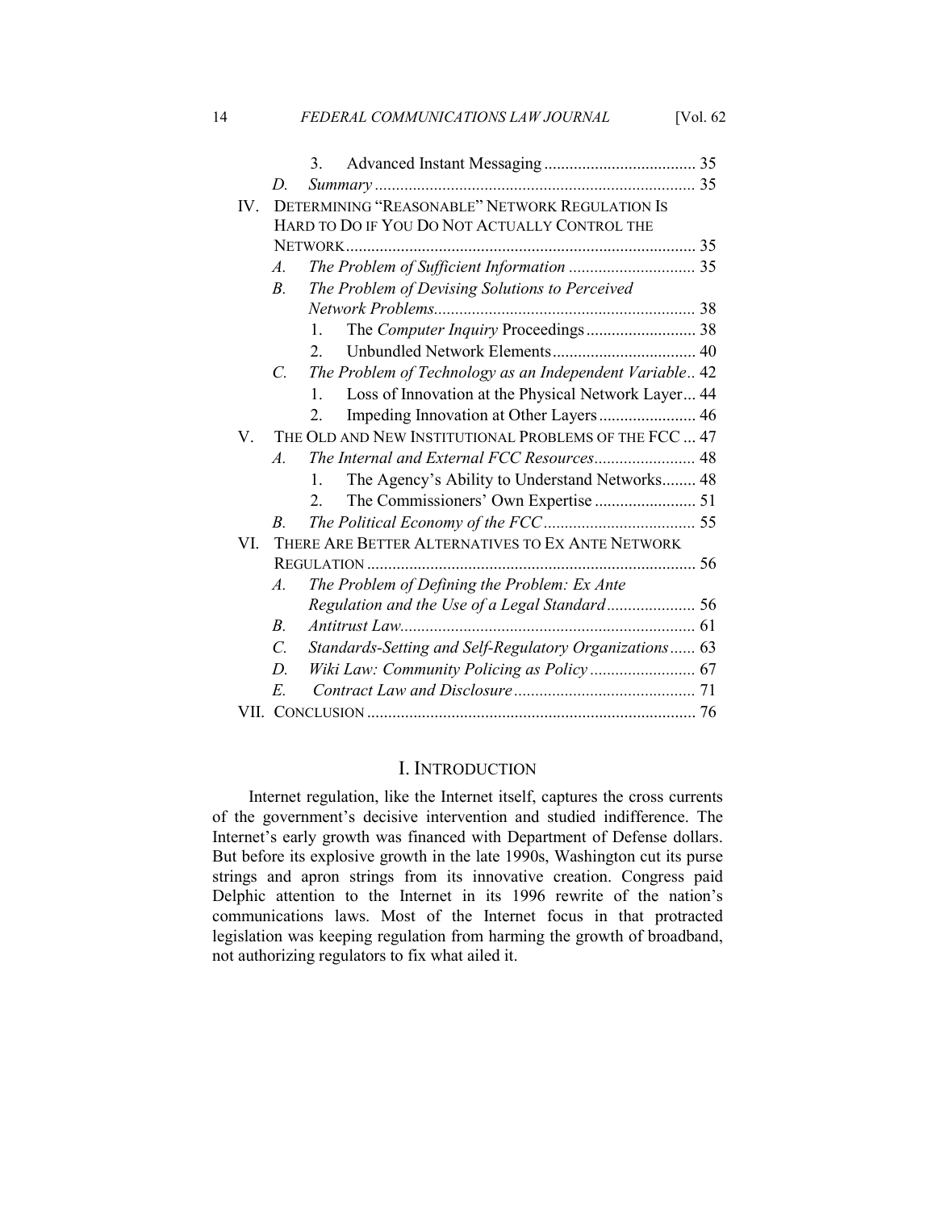- 3. Advanced Instant Messaging .................................... 35
- D. *Summary* ............................................................................ 35

IV. DETERMINING "REASONABLE" NETWORK REGULATION IS HARD TO DO IF YOU DO NOT ACTUALLY CONTROL THE NETWORK .................................................................................. 35

- A. *The Problem of Sufficient Information* .............................. 35
- B. *The Problem of Devising Solutions to Perceived Network Problems* .............................................................. 38
  - 1. The *Computer Inquiry* Proceedings .......................... 38
  - 2. Unbundled Network Elements .................................. 40
- C. *The Problem of Technology as an Independent Variable* .. 42
  - 1. Loss of Innovation at the Physical Network Layer ... 44
  - 2. Impeding Innovation at Other Layers ....................... 46

V. THE OLD AND NEW INSTITUTIONAL PROBLEMS OF THE FCC ... 47

- A. *The Internal and External FCC Resources* ........................ 48
  - 1. The Agency's Ability to Understand Networks ........ 48
  - 2. The Commissioners' Own Expertise ........................ 51
- B. *The Political Economy of the FCC* .................................... 55

VI. THERE ARE BETTER ALTERNATIVES TO EX ANTE NETWORK REGULATION .............................................................................. 56

- A. *The Problem of Defining the Problem: Ex Ante Regulation and the Use of a Legal Standard* ..................... 56
- B. *Antitrust Law* ...................................................................... 61
- C. *Standards-Setting and Self-Regulatory Organizations* ...... 63
- D. *Wiki Law: Community Policing as Policy* ......................... 67
- E. *Contract Law and Disclosure* ........................................... 71

VII. CONCLUSION ............................................................................. 76

# I. INTRODUCTION

Internet regulation, like the Internet itself, captures the cross currents of the government's decisive intervention and studied indifference. The Internet's early growth was financed with Department of Defense dollars. But before its explosive growth in the late 1990s, Washington cut its purse strings and apron strings from its innovative creation. Congress paid Delphic attention to the Internet in its 1996 rewrite of the nation's communications laws. Most of the Internet focus in that protracted legislation was keeping regulation from harming the growth of broadband, not authorizing regulators to fix what ailed it.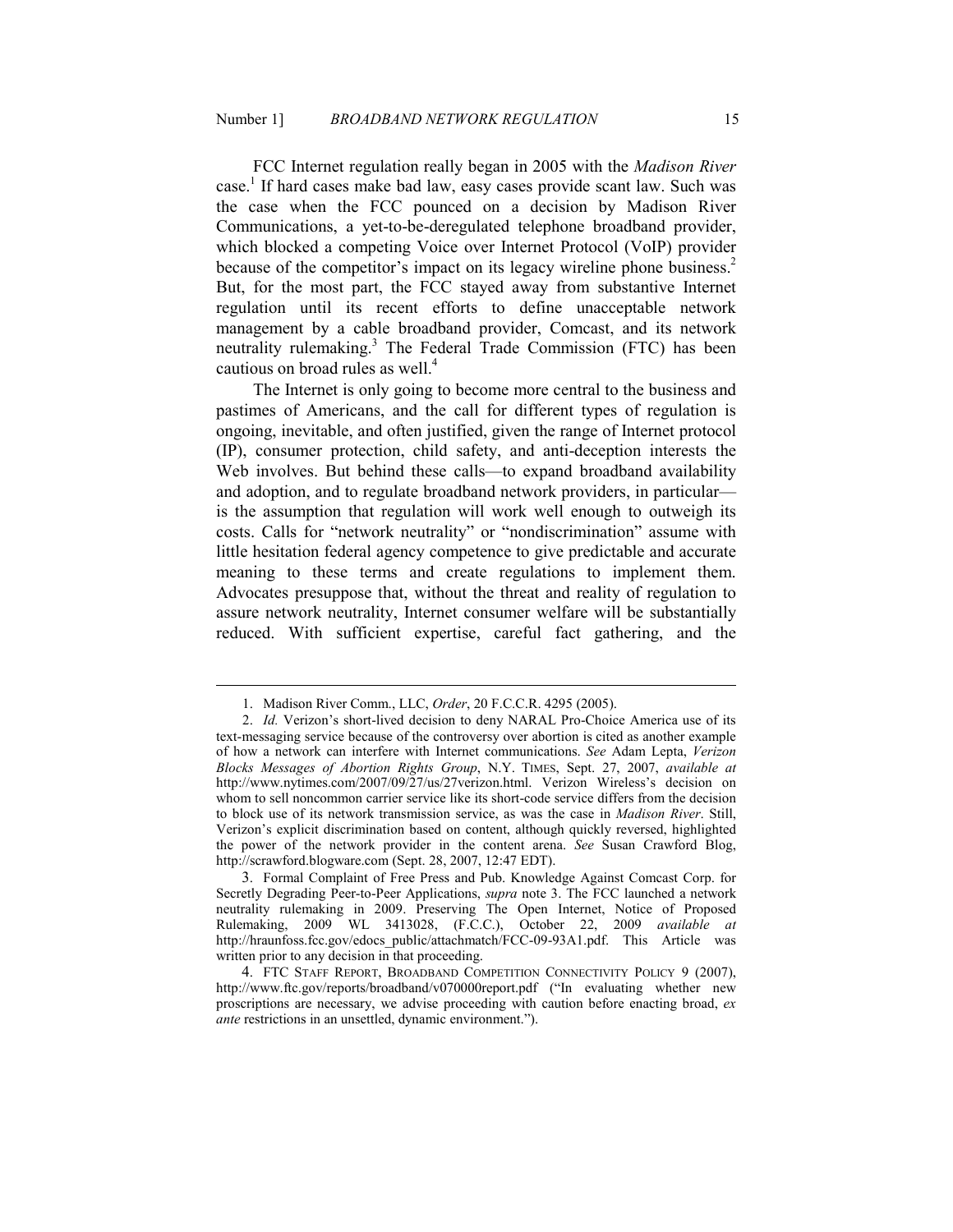FCC Internet regulation really began in 2005 with the *Madison River* case.[1] If hard cases make bad law, easy cases provide scant law. Such was the case when the FCC pounced on a decision by Madison River Communications, a yet-to-be-deregulated telephone broadband provider, which blocked a competing Voice over Internet Protocol (VoIP) provider because of the competitor's impact on its legacy wireline phone business.[2] But, for the most part, the FCC stayed away from substantive Internet regulation until its recent efforts to define unacceptable network management by a cable broadband provider, Comcast, and its network neutrality rulemaking.[3] The Federal Trade Commission (FTC) has been cautious on broad rules as well.[4]

The Internet is only going to become more central to the business and pastimes of Americans, and the call for different types of regulation is ongoing, inevitable, and often justified, given the range of Internet protocol (IP), consumer protection, child safety, and anti-deception interests the Web involves. But behind these calls—to expand broadband availability and adoption, and to regulate broadband network providers, in particular—is the assumption that regulation will work well enough to outweigh its costs. Calls for "network neutrality" or "nondiscrimination" assume with little hesitation federal agency competence to give predictable and accurate meaning to these terms and create regulations to implement them. Advocates presuppose that, without the threat and reality of regulation to assure network neutrality, Internet consumer welfare will be substantially reduced. With sufficient expertise, careful fact gathering, and the

---

1. Madison River Comm., LLC, *Order*, 20 F.C.C.R. 4295 (2005).

2. *Id.* Verizon's short-lived decision to deny NARAL Pro-Choice America use of its text-messaging service because of the controversy over abortion is cited as another example of how a network can interfere with Internet communications. *See* Adam Lepta, *Verizon Blocks Messages of Abortion Rights Group*, N.Y. TIMES, Sept. 27, 2007, *available at* http://www.nytimes.com/2007/09/27/us/27verizon.html. Verizon Wireless's decision on whom to sell noncommon carrier service like its short-code service differs from the decision to block use of its network transmission service, as was the case in *Madison River*. Still, Verizon's explicit discrimination based on content, although quickly reversed, highlighted the power of the network provider in the content arena. *See* Susan Crawford Blog, http://scrawford.blogware.com (Sept. 28, 2007, 12:47 EDT).

3. Formal Complaint of Free Press and Pub. Knowledge Against Comcast Corp. for Secretly Degrading Peer-to-Peer Applications, *supra* note 3. The FCC launched a network neutrality rulemaking in 2009. Preserving The Open Internet, Notice of Proposed Rulemaking, 2009 WL 3413028, (F.C.C.), October 22, 2009 *available at* http://hraunfoss.fcc.gov/edocs_public/attachmatch/FCC-09-93A1.pdf. This Article was written prior to any decision in that proceeding.

4. FTC STAFF REPORT, BROADBAND COMPETITION CONNECTIVITY POLICY 9 (2007), http://www.ftc.gov/reports/broadband/v070000report.pdf ("In evaluating whether new proscriptions are necessary, we advise proceeding with caution before enacting broad, *ex ante* restrictions in an unsettled, dynamic environment.").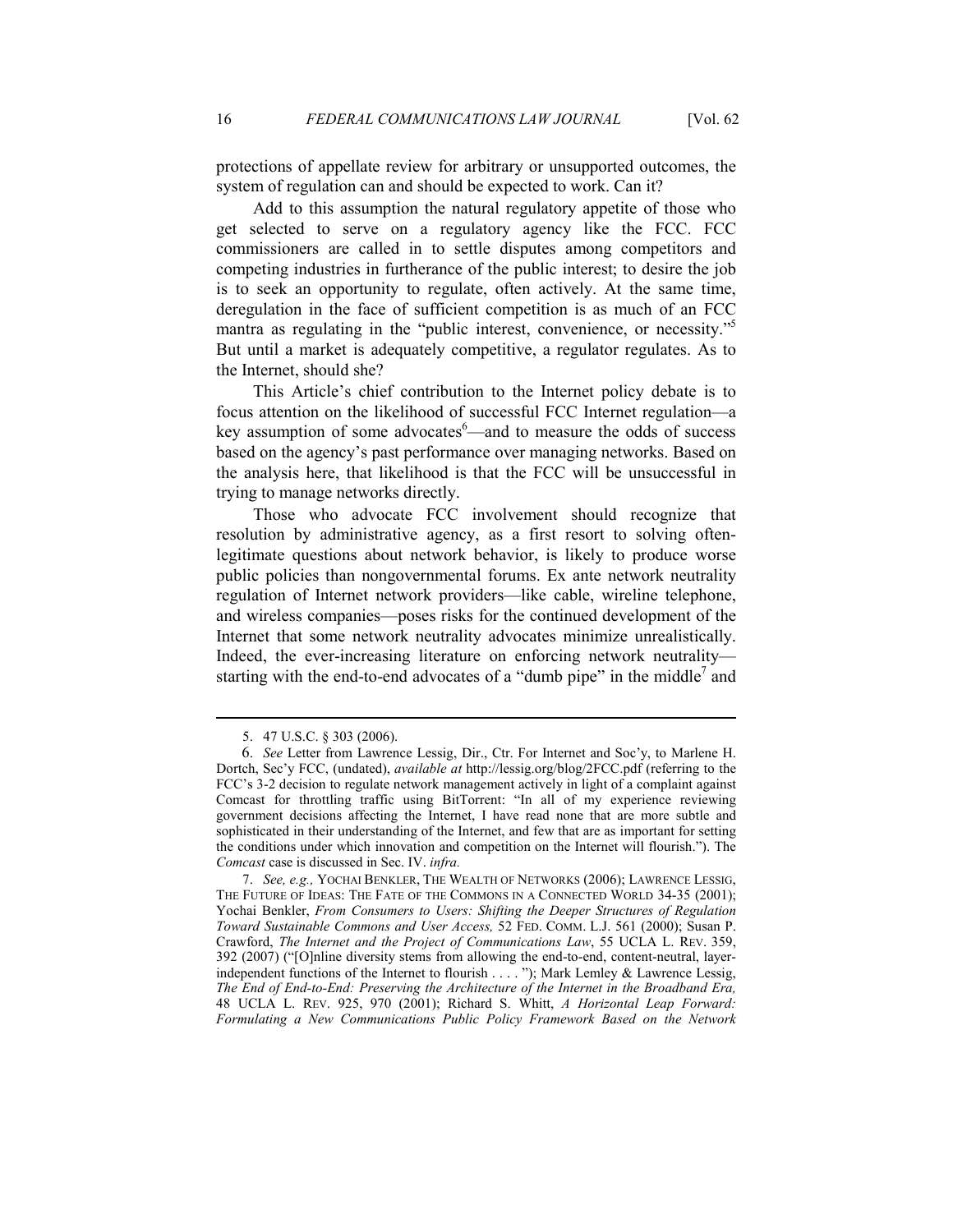protections of appellate review for arbitrary or unsupported outcomes, the system of regulation can and should be expected to work. Can it?

Add to this assumption the natural regulatory appetite of those who get selected to serve on a regulatory agency like the FCC. FCC commissioners are called in to settle disputes among competitors and competing industries in furtherance of the public interest; to desire the job is to seek an opportunity to regulate, often actively. At the same time, deregulation in the face of sufficient competition is as much of an FCC mantra as regulating in the "public interest, convenience, or necessity."[5] But until a market is adequately competitive, a regulator regulates. As to the Internet, should she?

This Article's chief contribution to the Internet policy debate is to focus attention on the likelihood of successful FCC Internet regulation—a key assumption of some advocates[6]—and to measure the odds of success based on the agency's past performance over managing networks. Based on the analysis here, that likelihood is that the FCC will be unsuccessful in trying to manage networks directly.

Those who advocate FCC involvement should recognize that resolution by administrative agency, as a first resort to solving often-legitimate questions about network behavior, is likely to produce worse public policies than nongovernmental forums. Ex ante network neutrality regulation of Internet network providers—like cable, wireline telephone, and wireless companies—poses risks for the continued development of the Internet that some network neutrality advocates minimize unrealistically. Indeed, the ever-increasing literature on enforcing network neutrality—starting with the end-to-end advocates of a "dumb pipe" in the middle[7] and

---

5. 47 U.S.C. § 303 (2006).

6. *See* Letter from Lawrence Lessig, Dir., Ctr. For Internet and Soc'y, to Marlene H. Dortch, Sec'y FCC, (undated), *available at* http://lessig.org/blog/2FCC.pdf (referring to the FCC's 3-2 decision to regulate network management actively in light of a complaint against Comcast for throttling traffic using BitTorrent: "In all of my experience reviewing government decisions affecting the Internet, I have read none that are more subtle and sophisticated in their understanding of the Internet, and few that are as important for setting the conditions under which innovation and competition on the Internet will flourish."). The *Comcast* case is discussed in Sec. IV. *infra.*

7. *See, e.g.,* YOCHAI BENKLER, THE WEALTH OF NETWORKS (2006); LAWRENCE LESSIG, THE FUTURE OF IDEAS: THE FATE OF THE COMMONS IN A CONNECTED WORLD 34-35 (2001); Yochai Benkler, *From Consumers to Users: Shifting the Deeper Structures of Regulation Toward Sustainable Commons and User Access,* 52 FED. COMM. L.J. 561 (2000); Susan P. Crawford, *The Internet and the Project of Communications Law*, 55 UCLA L. REV. 359, 392 (2007) ("[O]nline diversity stems from allowing the end-to-end, content-neutral, layer-independent functions of the Internet to flourish . . . . "); Mark Lemley & Lawrence Lessig, *The End of End-to-End: Preserving the Architecture of the Internet in the Broadband Era,* 48 UCLA L. REV. 925, 970 (2001); Richard S. Whitt, *A Horizontal Leap Forward: Formulating a New Communications Public Policy Framework Based on the Network*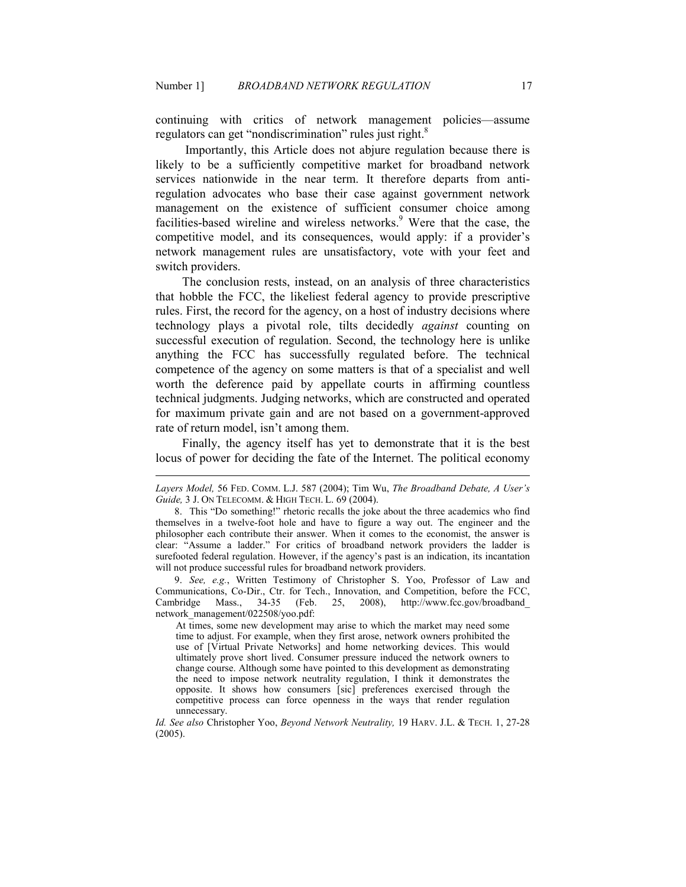continuing with critics of network management policies—assume regulators can get "nondiscrimination" rules just right.[8]

Importantly, this Article does not abjure regulation because there is likely to be a sufficiently competitive market for broadband network services nationwide in the near term. It therefore departs from anti-regulation advocates who base their case against government network management on the existence of sufficient consumer choice among facilities-based wireline and wireless networks.[9] Were that the case, the competitive model, and its consequences, would apply: if a provider's network management rules are unsatisfactory, vote with your feet and switch providers.

The conclusion rests, instead, on an analysis of three characteristics that hobble the FCC, the likeliest federal agency to provide prescriptive rules. First, the record for the agency, on a host of industry decisions where technology plays a pivotal role, tilts decidedly *against* counting on successful execution of regulation. Second, the technology here is unlike anything the FCC has successfully regulated before. The technical competence of the agency on some matters is that of a specialist and well worth the deference paid by appellate courts in affirming countless technical judgments. Judging networks, which are constructed and operated for maximum private gain and are not based on a government-approved rate of return model, isn't among them.

Finally, the agency itself has yet to demonstrate that it is the best locus of power for deciding the fate of the Internet. The political economy

---

*Layers Model,* 56 FED. COMM. L.J. 587 (2004); Tim Wu, *The Broadband Debate, A User's Guide,* 3 J. ON TELECOMM. & HIGH TECH. L. 69 (2004).

8. This "Do something!" rhetoric recalls the joke about the three academics who find themselves in a twelve-foot hole and have to figure a way out. The engineer and the philosopher each contribute their answer. When it comes to the economist, the answer is clear: "Assume a ladder." For critics of broadband network providers the ladder is surefooted federal regulation. However, if the agency's past is an indication, its incantation will not produce successful rules for broadband network providers.

9. *See, e.g.*, Written Testimony of Christopher S. Yoo, Professor of Law and Communications, Co-Dir., Ctr. for Tech., Innovation, and Competition, before the FCC, Cambridge Mass., 34-35 (Feb. 25, 2008), http://www.fcc.gov/broadband_network_management/022508/yoo.pdf:

> At times, some new development may arise to which the market may need some time to adjust. For example, when they first arose, network owners prohibited the use of [Virtual Private Networks] and home networking devices. This would ultimately prove short lived. Consumer pressure induced the network owners to change course. Although some have pointed to this development as demonstrating the need to impose network neutrality regulation, I think it demonstrates the opposite. It shows how consumers [sic] preferences exercised through the competitive process can force openness in the ways that render regulation unnecessary.

*Id. See also* Christopher Yoo, *Beyond Network Neutrality,* 19 HARV. J.L. & TECH. 1, 27-28 (2005).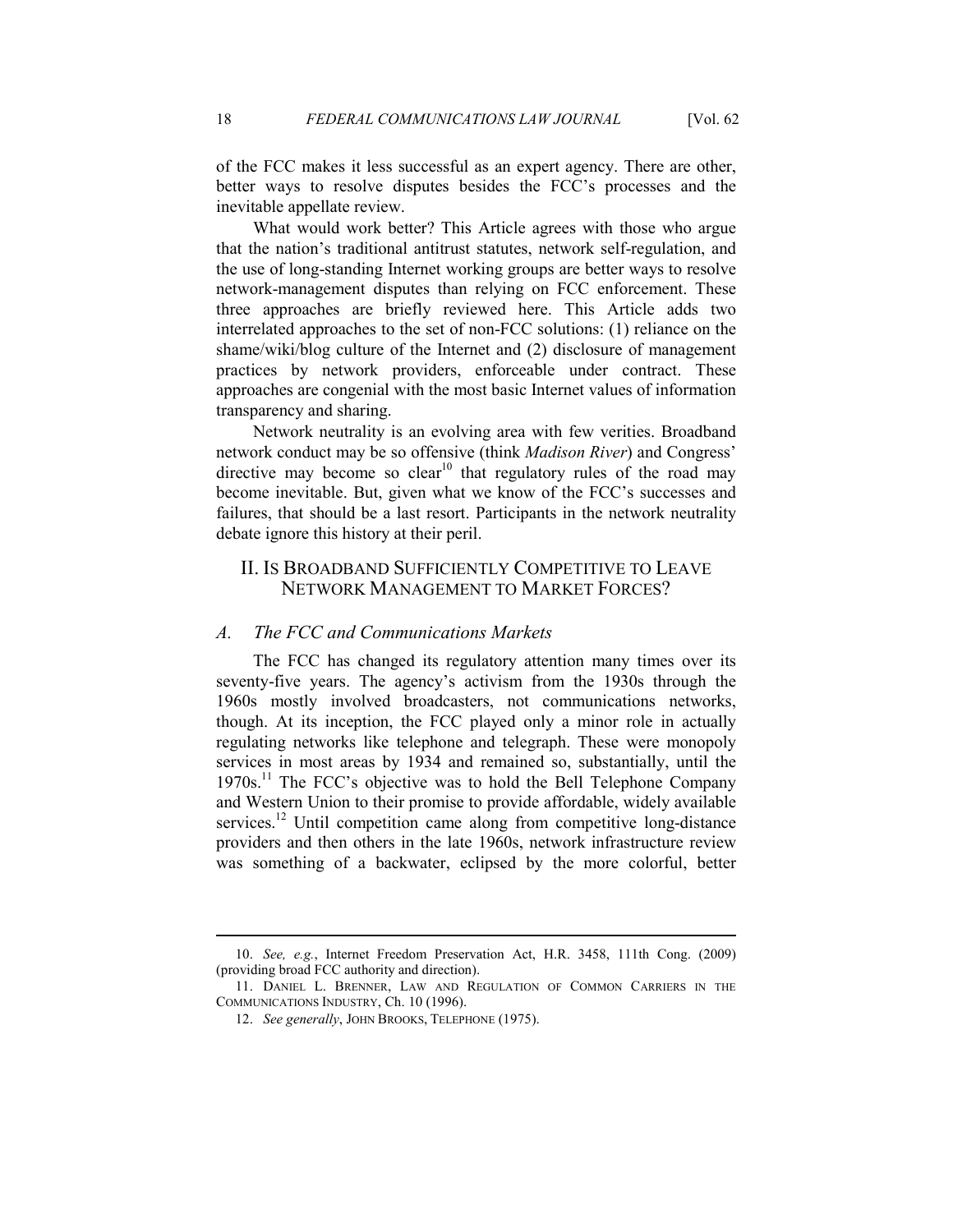of the FCC makes it less successful as an expert agency. There are other, better ways to resolve disputes besides the FCC's processes and the inevitable appellate review.

What would work better? This Article agrees with those who argue that the nation's traditional antitrust statutes, network self-regulation, and the use of long-standing Internet working groups are better ways to resolve network-management disputes than relying on FCC enforcement. These three approaches are briefly reviewed here. This Article adds two interrelated approaches to the set of non-FCC solutions: (1) reliance on the shame/wiki/blog culture of the Internet and (2) disclosure of management practices by network providers, enforceable under contract. These approaches are congenial with the most basic Internet values of information transparency and sharing.

Network neutrality is an evolving area with few verities. Broadband network conduct may be so offensive (think *Madison River*) and Congress' directive may become so clear[10] that regulatory rules of the road may become inevitable. But, given what we know of the FCC's successes and failures, that should be a last resort. Participants in the network neutrality debate ignore this history at their peril.

## II. IS BROADBAND SUFFICIENTLY COMPETITIVE TO LEAVE NETWORK MANAGEMENT TO MARKET FORCES?

### *A. The FCC and Communications Markets*

The FCC has changed its regulatory attention many times over its seventy-five years. The agency's activism from the 1930s through the 1960s mostly involved broadcasters, not communications networks, though. At its inception, the FCC played only a minor role in actually regulating networks like telephone and telegraph. These were monopoly services in most areas by 1934 and remained so, substantially, until the 1970s.[11] The FCC's objective was to hold the Bell Telephone Company and Western Union to their promise to provide affordable, widely available services.[12] Until competition came along from competitive long-distance providers and then others in the late 1960s, network infrastructure review was something of a backwater, eclipsed by the more colorful, better

---

10. *See, e.g.*, Internet Freedom Preservation Act, H.R. 3458, 111th Cong. (2009) (providing broad FCC authority and direction).

11. DANIEL L. BRENNER, LAW AND REGULATION OF COMMON CARRIERS IN THE COMMUNICATIONS INDUSTRY, Ch. 10 (1996).

12. *See generally*, JOHN BROOKS, TELEPHONE (1975).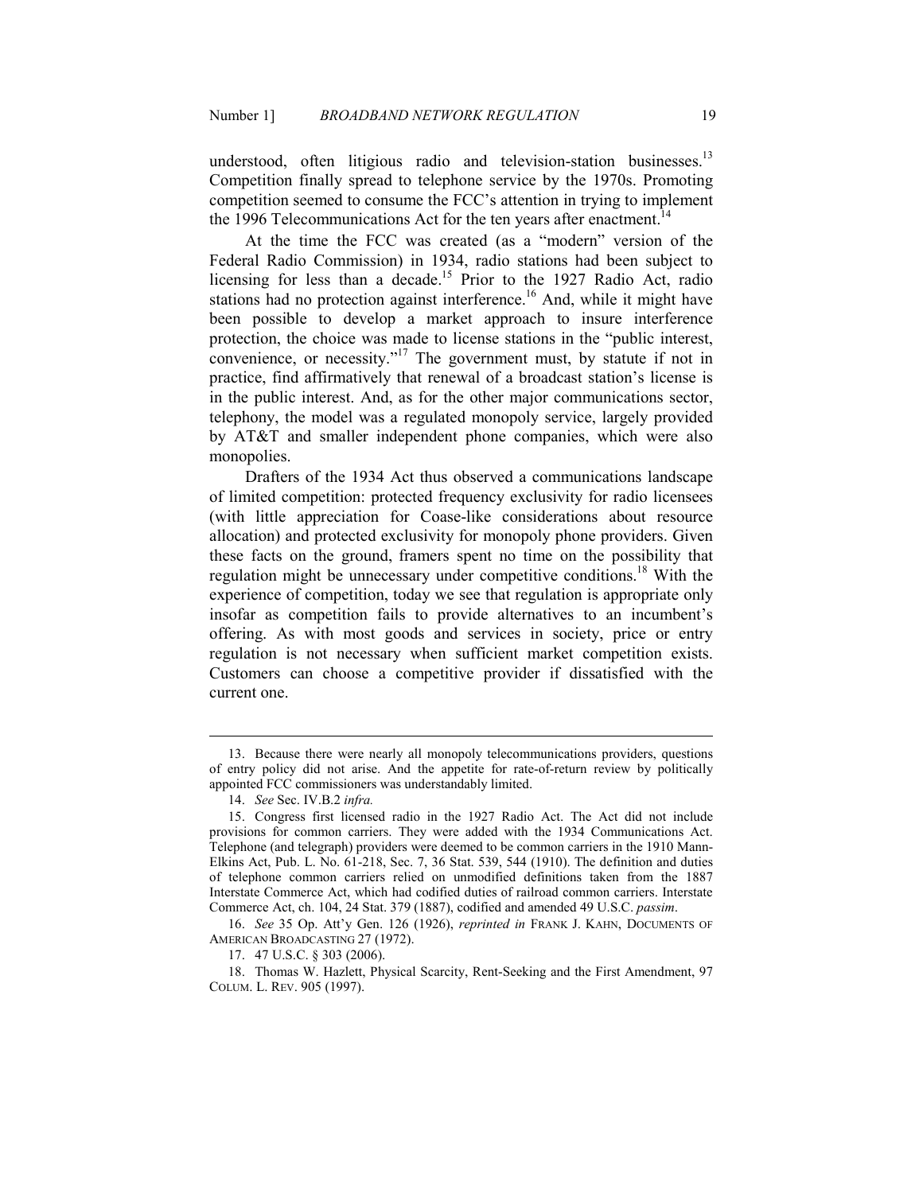understood, often litigious radio and television-station businesses.[13] Competition finally spread to telephone service by the 1970s. Promoting competition seemed to consume the FCC's attention in trying to implement the 1996 Telecommunications Act for the ten years after enactment.[14]

At the time the FCC was created (as a "modern" version of the Federal Radio Commission) in 1934, radio stations had been subject to licensing for less than a decade.[15] Prior to the 1927 Radio Act, radio stations had no protection against interference.[16] And, while it might have been possible to develop a market approach to insure interference protection, the choice was made to license stations in the "public interest, convenience, or necessity."[17] The government must, by statute if not in practice, find affirmatively that renewal of a broadcast station's license is in the public interest. And, as for the other major communications sector, telephony, the model was a regulated monopoly service, largely provided by AT&T and smaller independent phone companies, which were also monopolies.

Drafters of the 1934 Act thus observed a communications landscape of limited competition: protected frequency exclusivity for radio licensees (with little appreciation for Coase-like considerations about resource allocation) and protected exclusivity for monopoly phone providers. Given these facts on the ground, framers spent no time on the possibility that regulation might be unnecessary under competitive conditions.[18] With the experience of competition, today we see that regulation is appropriate only insofar as competition fails to provide alternatives to an incumbent's offering. As with most goods and services in society, price or entry regulation is not necessary when sufficient market competition exists. Customers can choose a competitive provider if dissatisfied with the current one.

---

13. Because there were nearly all monopoly telecommunications providers, questions of entry policy did not arise. And the appetite for rate-of-return review by politically appointed FCC commissioners was understandably limited.

14. *See* Sec. IV.B.2 *infra.*

15. Congress first licensed radio in the 1927 Radio Act. The Act did not include provisions for common carriers. They were added with the 1934 Communications Act. Telephone (and telegraph) providers were deemed to be common carriers in the 1910 Mann-Elkins Act, Pub. L. No. 61-218, Sec. 7, 36 Stat. 539, 544 (1910). The definition and duties of telephone common carriers relied on unmodified definitions taken from the 1887 Interstate Commerce Act, which had codified duties of railroad common carriers. Interstate Commerce Act, ch. 104, 24 Stat. 379 (1887), codified and amended 49 U.S.C. *passim*.

16. *See* 35 Op. Att'y Gen. 126 (1926), *reprinted in* FRANK J. KAHN, DOCUMENTS OF AMERICAN BROADCASTING 27 (1972).

17. 47 U.S.C. § 303 (2006).

18. Thomas W. Hazlett, Physical Scarcity, Rent-Seeking and the First Amendment, 97 COLUM. L. REV. 905 (1997).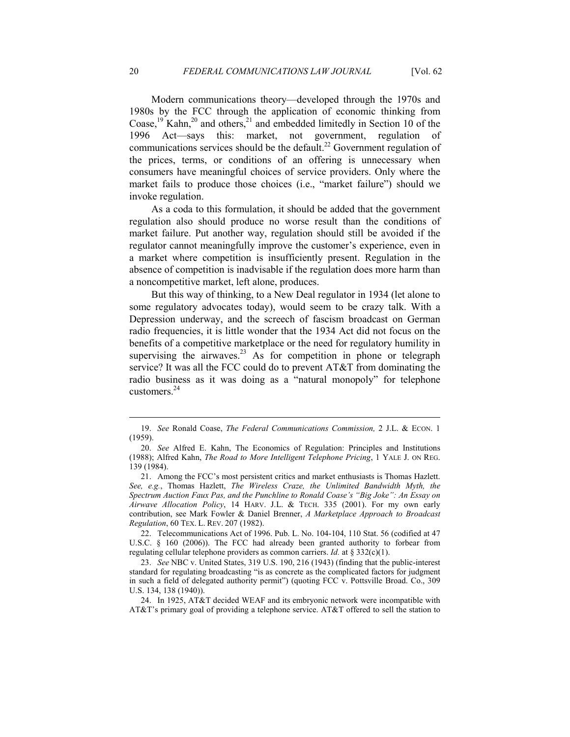Modern communications theory—developed through the 1970s and 1980s by the FCC through the application of economic thinking from Coase,[19] Kahn,[20] and others,[21] and embedded limitedly in Section 10 of the 1996 Act—says this: market, not government, regulation of communications services should be the default.[22] Government regulation of the prices, terms, or conditions of an offering is unnecessary when consumers have meaningful choices of service providers. Only where the market fails to produce those choices (i.e., "market failure") should we invoke regulation.

As a coda to this formulation, it should be added that the government regulation also should produce no worse result than the conditions of market failure. Put another way, regulation should still be avoided if the regulator cannot meaningfully improve the customer's experience, even in a market where competition is insufficiently present. Regulation in the absence of competition is inadvisable if the regulation does more harm than a noncompetitive market, left alone, produces.

But this way of thinking, to a New Deal regulator in 1934 (let alone to some regulatory advocates today), would seem to be crazy talk. With a Depression underway, and the screech of fascism broadcast on German radio frequencies, it is little wonder that the 1934 Act did not focus on the benefits of a competitive marketplace or the need for regulatory humility in supervising the airwaves.[23] As for competition in phone or telegraph service? It was all the FCC could do to prevent AT&T from dominating the radio business as it was doing as a "natural monopoly" for telephone customers.[24]

---

19. *See* Ronald Coase, *The Federal Communications Commission,* 2 J.L. & ECON. 1 (1959).

20. *See* Alfred E. Kahn, The Economics of Regulation: Principles and Institutions (1988); Alfred Kahn, *The Road to More Intelligent Telephone Pricing*, 1 YALE J. ON REG. 139 (1984).

21. Among the FCC's most persistent critics and market enthusiasts is Thomas Hazlett. *See, e.g.*, Thomas Hazlett, *The Wireless Craze, the Unlimited Bandwidth Myth, the Spectrum Auction Faux Pas, and the Punchline to Ronald Coase's "Big Joke": An Essay on Airwave Allocation Policy*, 14 HARV. J.L. & TECH. 335 (2001). For my own early contribution, see Mark Fowler & Daniel Brenner, *A Marketplace Approach to Broadcast Regulation*, 60 TEX. L. REV. 207 (1982).

22. Telecommunications Act of 1996. Pub. L. No. 104-104, 110 Stat. 56 (codified at 47 U.S.C. § 160 (2006)). The FCC had already been granted authority to forbear from regulating cellular telephone providers as common carriers. *Id.* at § 332(c)(1).

23. *See* NBC v. United States, 319 U.S. 190, 216 (1943) (finding that the public-interest standard for regulating broadcasting "is as concrete as the complicated factors for judgment in such a field of delegated authority permit") (quoting FCC v. Pottsville Broad. Co., 309 U.S. 134, 138 (1940)).

24. In 1925, AT&T decided WEAF and its embryonic network were incompatible with AT&T's primary goal of providing a telephone service. AT&T offered to sell the station to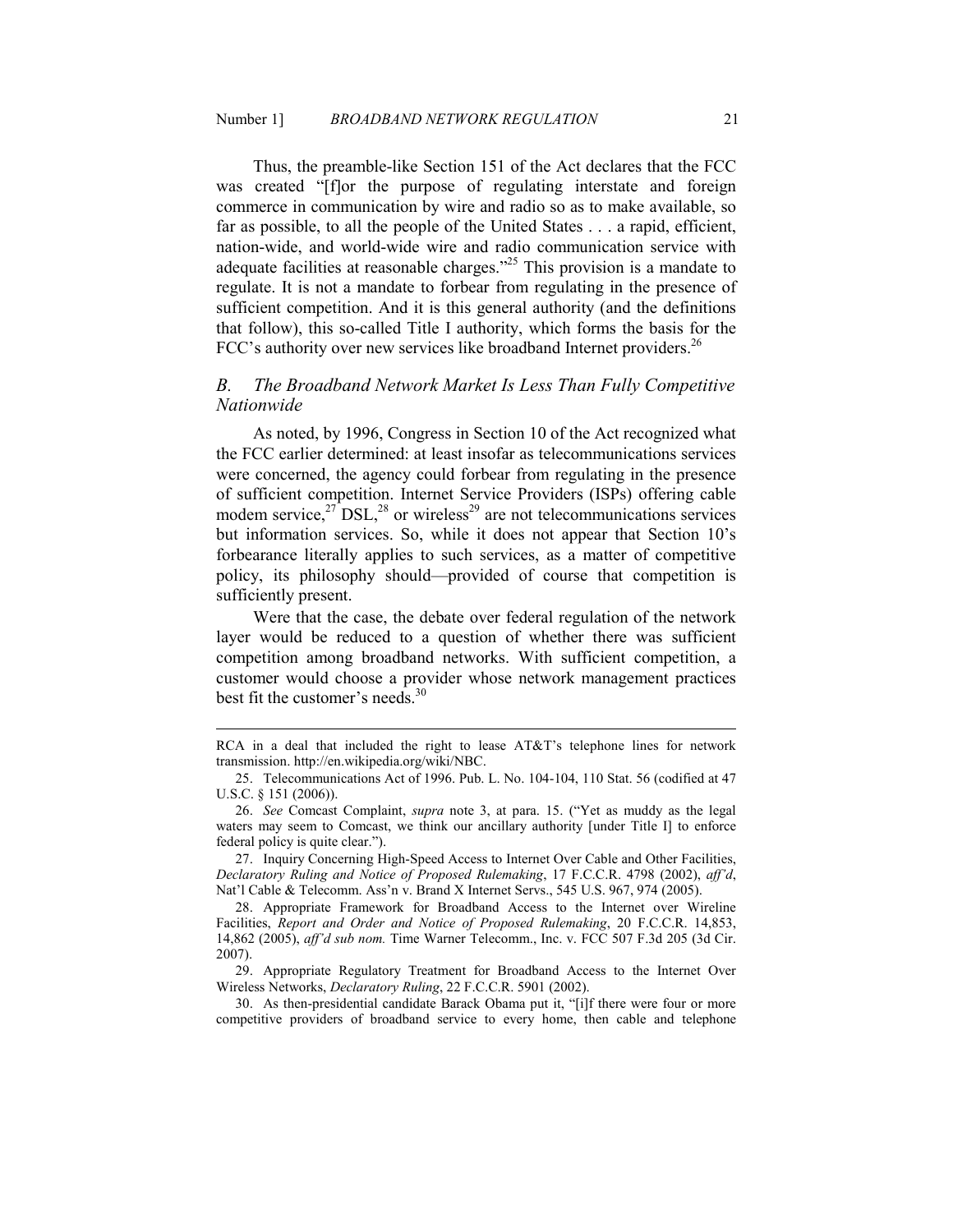Thus, the preamble-like Section 151 of the Act declares that the FCC was created "[f]or the purpose of regulating interstate and foreign commerce in communication by wire and radio so as to make available, so far as possible, to all the people of the United States . . . a rapid, efficient, nation-wide, and world-wide wire and radio communication service with adequate facilities at reasonable charges."[25] This provision is a mandate to regulate. It is not a mandate to forbear from regulating in the presence of sufficient competition. And it is this general authority (and the definitions that follow), this so-called Title I authority, which forms the basis for the FCC's authority over new services like broadband Internet providers.[26]

### *B. The Broadband Network Market Is Less Than Fully Competitive Nationwide*

As noted, by 1996, Congress in Section 10 of the Act recognized what the FCC earlier determined: at least insofar as telecommunications services were concerned, the agency could forbear from regulating in the presence of sufficient competition. Internet Service Providers (ISPs) offering cable modem service,[27] DSL,[28] or wireless[29] are not telecommunications services but information services. So, while it does not appear that Section 10's forbearance literally applies to such services, as a matter of competitive policy, its philosophy should—provided of course that competition is sufficiently present.

Were that the case, the debate over federal regulation of the network layer would be reduced to a question of whether there was sufficient competition among broadband networks. With sufficient competition, a customer would choose a provider whose network management practices best fit the customer's needs.[30]

---

RCA in a deal that included the right to lease AT&T's telephone lines for network transmission. http://en.wikipedia.org/wiki/NBC.

25. Telecommunications Act of 1996. Pub. L. No. 104-104, 110 Stat. 56 (codified at 47 U.S.C. § 151 (2006)).

26. *See* Comcast Complaint, *supra* note 3, at para. 15. ("Yet as muddy as the legal waters may seem to Comcast, we think our ancillary authority [under Title I] to enforce federal policy is quite clear.").

27. Inquiry Concerning High-Speed Access to Internet Over Cable and Other Facilities, *Declaratory Ruling and Notice of Proposed Rulemaking*, 17 F.C.C.R. 4798 (2002), *aff'd*, Nat'l Cable & Telecomm. Ass'n v. Brand X Internet Servs., 545 U.S. 967, 974 (2005).

28. Appropriate Framework for Broadband Access to the Internet over Wireline Facilities, *Report and Order and Notice of Proposed Rulemaking*, 20 F.C.C.R. 14,853, 14,862 (2005), *aff'd sub nom.* Time Warner Telecomm., Inc. v. FCC 507 F.3d 205 (3d Cir. 2007).

29. Appropriate Regulatory Treatment for Broadband Access to the Internet Over Wireless Networks, *Declaratory Ruling*, 22 F.C.C.R. 5901 (2002).

30. As then-presidential candidate Barack Obama put it, "[i]f there were four or more competitive providers of broadband service to every home, then cable and telephone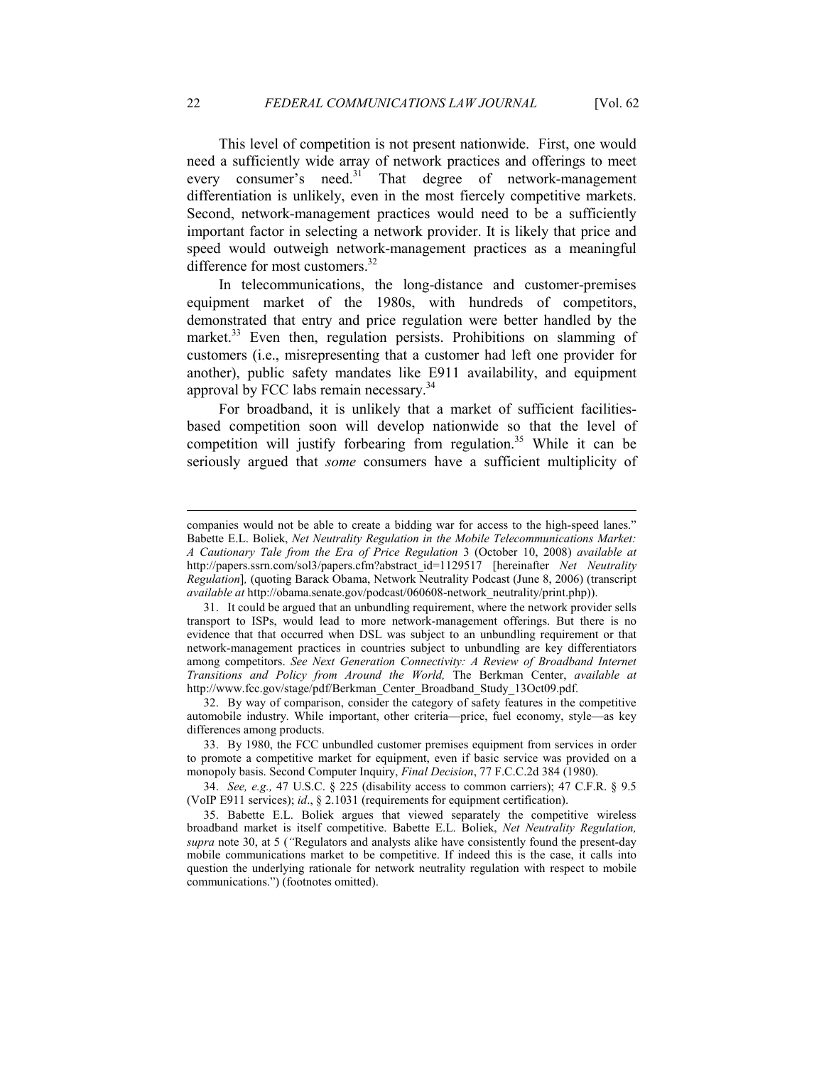This level of competition is not present nationwide. First, one would need a sufficiently wide array of network practices and offerings to meet every consumer's need.[31] That degree of network-management differentiation is unlikely, even in the most fiercely competitive markets. Second, network-management practices would need to be a sufficiently important factor in selecting a network provider. It is likely that price and speed would outweigh network-management practices as a meaningful difference for most customers.[32]

In telecommunications, the long-distance and customer-premises equipment market of the 1980s, with hundreds of competitors, demonstrated that entry and price regulation were better handled by the market.[33] Even then, regulation persists. Prohibitions on slamming of customers (i.e., misrepresenting that a customer had left one provider for another), public safety mandates like E911 availability, and equipment approval by FCC labs remain necessary.[34]

For broadband, it is unlikely that a market of sufficient facilities-based competition soon will develop nationwide so that the level of competition will justify forbearing from regulation.[35] While it can be seriously argued that *some* consumers have a sufficient multiplicity of

---

companies would not be able to create a bidding war for access to the high-speed lanes." Babette E.L. Boliek, *Net Neutrality Regulation in the Mobile Telecommunications Market: A Cautionary Tale from the Era of Price Regulation* 3 (October 10, 2008) *available at* http://papers.ssrn.com/sol3/papers.cfm?abstract_id=1129517 [hereinafter *Net Neutrality Regulation*], (quoting Barack Obama, Network Neutrality Podcast (June 8, 2006) (transcript *available at* http://obama.senate.gov/podcast/060608-network_neutrality/print.php)).

31. It could be argued that an unbundling requirement, where the network provider sells transport to ISPs, would lead to more network-management offerings. But there is no evidence that that occurred when DSL was subject to an unbundling requirement or that network-management practices in countries subject to unbundling are key differentiators among competitors. *See Next Generation Connectivity: A Review of Broadband Internet Transitions and Policy from Around the World,* The Berkman Center, *available at* http://www.fcc.gov/stage/pdf/Berkman_Center_Broadband_Study_13Oct09.pdf.

32. By way of comparison, consider the category of safety features in the competitive automobile industry. While important, other criteria—price, fuel economy, style—as key differences among products.

33. By 1980, the FCC unbundled customer premises equipment from services in order to promote a competitive market for equipment, even if basic service was provided on a monopoly basis. Second Computer Inquiry, *Final Decision*, 77 F.C.C.2d 384 (1980).

34. *See, e.g.,* 47 U.S.C. § 225 (disability access to common carriers); 47 C.F.R. § 9.5 (VoIP E911 services); *id*., § 2.1031 (requirements for equipment certification).

35. Babette E.L. Boliek argues that viewed separately the competitive wireless broadband market is itself competitive. Babette E.L. Boliek, *Net Neutrality Regulation, supra* note 30, at 5 ("Regulators and analysts alike have consistently found the present-day mobile communications market to be competitive. If indeed this is the case, it calls into question the underlying rationale for network neutrality regulation with respect to mobile communications.") (footnotes omitted).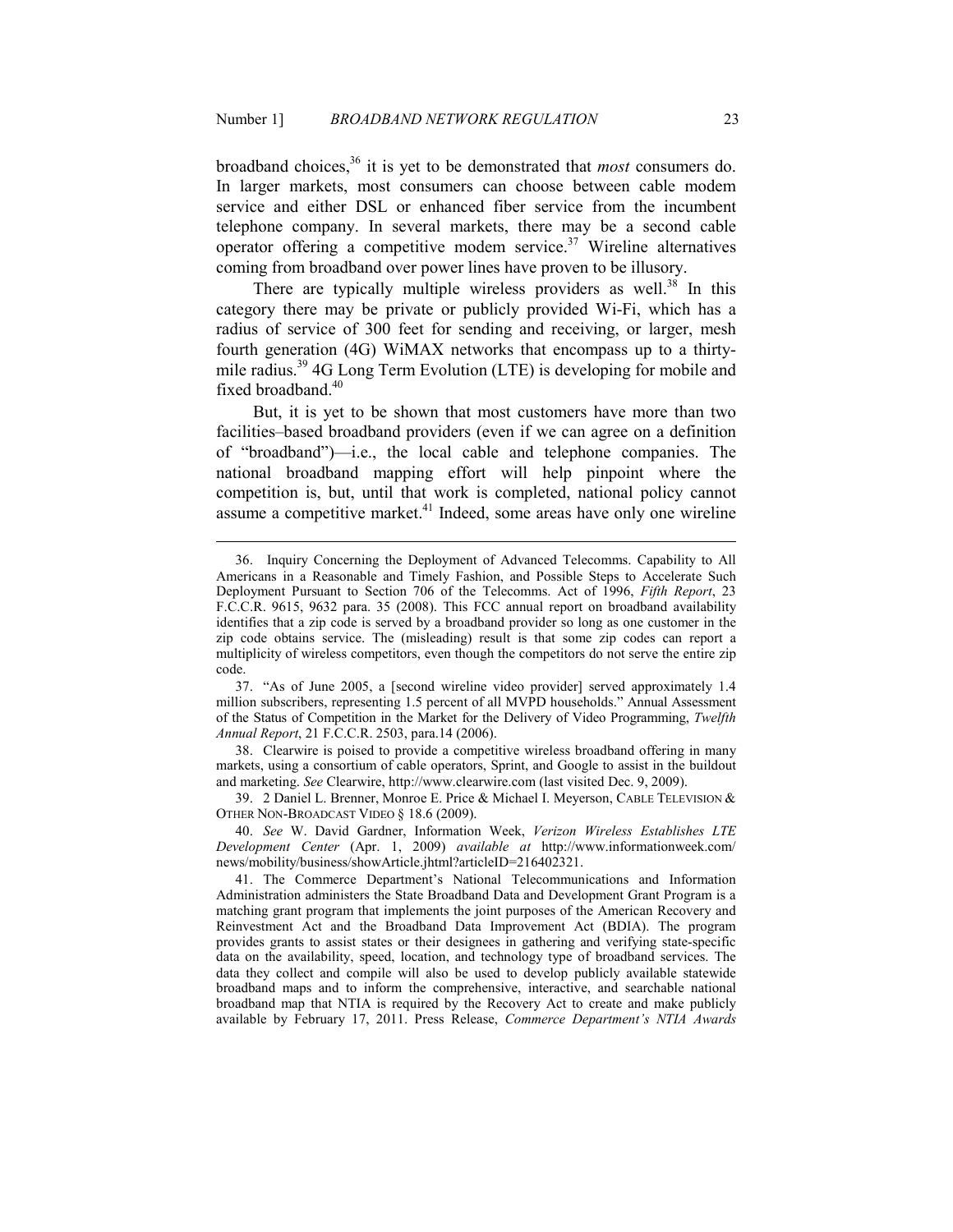broadband choices,[36] it is yet to be demonstrated that *most* consumers do. In larger markets, most consumers can choose between cable modem service and either DSL or enhanced fiber service from the incumbent telephone company. In several markets, there may be a second cable operator offering a competitive modem service.[37] Wireline alternatives coming from broadband over power lines have proven to be illusory.

There are typically multiple wireless providers as well.[38] In this category there may be private or publicly provided Wi-Fi, which has a radius of service of 300 feet for sending and receiving, or larger, mesh fourth generation (4G) WiMAX networks that encompass up to a thirty-mile radius.[39] 4G Long Term Evolution (LTE) is developing for mobile and fixed broadband.[40]

But, it is yet to be shown that most customers have more than two facilities–based broadband providers (even if we can agree on a definition of "broadband")—i.e., the local cable and telephone companies. The national broadband mapping effort will help pinpoint where the competition is, but, until that work is completed, national policy cannot assume a competitive market.[41] Indeed, some areas have only one wireline

---

36. Inquiry Concerning the Deployment of Advanced Telecomms. Capability to All Americans in a Reasonable and Timely Fashion, and Possible Steps to Accelerate Such Deployment Pursuant to Section 706 of the Telecomms. Act of 1996, *Fifth Report*, 23 F.C.C.R. 9615, 9632 para. 35 (2008). This FCC annual report on broadband availability identifies that a zip code is served by a broadband provider so long as one customer in the zip code obtains service. The (misleading) result is that some zip codes can report a multiplicity of wireless competitors, even though the competitors do not serve the entire zip code.

37. "As of June 2005, a [second wireline video provider] served approximately 1.4 million subscribers, representing 1.5 percent of all MVPD households." Annual Assessment of the Status of Competition in the Market for the Delivery of Video Programming, *Twelfth Annual Report*, 21 F.C.C.R. 2503, para.14 (2006).

38. Clearwire is poised to provide a competitive wireless broadband offering in many markets, using a consortium of cable operators, Sprint, and Google to assist in the buildout and marketing. *See* Clearwire, http://www.clearwire.com (last visited Dec. 9, 2009).

39. 2 Daniel L. Brenner, Monroe E. Price & Michael I. Meyerson, CABLE TELEVISION & OTHER NON-BROADCAST VIDEO § 18.6 (2009).

40. *See* W. David Gardner, Information Week, *Verizon Wireless Establishes LTE Development Center* (Apr. 1, 2009) *available at* http://www.informationweek.com/news/mobility/business/showArticle.jhtml?articleID=216402321.

41. The Commerce Department's National Telecommunications and Information Administration administers the State Broadband Data and Development Grant Program is a matching grant program that implements the joint purposes of the American Recovery and Reinvestment Act and the Broadband Data Improvement Act (BDIA). The program provides grants to assist states or their designees in gathering and verifying state-specific data on the availability, speed, location, and technology type of broadband services. The data they collect and compile will also be used to develop publicly available statewide broadband maps and to inform the comprehensive, interactive, and searchable national broadband map that NTIA is required by the Recovery Act to create and make publicly available by February 17, 2011. Press Release, *Commerce Department's NTIA Awards*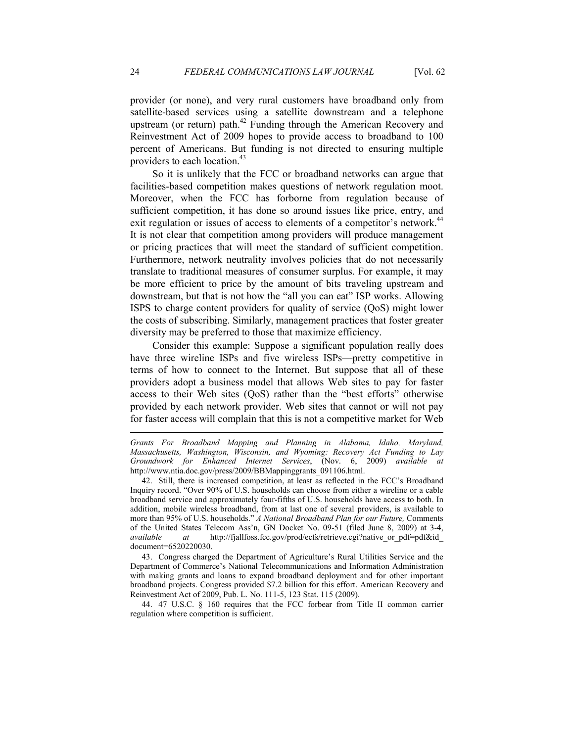provider (or none), and very rural customers have broadband only from satellite-based services using a satellite downstream and a telephone upstream (or return) path.[42] Funding through the American Recovery and Reinvestment Act of 2009 hopes to provide access to broadband to 100 percent of Americans. But funding is not directed to ensuring multiple providers to each location.[43]

So it is unlikely that the FCC or broadband networks can argue that facilities-based competition makes questions of network regulation moot. Moreover, when the FCC has forborne from regulation because of sufficient competition, it has done so around issues like price, entry, and exit regulation or issues of access to elements of a competitor's network.[44] It is not clear that competition among providers will produce management or pricing practices that will meet the standard of sufficient competition. Furthermore, network neutrality involves policies that do not necessarily translate to traditional measures of consumer surplus. For example, it may be more efficient to price by the amount of bits traveling upstream and downstream, but that is not how the "all you can eat" ISP works. Allowing ISPS to charge content providers for quality of service (QoS) might lower the costs of subscribing. Similarly, management practices that foster greater diversity may be preferred to those that maximize efficiency.

Consider this example: Suppose a significant population really does have three wireline ISPs and five wireless ISPs—pretty competitive in terms of how to connect to the Internet. But suppose that all of these providers adopt a business model that allows Web sites to pay for faster access to their Web sites (QoS) rather than the "best efforts" otherwise provided by each network provider. Web sites that cannot or will not pay for faster access will complain that this is not a competitive market for Web

---

*Grants For Broadband Mapping and Planning in Alabama, Idaho, Maryland, Massachusetts, Washington, Wisconsin, and Wyoming: Recovery Act Funding to Lay Groundwork for Enhanced Internet Services*, (Nov. 6, 2009) *available at* http://www.ntia.doc.gov/press/2009/BBMappinggrants_091106.html.

42. Still, there is increased competition, at least as reflected in the FCC's Broadband Inquiry record. "Over 90% of U.S. households can choose from either a wireline or a cable broadband service and approximately four-fifths of U.S. households have access to both. In addition, mobile wireless broadband, from at last one of several providers, is available to more than 95% of U.S. households." *A National Broadband Plan for our Future,* Comments of the United States Telecom Ass'n, GN Docket No. 09-51 (filed June 8, 2009) at 3-4, *available at* http://fjallfoss.fcc.gov/prod/ecfs/retrieve.cgi?native_or_pdf=pdf&id_document=6520220030.

43. Congress charged the Department of Agriculture's Rural Utilities Service and the Department of Commerce's National Telecommunications and Information Administration with making grants and loans to expand broadband deployment and for other important broadband projects. Congress provided $7.2 billion for this effort. American Recovery and Reinvestment Act of 2009, Pub. L. No. 111-5, 123 Stat. 115 (2009).

44. 47 U.S.C. § 160 requires that the FCC forbear from Title II common carrier regulation where competition is sufficient.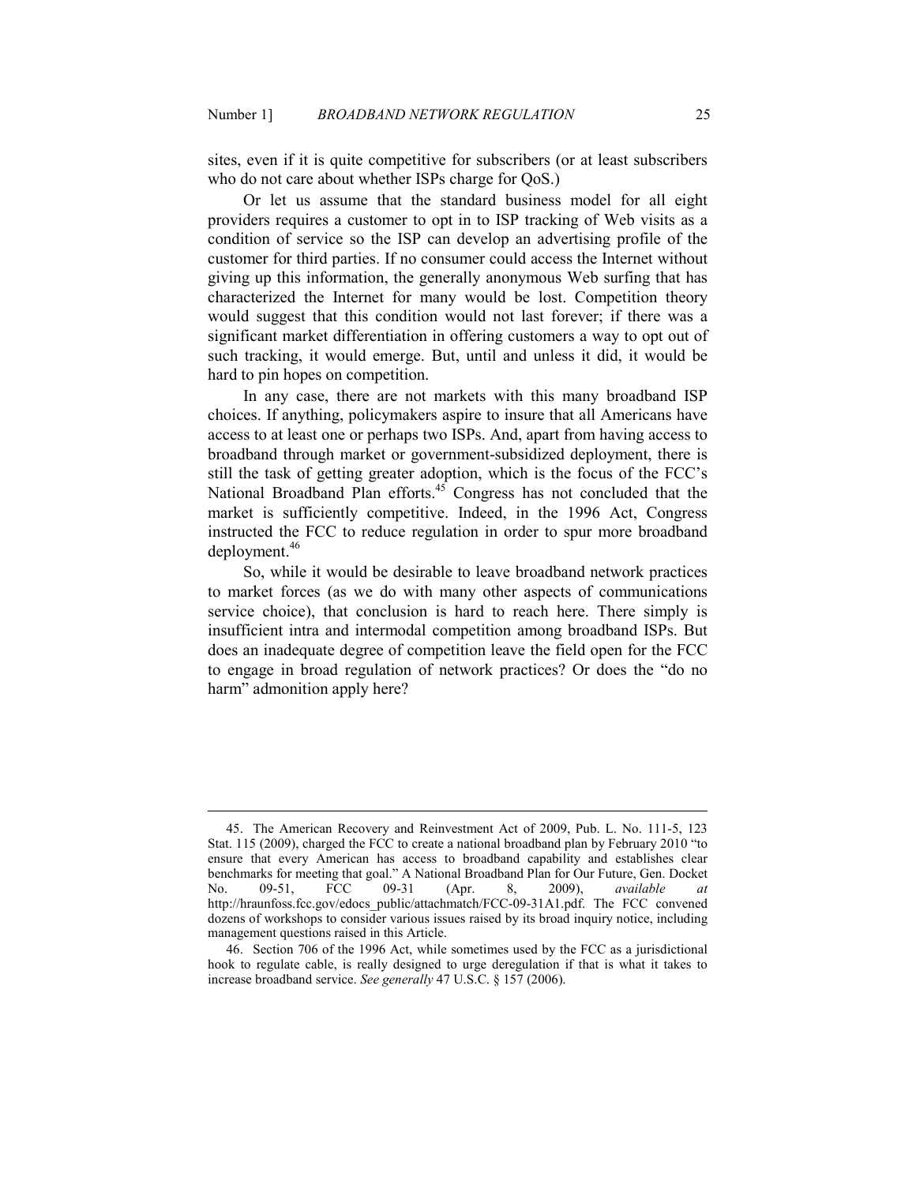sites, even if it is quite competitive for subscribers (or at least subscribers who do not care about whether ISPs charge for QoS.)

Or let us assume that the standard business model for all eight providers requires a customer to opt in to ISP tracking of Web visits as a condition of service so the ISP can develop an advertising profile of the customer for third parties. If no consumer could access the Internet without giving up this information, the generally anonymous Web surfing that has characterized the Internet for many would be lost. Competition theory would suggest that this condition would not last forever; if there was a significant market differentiation in offering customers a way to opt out of such tracking, it would emerge. But, until and unless it did, it would be hard to pin hopes on competition.

In any case, there are not markets with this many broadband ISP choices. If anything, policymakers aspire to insure that all Americans have access to at least one or perhaps two ISPs. And, apart from having access to broadband through market or government-subsidized deployment, there is still the task of getting greater adoption, which is the focus of the FCC's National Broadband Plan efforts.[45] Congress has not concluded that the market is sufficiently competitive. Indeed, in the 1996 Act, Congress instructed the FCC to reduce regulation in order to spur more broadband deployment.[46]

So, while it would be desirable to leave broadband network practices to market forces (as we do with many other aspects of communications service choice), that conclusion is hard to reach here. There simply is insufficient intra and intermodal competition among broadband ISPs. But does an inadequate degree of competition leave the field open for the FCC to engage in broad regulation of network practices? Or does the "do no harm" admonition apply here?

---

45. The American Recovery and Reinvestment Act of 2009, Pub. L. No. 111-5, 123 Stat. 115 (2009), charged the FCC to create a national broadband plan by February 2010 "to ensure that every American has access to broadband capability and establishes clear benchmarks for meeting that goal." A National Broadband Plan for Our Future, Gen. Docket No. 09-51, FCC 09-31 (Apr. 8, 2009), *available at* http://hraunfoss.fcc.gov/edocs_public/attachmatch/FCC-09-31A1.pdf. The FCC convened dozens of workshops to consider various issues raised by its broad inquiry notice, including management questions raised in this Article.

46. Section 706 of the 1996 Act, while sometimes used by the FCC as a jurisdictional hook to regulate cable, is really designed to urge deregulation if that is what it takes to increase broadband service. *See generally* 47 U.S.C. § 157 (2006).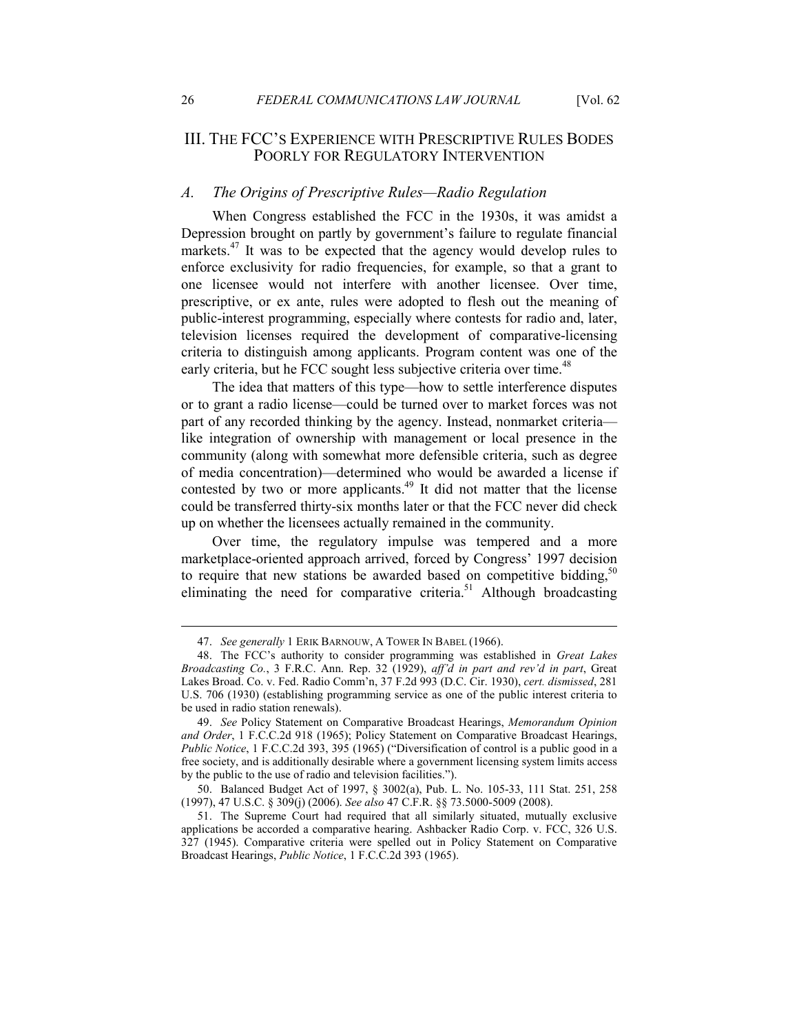## III. THE FCC'S EXPERIENCE WITH PRESCRIPTIVE RULES BODES POORLY FOR REGULATORY INTERVENTION

### *A. The Origins of Prescriptive Rules—Radio Regulation*

When Congress established the FCC in the 1930s, it was amidst a Depression brought on partly by government's failure to regulate financial markets.[47] It was to be expected that the agency would develop rules to enforce exclusivity for radio frequencies, for example, so that a grant to one licensee would not interfere with another licensee. Over time, prescriptive, or ex ante, rules were adopted to flesh out the meaning of public-interest programming, especially where contests for radio and, later, television licenses required the development of comparative-licensing criteria to distinguish among applicants. Program content was one of the early criteria, but he FCC sought less subjective criteria over time.[48]

The idea that matters of this type—how to settle interference disputes or to grant a radio license—could be turned over to market forces was not part of any recorded thinking by the agency. Instead, nonmarket criteria—like integration of ownership with management or local presence in the community (along with somewhat more defensible criteria, such as degree of media concentration)—determined who would be awarded a license if contested by two or more applicants.[49] It did not matter that the license could be transferred thirty-six months later or that the FCC never did check up on whether the licensees actually remained in the community.

Over time, the regulatory impulse was tempered and a more marketplace-oriented approach arrived, forced by Congress' 1997 decision to require that new stations be awarded based on competitive bidding,[50] eliminating the need for comparative criteria.[51] Although broadcasting

---

47. *See generally* 1 ERIK BARNOUW, A TOWER IN BABEL (1966).

48. The FCC's authority to consider programming was established in *Great Lakes Broadcasting Co.*, 3 F.R.C. Ann. Rep. 32 (1929), *aff'd in part and rev'd in part*, Great Lakes Broad. Co. v. Fed. Radio Comm'n, 37 F.2d 993 (D.C. Cir. 1930), *cert. dismissed*, 281 U.S. 706 (1930) (establishing programming service as one of the public interest criteria to be used in radio station renewals).

49. *See* Policy Statement on Comparative Broadcast Hearings, *Memorandum Opinion and Order*, 1 F.C.C.2d 918 (1965); Policy Statement on Comparative Broadcast Hearings, *Public Notice*, 1 F.C.C.2d 393, 395 (1965) ("Diversification of control is a public good in a free society, and is additionally desirable where a government licensing system limits access by the public to the use of radio and television facilities.").

50. Balanced Budget Act of 1997, § 3002(a), Pub. L. No. 105-33, 111 Stat. 251, 258 (1997), 47 U.S.C. § 309(j) (2006). *See also* 47 C.F.R. §§ 73.5000-5009 (2008).

51. The Supreme Court had required that all similarly situated, mutually exclusive applications be accorded a comparative hearing. Ashbacker Radio Corp. v. FCC, 326 U.S. 327 (1945). Comparative criteria were spelled out in Policy Statement on Comparative Broadcast Hearings, *Public Notice*, 1 F.C.C.2d 393 (1965).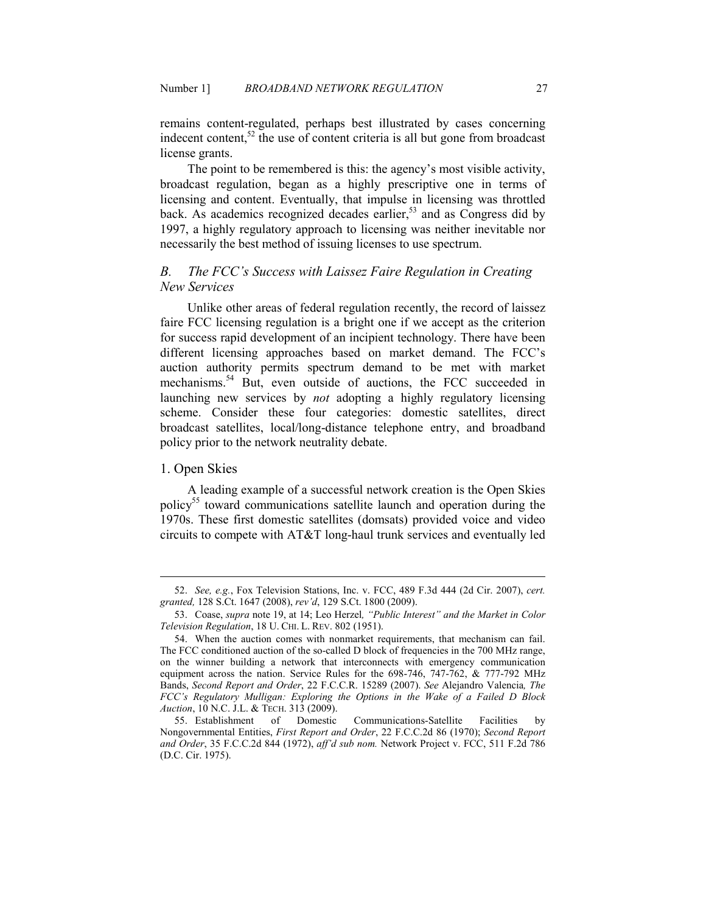remains content-regulated, perhaps best illustrated by cases concerning indecent content,[52] the use of content criteria is all but gone from broadcast license grants.

The point to be remembered is this: the agency's most visible activity, broadcast regulation, began as a highly prescriptive one in terms of licensing and content. Eventually, that impulse in licensing was throttled back. As academics recognized decades earlier,[53] and as Congress did by 1997, a highly regulatory approach to licensing was neither inevitable nor necessarily the best method of issuing licenses to use spectrum.

### *B. The FCC's Success with Laissez Faire Regulation in Creating New Services*

Unlike other areas of federal regulation recently, the record of laissez faire FCC licensing regulation is a bright one if we accept as the criterion for success rapid development of an incipient technology. There have been different licensing approaches based on market demand. The FCC's auction authority permits spectrum demand to be met with market mechanisms.[54] But, even outside of auctions, the FCC succeeded in launching new services by *not* adopting a highly regulatory licensing scheme. Consider these four categories: domestic satellites, direct broadcast satellites, local/long-distance telephone entry, and broadband policy prior to the network neutrality debate.

#### 1. Open Skies

A leading example of a successful network creation is the Open Skies policy[55] toward communications satellite launch and operation during the 1970s. These first domestic satellites (domsats) provided voice and video circuits to compete with AT&T long-haul trunk services and eventually led

---

52. *See, e.g.*, Fox Television Stations, Inc. v. FCC, 489 F.3d 444 (2d Cir. 2007), *cert. granted,* 128 S.Ct. 1647 (2008), *rev'd*, 129 S.Ct. 1800 (2009).

53. Coase, *supra* note 19, at 14; Leo Herzel*, "Public Interest" and the Market in Color Television Regulation*, 18 U. CHI. L. REV. 802 (1951).

54. When the auction comes with nonmarket requirements, that mechanism can fail. The FCC conditioned auction of the so-called D block of frequencies in the 700 MHz range, on the winner building a network that interconnects with emergency communication equipment across the nation. Service Rules for the 698-746, 747-762, & 777-792 MHz Bands, *Second Report and Order*, 22 F.C.C.R. 15289 (2007). *See* Alejandro Valencia*, The FCC's Regulatory Mulligan: Exploring the Options in the Wake of a Failed D Block Auction*, 10 N.C. J.L. & TECH. 313 (2009).

55. Establishment of Domestic Communications-Satellite Facilities by Nongovernmental Entities, *First Report and Order*, 22 F.C.C.2d 86 (1970); *Second Report and Order*, 35 F.C.C.2d 844 (1972), *aff'd sub nom.* Network Project v. FCC, 511 F.2d 786 (D.C. Cir. 1975).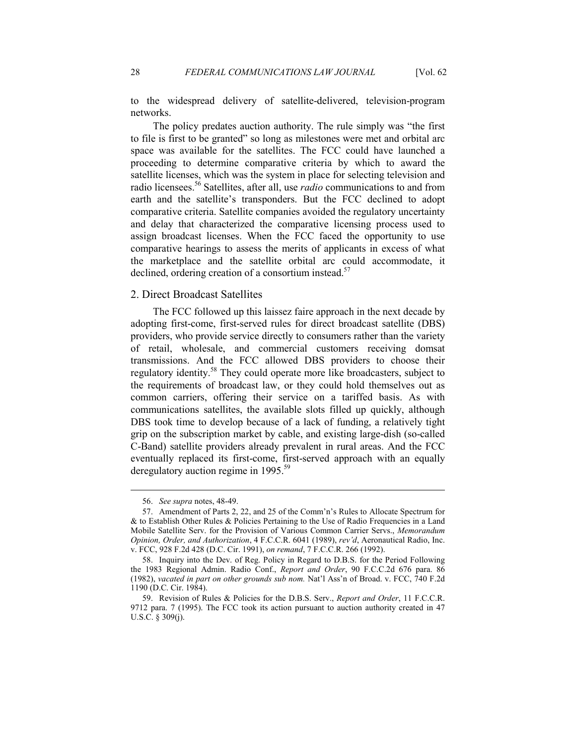to the widespread delivery of satellite-delivered, television-program networks.

The policy predates auction authority. The rule simply was "the first to file is first to be granted" so long as milestones were met and orbital arc space was available for the satellites. The FCC could have launched a proceeding to determine comparative criteria by which to award the satellite licenses, which was the system in place for selecting television and radio licensees.[56] Satellites, after all, use *radio* communications to and from earth and the satellite's transponders. But the FCC declined to adopt comparative criteria. Satellite companies avoided the regulatory uncertainty and delay that characterized the comparative licensing process used to assign broadcast licenses. When the FCC faced the opportunity to use comparative hearings to assess the merits of applicants in excess of what the marketplace and the satellite orbital arc could accommodate, it declined, ordering creation of a consortium instead.[57]

## 2. Direct Broadcast Satellites

The FCC followed up this laissez faire approach in the next decade by adopting first-come, first-served rules for direct broadcast satellite (DBS) providers, who provide service directly to consumers rather than the variety of retail, wholesale, and commercial customers receiving domsat transmissions. And the FCC allowed DBS providers to choose their regulatory identity.[58] They could operate more like broadcasters, subject to the requirements of broadcast law, or they could hold themselves out as common carriers, offering their service on a tariffed basis. As with communications satellites, the available slots filled up quickly, although DBS took time to develop because of a lack of funding, a relatively tight grip on the subscription market by cable, and existing large-dish (so-called C-Band) satellite providers already prevalent in rural areas. And the FCC eventually replaced its first-come, first-served approach with an equally deregulatory auction regime in 1995.[59]

---

56. *See supra* notes, 48-49.

57. Amendment of Parts 2, 22, and 25 of the Comm'n's Rules to Allocate Spectrum for & to Establish Other Rules & Policies Pertaining to the Use of Radio Frequencies in a Land Mobile Satellite Serv. for the Provision of Various Common Carrier Servs., *Memorandum Opinion, Order, and Authorization*, 4 F.C.C.R. 6041 (1989), *rev'd*, Aeronautical Radio, Inc. v. FCC, 928 F.2d 428 (D.C. Cir. 1991), *on remand*, 7 F.C.C.R. 266 (1992).

58. Inquiry into the Dev. of Reg. Policy in Regard to D.B.S. for the Period Following the 1983 Regional Admin. Radio Conf., *Report and Order*, 90 F.C.C.2d 676 para. 86 (1982), *vacated in part on other grounds sub nom.* Nat'l Ass'n of Broad. v. FCC, 740 F.2d 1190 (D.C. Cir. 1984).

59. Revision of Rules & Policies for the D.B.S. Serv., *Report and Order*, 11 F.C.C.R. 9712 para. 7 (1995). The FCC took its action pursuant to auction authority created in 47 U.S.C. § 309(j).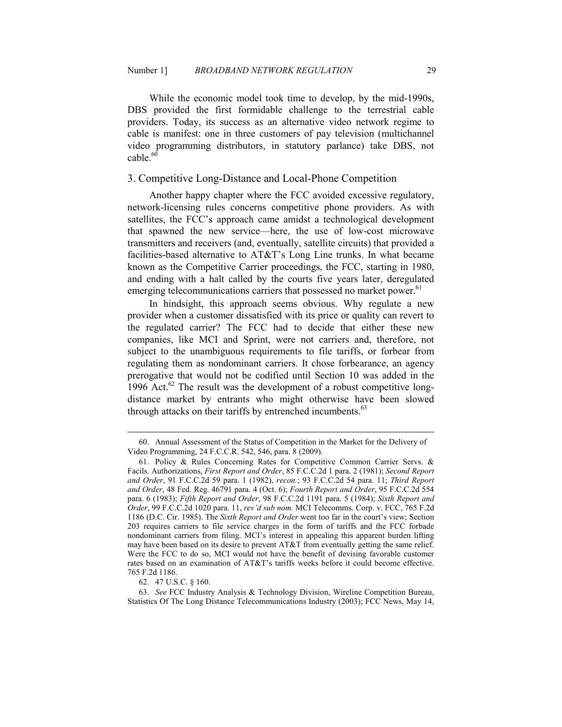While the economic model took time to develop, by the mid-1990s, DBS provided the first formidable challenge to the terrestrial cable providers. Today, its success as an alternative video network regime to cable is manifest: one in three customers of pay television (multichannel video programming distributors, in statutory parlance) take DBS, not cable.[60]

### 3. Competitive Long-Distance and Local-Phone Competition

Another happy chapter where the FCC avoided excessive regulatory, network-licensing rules concerns competitive phone providers. As with satellites, the FCC's approach came amidst a technological development that spawned the new service—here, the use of low-cost microwave transmitters and receivers (and, eventually, satellite circuits) that provided a facilities-based alternative to AT&T's Long Line trunks. In what became known as the Competitive Carrier proceedings, the FCC, starting in 1980, and ending with a halt called by the courts five years later, deregulated emerging telecommunications carriers that possessed no market power.[61]

In hindsight, this approach seems obvious. Why regulate a new provider when a customer dissatisfied with its price or quality can revert to the regulated carrier? The FCC had to decide that either these new companies, like MCI and Sprint, were not carriers and, therefore, not subject to the unambiguous requirements to file tariffs, or forbear from regulating them as nondominant carriers. It chose forbearance, an agency prerogative that would not be codified until Section 10 was added in the 1996 Act.[62] The result was the development of a robust competitive long-distance market by entrants who might otherwise have been slowed through attacks on their tariffs by entrenched incumbents.[63]

---

60. Annual Assessment of the Status of Competition in the Market for the Delivery of Video Programming, 24 F.C.C.R. 542, 546, para. 8 (2009).

61. Policy & Rules Concerning Rates for Competitive Common Carrier Servs. & Facils. Authorizations, *First Report and Order*, 85 F.C.C.2d 1 para. 2 (1981); *Second Report and Order*, 91 F.C.C.2d 59 para. 1 (1982), *recon.*; 93 F.C.C.2d 54 para. 11; *Third Report and Order*, 48 Fed. Reg. 46791 para. 4 (Oct. 6); *Fourth Report and Order*, 95 F.C.C.2d 554 para. 6 (1983); *Fifth Report and Order*, 98 F.C.C.2d 1191 para. 5 (1984); *Sixth Report and Order*, 99 F.C.C.2d 1020 para. 11, *rev'd sub nom.* MCI Telecomms. Corp. v. FCC, 765 F.2d 1186 (D.C. Cir. 1985). The *Sixth Report and Order* went too far in the court's view; Section 203 requires carriers to file service charges in the form of tariffs and the FCC forbade nondominant carriers from filing. MCI's interest in appealing this apparent burden lifting may have been based on its desire to prevent AT&T from eventually getting the same relief. Were the FCC to do so, MCI would not have the benefit of devising favorable customer rates based on an examination of AT&T's tariffs weeks before it could become effective. 765 F.2d 1186.

62. 47 U.S.C. § 160.

63. *See* FCC Industry Analysis & Technology Division, Wireline Competition Bureau, Statistics Of The Long Distance Telecommunications Industry (2003); FCC News, May 14,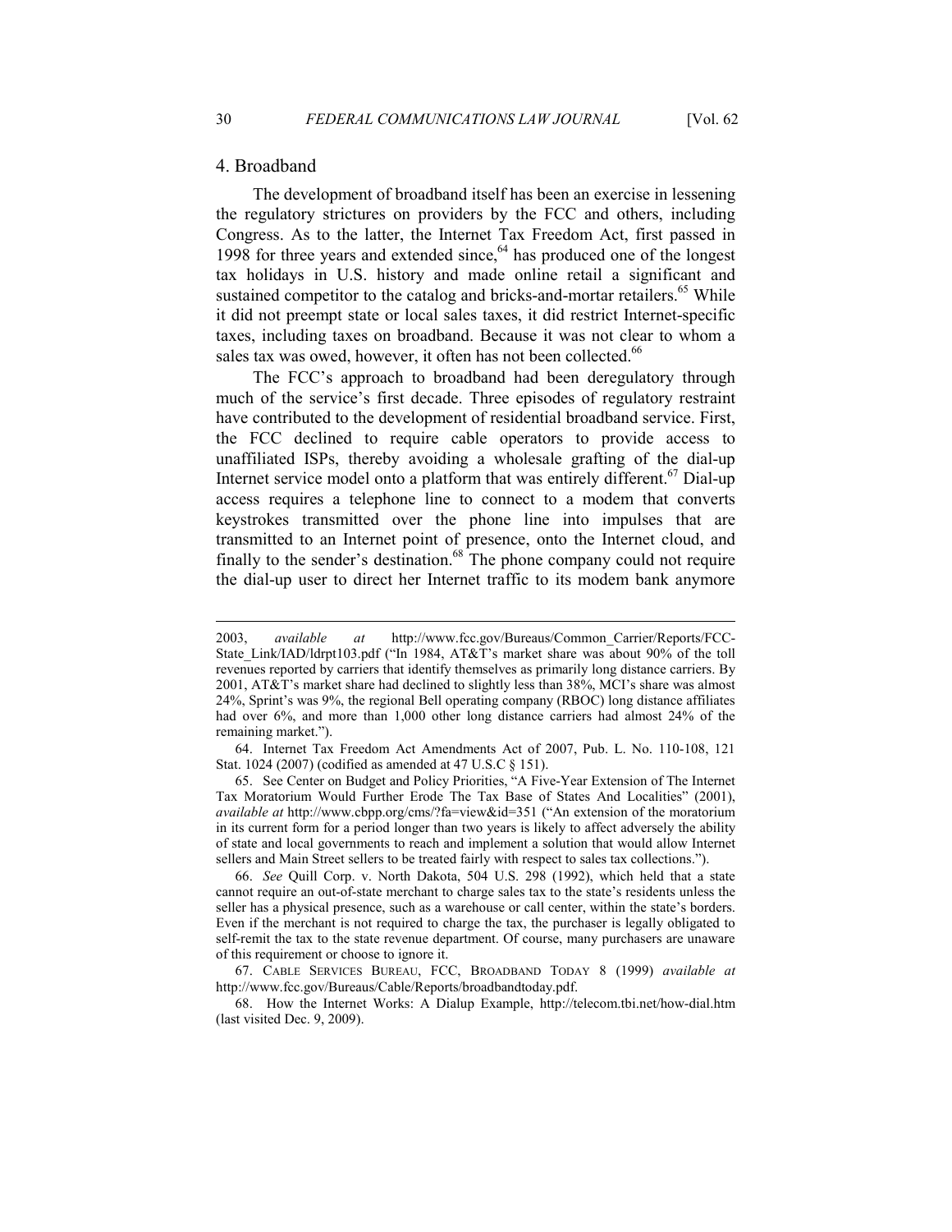## 4. Broadband

The development of broadband itself has been an exercise in lessening the regulatory strictures on providers by the FCC and others, including Congress. As to the latter, the Internet Tax Freedom Act, first passed in 1998 for three years and extended since,[64] has produced one of the longest tax holidays in U.S. history and made online retail a significant and sustained competitor to the catalog and bricks-and-mortar retailers.[65] While it did not preempt state or local sales taxes, it did restrict Internet-specific taxes, including taxes on broadband. Because it was not clear to whom a sales tax was owed, however, it often has not been collected.[66]

The FCC's approach to broadband had been deregulatory through much of the service's first decade. Three episodes of regulatory restraint have contributed to the development of residential broadband service. First, the FCC declined to require cable operators to provide access to unaffiliated ISPs, thereby avoiding a wholesale grafting of the dial-up Internet service model onto a platform that was entirely different.[67] Dial-up access requires a telephone line to connect to a modem that converts keystrokes transmitted over the phone line into impulses that are transmitted to an Internet point of presence, onto the Internet cloud, and finally to the sender's destination.[68] The phone company could not require the dial-up user to direct her Internet traffic to its modem bank anymore

---

2003, *available at* http://www.fcc.gov/Bureaus/Common_Carrier/Reports/FCC-State_Link/IAD/ldrpt103.pdf ("In 1984, AT&T's market share was about 90% of the toll revenues reported by carriers that identify themselves as primarily long distance carriers. By 2001, AT&T's market share had declined to slightly less than 38%, MCI's share was almost 24%, Sprint's was 9%, the regional Bell operating company (RBOC) long distance affiliates had over 6%, and more than 1,000 other long distance carriers had almost 24% of the remaining market.").

64. Internet Tax Freedom Act Amendments Act of 2007, Pub. L. No. 110-108, 121 Stat. 1024 (2007) (codified as amended at 47 U.S.C § 151).

65. See Center on Budget and Policy Priorities, "A Five-Year Extension of The Internet Tax Moratorium Would Further Erode The Tax Base of States And Localities" (2001), *available at* http://www.cbpp.org/cms/?fa=view&id=351 ("An extension of the moratorium in its current form for a period longer than two years is likely to affect adversely the ability of state and local governments to reach and implement a solution that would allow Internet sellers and Main Street sellers to be treated fairly with respect to sales tax collections.").

66. *See* Quill Corp. v. North Dakota, 504 U.S. 298 (1992), which held that a state cannot require an out-of-state merchant to charge sales tax to the state's residents unless the seller has a physical presence, such as a warehouse or call center, within the state's borders. Even if the merchant is not required to charge the tax, the purchaser is legally obligated to self-remit the tax to the state revenue department. Of course, many purchasers are unaware of this requirement or choose to ignore it.

67. CABLE SERVICES BUREAU, FCC, BROADBAND TODAY 8 (1999) *available at* http://www.fcc.gov/Bureaus/Cable/Reports/broadbandtoday.pdf.

68. How the Internet Works: A Dialup Example, http://telecom.tbi.net/how-dial.htm (last visited Dec. 9, 2009).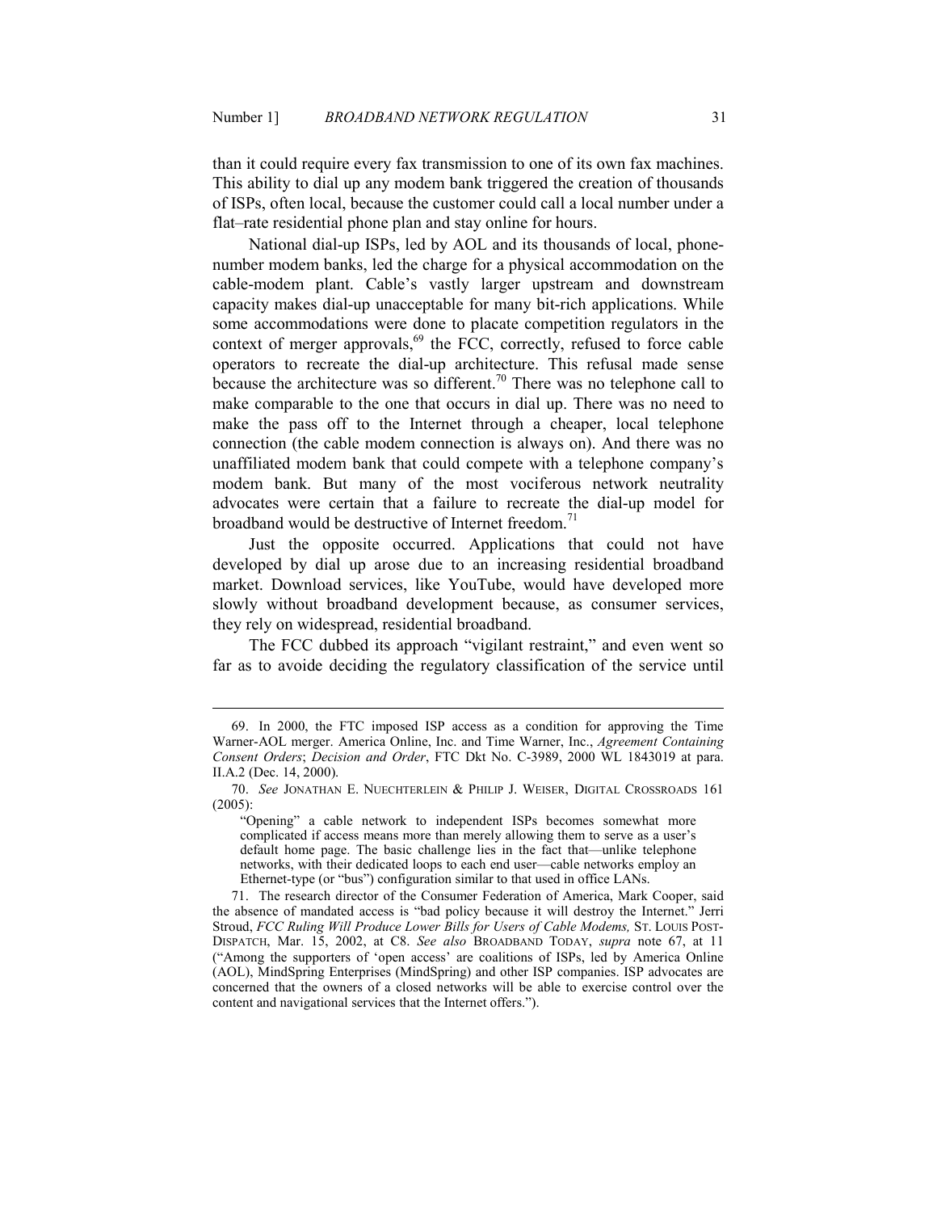than it could require every fax transmission to one of its own fax machines. This ability to dial up any modem bank triggered the creation of thousands of ISPs, often local, because the customer could call a local number under a flat–rate residential phone plan and stay online for hours.

National dial-up ISPs, led by AOL and its thousands of local, phone-number modem banks, led the charge for a physical accommodation on the cable-modem plant. Cable's vastly larger upstream and downstream capacity makes dial-up unacceptable for many bit-rich applications. While some accommodations were done to placate competition regulators in the context of merger approvals,[69] the FCC, correctly, refused to force cable operators to recreate the dial-up architecture. This refusal made sense because the architecture was so different.[70] There was no telephone call to make comparable to the one that occurs in dial up. There was no need to make the pass off to the Internet through a cheaper, local telephone connection (the cable modem connection is always on). And there was no unaffiliated modem bank that could compete with a telephone company's modem bank. But many of the most vociferous network neutrality advocates were certain that a failure to recreate the dial-up model for broadband would be destructive of Internet freedom.[71]

Just the opposite occurred. Applications that could not have developed by dial up arose due to an increasing residential broadband market. Download services, like YouTube, would have developed more slowly without broadband development because, as consumer services, they rely on widespread, residential broadband.

The FCC dubbed its approach "vigilant restraint," and even went so far as to avoide deciding the regulatory classification of the service until

---

69. In 2000, the FTC imposed ISP access as a condition for approving the Time Warner-AOL merger. America Online, Inc. and Time Warner, Inc., *Agreement Containing Consent Orders*; *Decision and Order*, FTC Dkt No. C-3989, 2000 WL 1843019 at para. II.A.2 (Dec. 14, 2000).

70. *See* JONATHAN E. NUECHTERLEIN & PHILIP J. WEISER, DIGITAL CROSSROADS 161 (2005):

> "Opening" a cable network to independent ISPs becomes somewhat more complicated if access means more than merely allowing them to serve as a user's default home page. The basic challenge lies in the fact that—unlike telephone networks, with their dedicated loops to each end user—cable networks employ an Ethernet-type (or "bus") configuration similar to that used in office LANs.

71. The research director of the Consumer Federation of America, Mark Cooper, said the absence of mandated access is "bad policy because it will destroy the Internet." Jerri Stroud, *FCC Ruling Will Produce Lower Bills for Users of Cable Modems,* ST. LOUIS POST-DISPATCH, Mar. 15, 2002, at C8. *See also* BROADBAND TODAY, *supra* note 67, at 11 ("Among the supporters of 'open access' are coalitions of ISPs, led by America Online (AOL), MindSpring Enterprises (MindSpring) and other ISP companies. ISP advocates are concerned that the owners of a closed networks will be able to exercise control over the content and navigational services that the Internet offers.").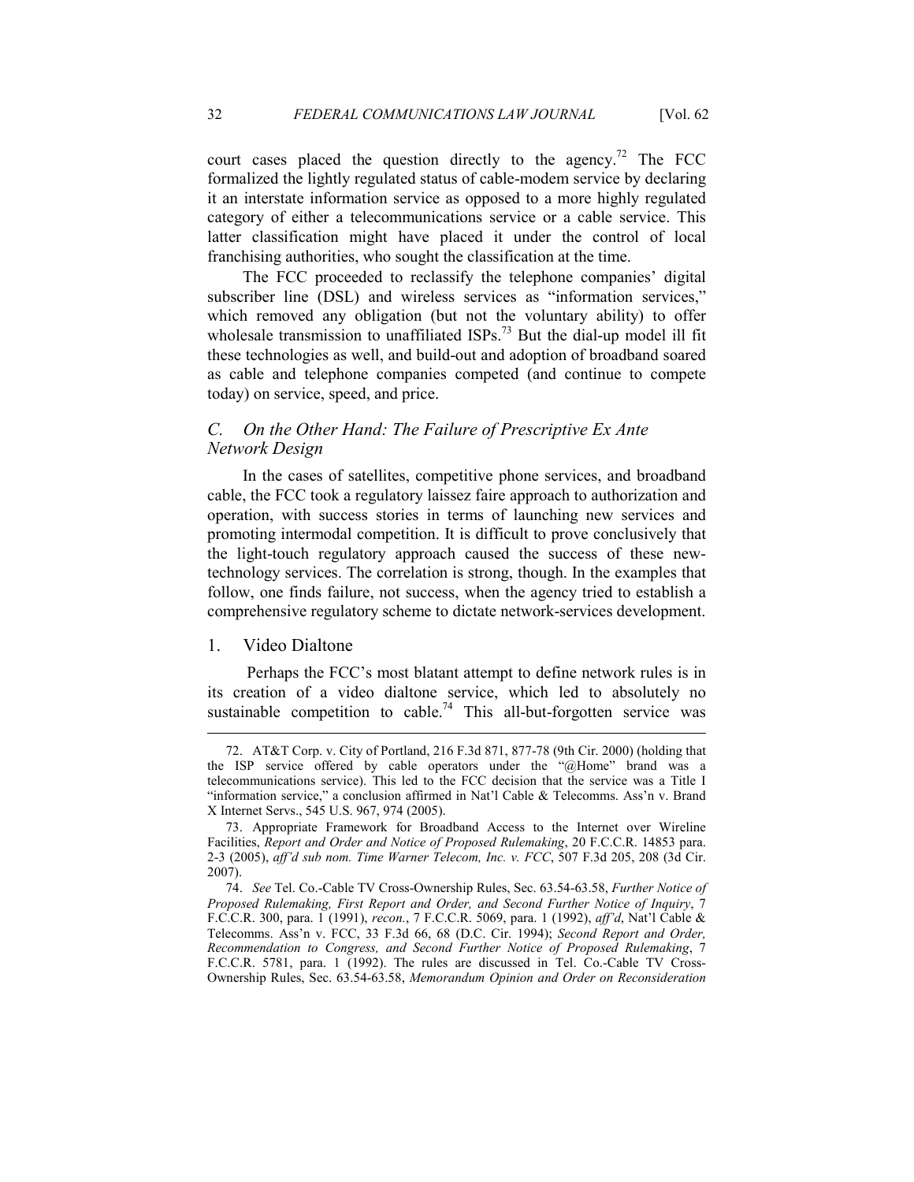court cases placed the question directly to the agency.[72] The FCC formalized the lightly regulated status of cable-modem service by declaring it an interstate information service as opposed to a more highly regulated category of either a telecommunications service or a cable service. This latter classification might have placed it under the control of local franchising authorities, who sought the classification at the time.

The FCC proceeded to reclassify the telephone companies' digital subscriber line (DSL) and wireless services as "information services," which removed any obligation (but not the voluntary ability) to offer wholesale transmission to unaffiliated ISPs.[73] But the dial-up model ill fit these technologies as well, and build-out and adoption of broadband soared as cable and telephone companies competed (and continue to compete today) on service, speed, and price.

### *C. On the Other Hand: The Failure of Prescriptive Ex Ante Network Design*

In the cases of satellites, competitive phone services, and broadband cable, the FCC took a regulatory laissez faire approach to authorization and operation, with success stories in terms of launching new services and promoting intermodal competition. It is difficult to prove conclusively that the light-touch regulatory approach caused the success of these new-technology services. The correlation is strong, though. In the examples that follow, one finds failure, not success, when the agency tried to establish a comprehensive regulatory scheme to dictate network-services development.

#### 1. Video Dialtone

Perhaps the FCC's most blatant attempt to define network rules is in its creation of a video dialtone service, which led to absolutely no sustainable competition to cable.[74] This all-but-forgotten service was

---

72. AT&T Corp. v. City of Portland, 216 F.3d 871, 877-78 (9th Cir. 2000) (holding that the ISP service offered by cable operators under the "@Home" brand was a telecommunications service). This led to the FCC decision that the service was a Title I "information service," a conclusion affirmed in Nat'l Cable & Telecomms. Ass'n v. Brand X Internet Servs., 545 U.S. 967, 974 (2005).

73. Appropriate Framework for Broadband Access to the Internet over Wireline Facilities, *Report and Order and Notice of Proposed Rulemaking*, 20 F.C.C.R. 14853 para. 2-3 (2005), *aff'd sub nom. Time Warner Telecom, Inc. v. FCC*, 507 F.3d 205, 208 (3d Cir. 2007).

74. *See* Tel. Co.-Cable TV Cross-Ownership Rules, Sec. 63.54-63.58, *Further Notice of Proposed Rulemaking, First Report and Order, and Second Further Notice of Inquiry*, 7 F.C.C.R. 300, para. 1 (1991), *recon.*, 7 F.C.C.R. 5069, para. 1 (1992), *aff'd*, Nat'l Cable & Telecomms. Ass'n v. FCC, 33 F.3d 66, 68 (D.C. Cir. 1994); *Second Report and Order, Recommendation to Congress, and Second Further Notice of Proposed Rulemaking*, 7 F.C.C.R. 5781, para. 1 (1992). The rules are discussed in Tel. Co.-Cable TV Cross-Ownership Rules, Sec. 63.54-63.58, *Memorandum Opinion and Order on Reconsideration*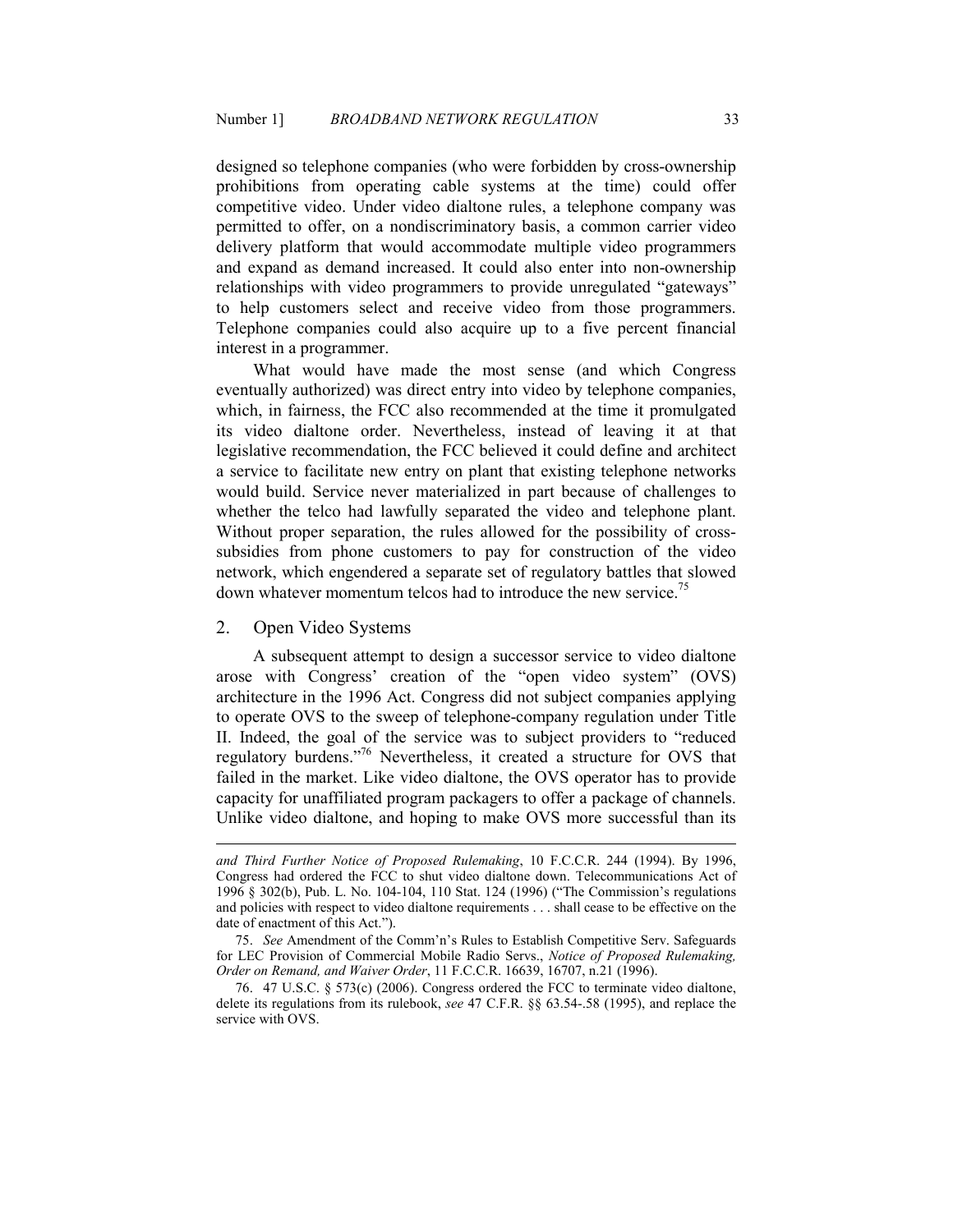designed so telephone companies (who were forbidden by cross-ownership prohibitions from operating cable systems at the time) could offer competitive video. Under video dialtone rules, a telephone company was permitted to offer, on a nondiscriminatory basis, a common carrier video delivery platform that would accommodate multiple video programmers and expand as demand increased. It could also enter into non-ownership relationships with video programmers to provide unregulated "gateways" to help customers select and receive video from those programmers. Telephone companies could also acquire up to a five percent financial interest in a programmer.

What would have made the most sense (and which Congress eventually authorized) was direct entry into video by telephone companies, which, in fairness, the FCC also recommended at the time it promulgated its video dialtone order. Nevertheless, instead of leaving it at that legislative recommendation, the FCC believed it could define and architect a service to facilitate new entry on plant that existing telephone networks would build. Service never materialized in part because of challenges to whether the telco had lawfully separated the video and telephone plant. Without proper separation, the rules allowed for the possibility of cross-subsidies from phone customers to pay for construction of the video network, which engendered a separate set of regulatory battles that slowed down whatever momentum telcos had to introduce the new service.[75]

### 2. Open Video Systems

A subsequent attempt to design a successor service to video dialtone arose with Congress' creation of the "open video system" (OVS) architecture in the 1996 Act. Congress did not subject companies applying to operate OVS to the sweep of telephone-company regulation under Title II. Indeed, the goal of the service was to subject providers to "reduced regulatory burdens."[76] Nevertheless, it created a structure for OVS that failed in the market. Like video dialtone, the OVS operator has to provide capacity for unaffiliated program packagers to offer a package of channels. Unlike video dialtone, and hoping to make OVS more successful than its

---

*and Third Further Notice of Proposed Rulemaking*, 10 F.C.C.R. 244 (1994). By 1996, Congress had ordered the FCC to shut video dialtone down. Telecommunications Act of 1996 § 302(b), Pub. L. No. 104-104, 110 Stat. 124 (1996) ("The Commission's regulations and policies with respect to video dialtone requirements . . . shall cease to be effective on the date of enactment of this Act.").

75. *See* Amendment of the Comm'n's Rules to Establish Competitive Serv. Safeguards for LEC Provision of Commercial Mobile Radio Servs., *Notice of Proposed Rulemaking, Order on Remand, and Waiver Order*, 11 F.C.C.R. 16639, 16707, n.21 (1996).

76. 47 U.S.C. § 573(c) (2006). Congress ordered the FCC to terminate video dialtone, delete its regulations from its rulebook, *see* 47 C.F.R. §§ 63.54-.58 (1995), and replace the service with OVS.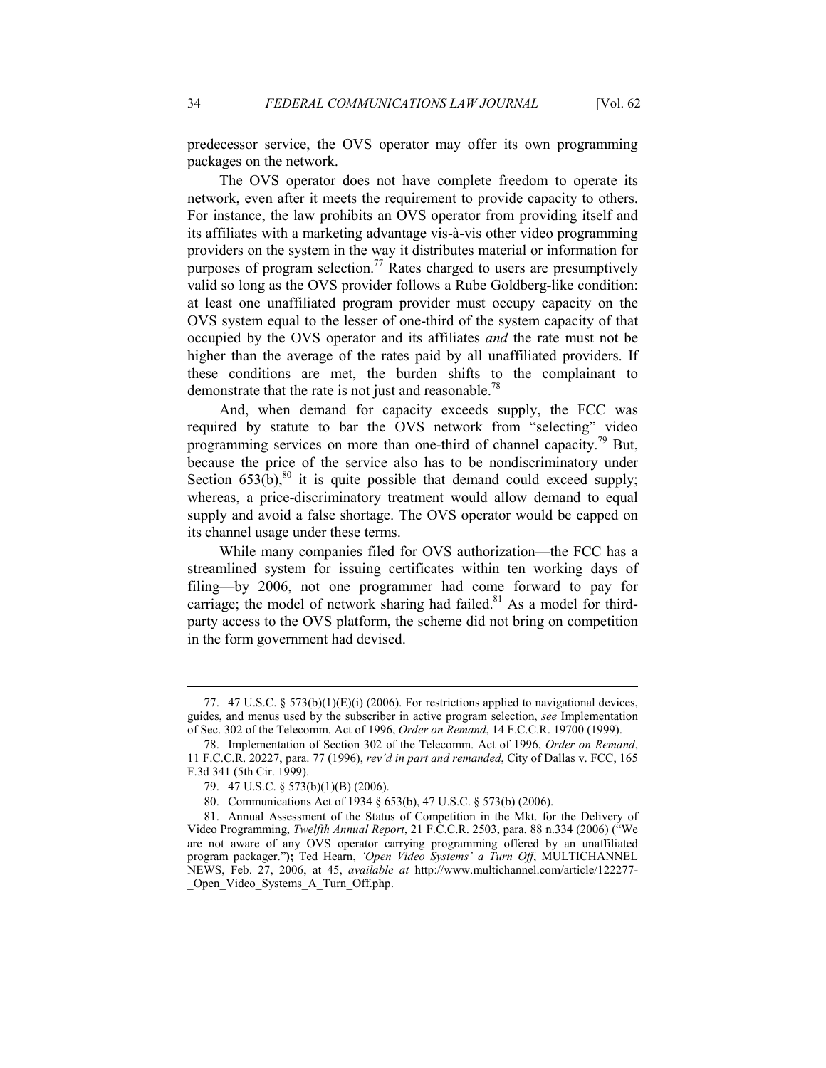predecessor service, the OVS operator may offer its own programming packages on the network.

The OVS operator does not have complete freedom to operate its network, even after it meets the requirement to provide capacity to others. For instance, the law prohibits an OVS operator from providing itself and its affiliates with a marketing advantage vis-à-vis other video programming providers on the system in the way it distributes material or information for purposes of program selection.[77] Rates charged to users are presumptively valid so long as the OVS provider follows a Rube Goldberg-like condition: at least one unaffiliated program provider must occupy capacity on the OVS system equal to the lesser of one-third of the system capacity of that occupied by the OVS operator and its affiliates *and* the rate must not be higher than the average of the rates paid by all unaffiliated providers. If these conditions are met, the burden shifts to the complainant to demonstrate that the rate is not just and reasonable.[78]

And, when demand for capacity exceeds supply, the FCC was required by statute to bar the OVS network from "selecting" video programming services on more than one-third of channel capacity.[79] But, because the price of the service also has to be nondiscriminatory under Section 653(b),[80] it is quite possible that demand could exceed supply; whereas, a price-discriminatory treatment would allow demand to equal supply and avoid a false shortage. The OVS operator would be capped on its channel usage under these terms.

While many companies filed for OVS authorization—the FCC has a streamlined system for issuing certificates within ten working days of filing—by 2006, not one programmer had come forward to pay for carriage; the model of network sharing had failed.[81] As a model for third-party access to the OVS platform, the scheme did not bring on competition in the form government had devised.

---

77. 47 U.S.C. § 573(b)(1)(E)(i) (2006). For restrictions applied to navigational devices, guides, and menus used by the subscriber in active program selection, *see* Implementation of Sec. 302 of the Telecomm. Act of 1996, *Order on Remand*, 14 F.C.C.R. 19700 (1999).

78. Implementation of Section 302 of the Telecomm. Act of 1996, *Order on Remand*, 11 F.C.C.R. 20227, para. 77 (1996), *rev'd in part and remanded*, City of Dallas v. FCC, 165 F.3d 341 (5th Cir. 1999).

79. 47 U.S.C. § 573(b)(1)(B) (2006).

80. Communications Act of 1934 § 653(b), 47 U.S.C. § 573(b) (2006).

81. Annual Assessment of the Status of Competition in the Mkt. for the Delivery of Video Programming, *Twelfth Annual Report*, 21 F.C.C.R. 2503, para. 88 n.334 (2006) ("We are not aware of any OVS operator carrying programming offered by an unaffiliated program packager."**);** Ted Hearn, *'Open Video Systems' a Turn Off*, MULTICHANNEL NEWS, Feb. 27, 2006, at 45, *available at* http://www.multichannel.com/article/122277-_Open_Video_Systems_A_Turn_Off.php.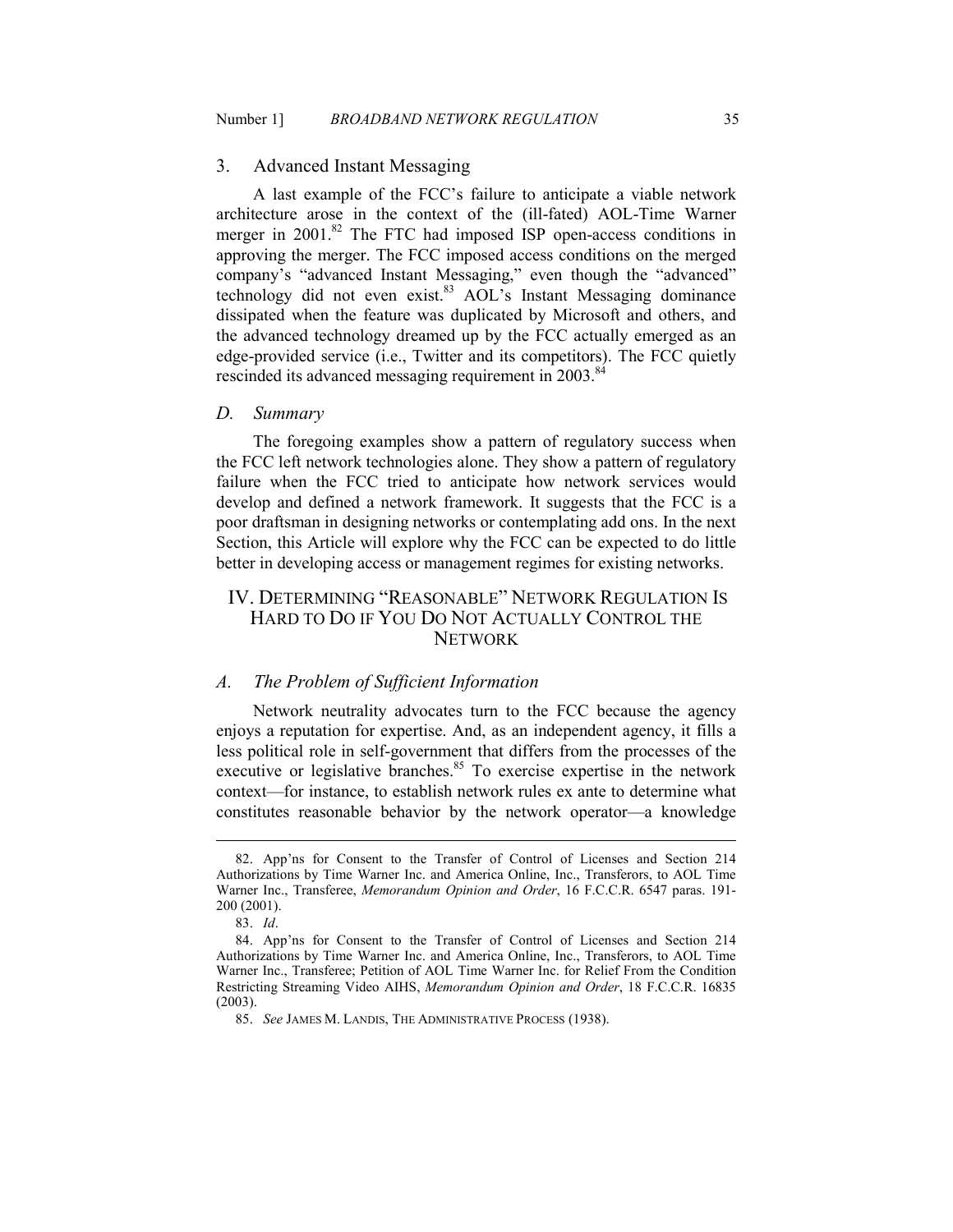### 3. Advanced Instant Messaging

A last example of the FCC's failure to anticipate a viable network architecture arose in the context of the (ill-fated) AOL-Time Warner merger in 2001.[82] The FTC had imposed ISP open-access conditions in approving the merger. The FCC imposed access conditions on the merged company's "advanced Instant Messaging," even though the "advanced" technology did not even exist.[83] AOL's Instant Messaging dominance dissipated when the feature was duplicated by Microsoft and others, and the advanced technology dreamed up by the FCC actually emerged as an edge-provided service (i.e., Twitter and its competitors). The FCC quietly rescinded its advanced messaging requirement in 2003.[84]

## *D. Summary*

The foregoing examples show a pattern of regulatory success when the FCC left network technologies alone. They show a pattern of regulatory failure when the FCC tried to anticipate how network services would develop and defined a network framework. It suggests that the FCC is a poor draftsman in designing networks or contemplating add ons. In the next Section, this Article will explore why the FCC can be expected to do little better in developing access or management regimes for existing networks.

# IV. DETERMINING "REASONABLE" NETWORK REGULATION IS HARD TO DO IF YOU DO NOT ACTUALLY CONTROL THE NETWORK

## *A. The Problem of Sufficient Information*

Network neutrality advocates turn to the FCC because the agency enjoys a reputation for expertise. And, as an independent agency, it fills a less political role in self-government that differs from the processes of the executive or legislative branches.[85] To exercise expertise in the network context—for instance, to establish network rules ex ante to determine what constitutes reasonable behavior by the network operator—a knowledge

---

82. App'ns for Consent to the Transfer of Control of Licenses and Section 214 Authorizations by Time Warner Inc. and America Online, Inc., Transferors, to AOL Time Warner Inc., Transferee, *Memorandum Opinion and Order*, 16 F.C.C.R. 6547 paras. 191-200 (2001).

83. *Id*.

84. App'ns for Consent to the Transfer of Control of Licenses and Section 214 Authorizations by Time Warner Inc. and America Online, Inc., Transferors, to AOL Time Warner Inc., Transferee; Petition of AOL Time Warner Inc. for Relief From the Condition Restricting Streaming Video AIHS, *Memorandum Opinion and Order*, 18 F.C.C.R. 16835 (2003).

85. *See* JAMES M. LANDIS, THE ADMINISTRATIVE PROCESS (1938).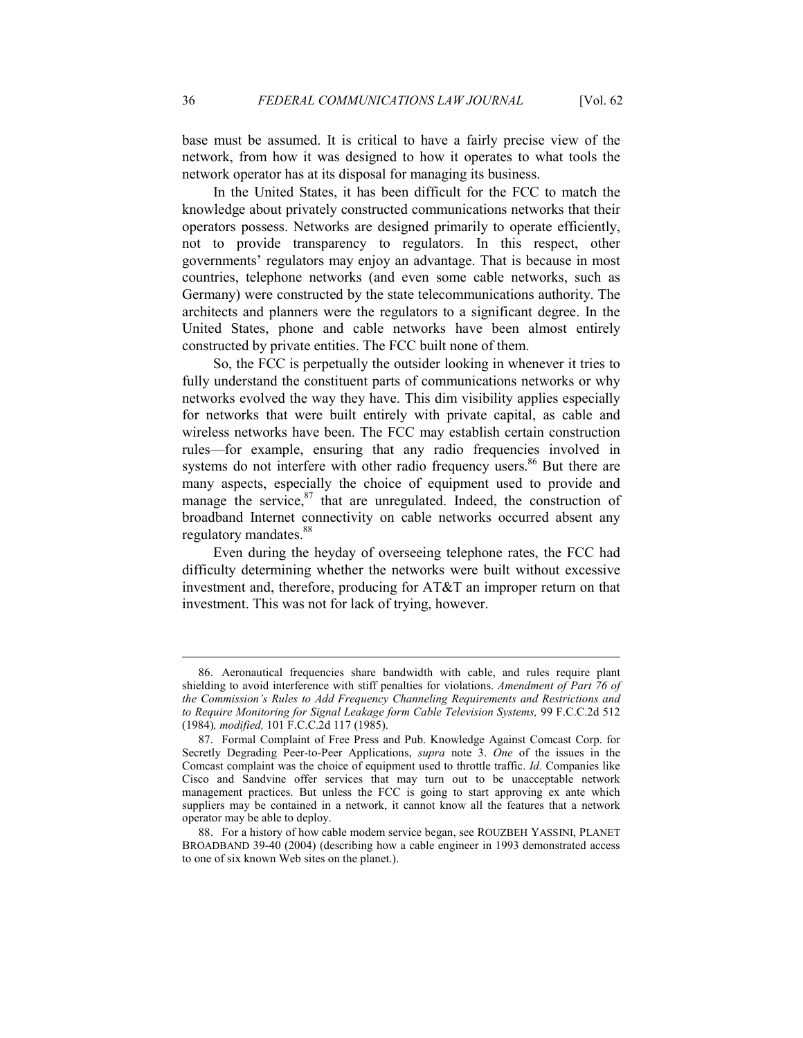base must be assumed. It is critical to have a fairly precise view of the network, from how it was designed to how it operates to what tools the network operator has at its disposal for managing its business.

In the United States, it has been difficult for the FCC to match the knowledge about privately constructed communications networks that their operators possess. Networks are designed primarily to operate efficiently, not to provide transparency to regulators. In this respect, other governments' regulators may enjoy an advantage. That is because in most countries, telephone networks (and even some cable networks, such as Germany) were constructed by the state telecommunications authority. The architects and planners were the regulators to a significant degree. In the United States, phone and cable networks have been almost entirely constructed by private entities. The FCC built none of them.

So, the FCC is perpetually the outsider looking in whenever it tries to fully understand the constituent parts of communications networks or why networks evolved the way they have. This dim visibility applies especially for networks that were built entirely with private capital, as cable and wireless networks have been. The FCC may establish certain construction rules—for example, ensuring that any radio frequencies involved in systems do not interfere with other radio frequency users.[86] But there are many aspects, especially the choice of equipment used to provide and manage the service,[87] that are unregulated. Indeed, the construction of broadband Internet connectivity on cable networks occurred absent any regulatory mandates.[88]

Even during the heyday of overseeing telephone rates, the FCC had difficulty determining whether the networks were built without excessive investment and, therefore, producing for AT&T an improper return on that investment. This was not for lack of trying, however.

---

86. Aeronautical frequencies share bandwidth with cable, and rules require plant shielding to avoid interference with stiff penalties for violations. *Amendment of Part 76 of the Commission's Rules to Add Frequency Channeling Requirements and Restrictions and to Require Monitoring for Signal Leakage form Cable Television Systems,* 99 F.C.C.2d 512 (1984)*, modified,* 101 F.C.C.2d 117 (1985).

87. Formal Complaint of Free Press and Pub. Knowledge Against Comcast Corp. for Secretly Degrading Peer-to-Peer Applications, *supra* note 3. *One* of the issues in the Comcast complaint was the choice of equipment used to throttle traffic. *Id.* Companies like Cisco and Sandvine offer services that may turn out to be unacceptable network management practices. But unless the FCC is going to start approving ex ante which suppliers may be contained in a network, it cannot know all the features that a network operator may be able to deploy.

88. For a history of how cable modem service began, see ROUZBEH YASSINI, PLANET BROADBAND 39-40 (2004) (describing how a cable engineer in 1993 demonstrated access to one of six known Web sites on the planet.).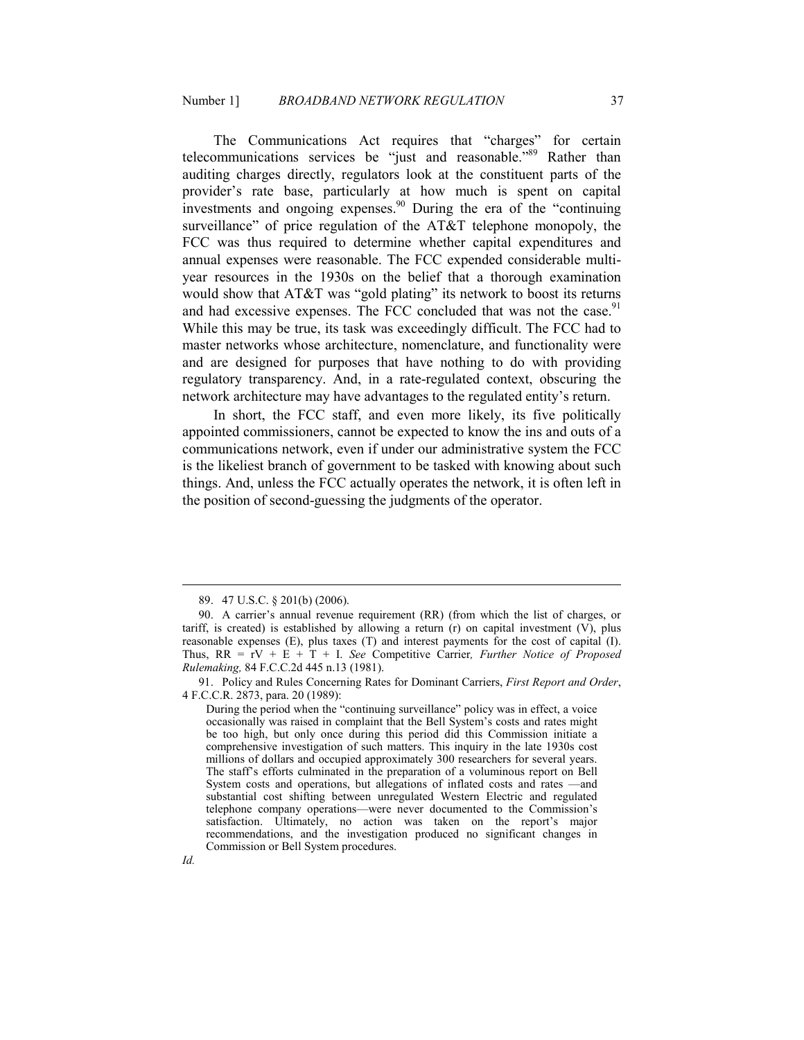The Communications Act requires that "charges" for certain telecommunications services be "just and reasonable."[89] Rather than auditing charges directly, regulators look at the constituent parts of the provider's rate base, particularly at how much is spent on capital investments and ongoing expenses.[90] During the era of the "continuing surveillance" of price regulation of the AT&T telephone monopoly, the FCC was thus required to determine whether capital expenditures and annual expenses were reasonable. The FCC expended considerable multi-year resources in the 1930s on the belief that a thorough examination would show that AT&T was "gold plating" its network to boost its returns and had excessive expenses. The FCC concluded that was not the case.[91] While this may be true, its task was exceedingly difficult. The FCC had to master networks whose architecture, nomenclature, and functionality were and are designed for purposes that have nothing to do with providing regulatory transparency. And, in a rate-regulated context, obscuring the network architecture may have advantages to the regulated entity's return.

In short, the FCC staff, and even more likely, its five politically appointed commissioners, cannot be expected to know the ins and outs of a communications network, even if under our administrative system the FCC is the likeliest branch of government to be tasked with knowing about such things. And, unless the FCC actually operates the network, it is often left in the position of second-guessing the judgments of the operator.

---

89. 47 U.S.C. § 201(b) (2006).

90. A carrier's annual revenue requirement (RR) (from which the list of charges, or tariff, is created) is established by allowing a return (r) on capital investment (V), plus reasonable expenses (E), plus taxes (T) and interest payments for the cost of capital (I). Thus, $RR = rV + E + T + I$. *See* Competitive Carrier*, Further Notice of Proposed Rulemaking,* 84 F.C.C.2d 445 n.13 (1981).

91. Policy and Rules Concerning Rates for Dominant Carriers, *First Report and Order*, 4 F.C.C.R. 2873, para. 20 (1989):

> During the period when the "continuing surveillance" policy was in effect, a voice occasionally was raised in complaint that the Bell System's costs and rates might be too high, but only once during this period did this Commission initiate a comprehensive investigation of such matters. This inquiry in the late 1930s cost millions of dollars and occupied approximately 300 researchers for several years. The staff's efforts culminated in the preparation of a voluminous report on Bell System costs and operations, but allegations of inflated costs and rates —and substantial cost shifting between unregulated Western Electric and regulated telephone company operations—were never documented to the Commission's satisfaction. Ultimately, no action was taken on the report's major recommendations, and the investigation produced no significant changes in Commission or Bell System procedures.

*Id.*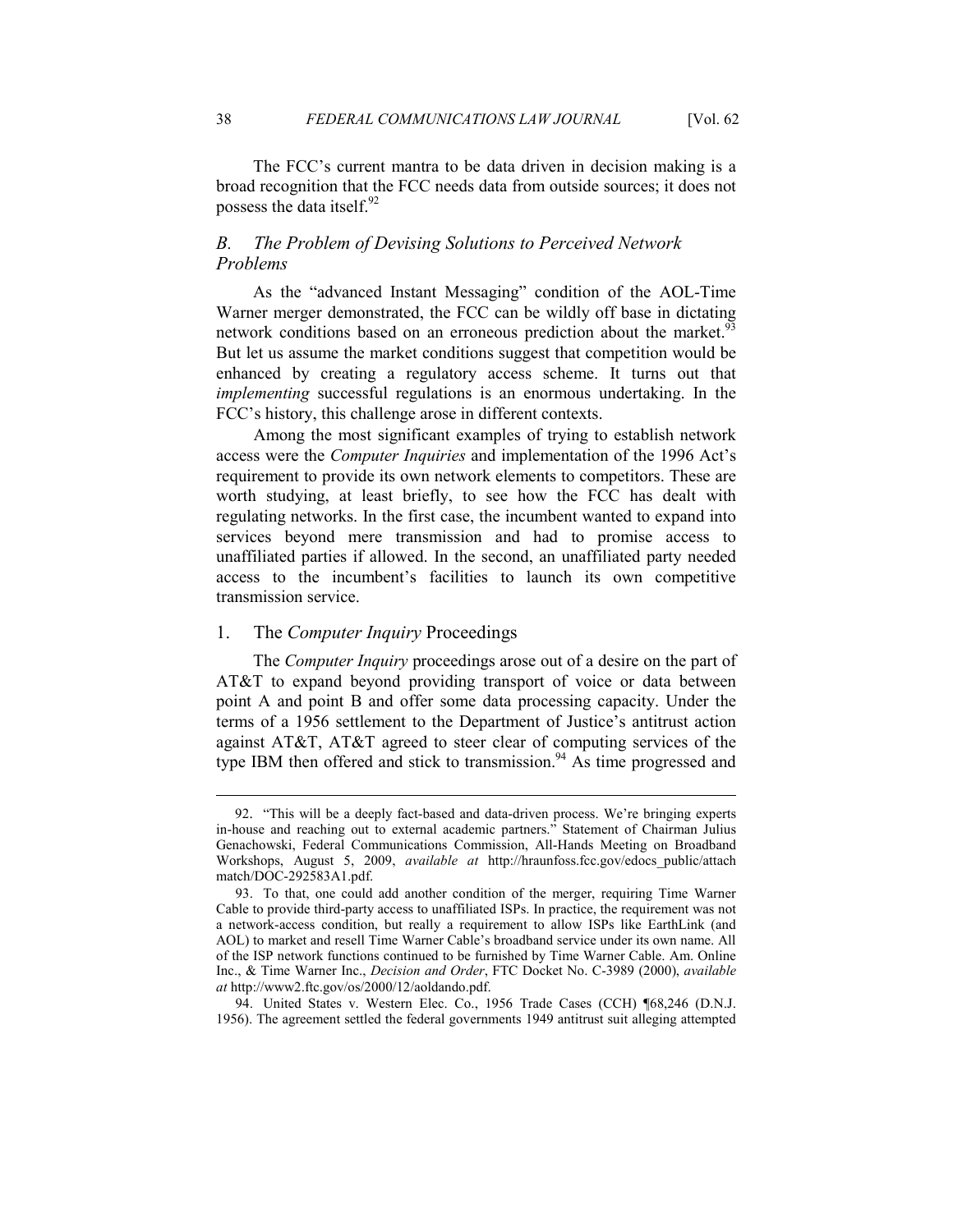The FCC's current mantra to be data driven in decision making is a broad recognition that the FCC needs data from outside sources; it does not possess the data itself.[92]

### *B. The Problem of Devising Solutions to Perceived Network Problems*

As the "advanced Instant Messaging" condition of the AOL-Time Warner merger demonstrated, the FCC can be wildly off base in dictating network conditions based on an erroneous prediction about the market.[93] But let us assume the market conditions suggest that competition would be enhanced by creating a regulatory access scheme. It turns out that *implementing* successful regulations is an enormous undertaking. In the FCC's history, this challenge arose in different contexts.

Among the most significant examples of trying to establish network access were the *Computer Inquiries* and implementation of the 1996 Act's requirement to provide its own network elements to competitors. These are worth studying, at least briefly, to see how the FCC has dealt with regulating networks. In the first case, the incumbent wanted to expand into services beyond mere transmission and had to promise access to unaffiliated parties if allowed. In the second, an unaffiliated party needed access to the incumbent's facilities to launch its own competitive transmission service.

#### 1. The *Computer Inquiry* Proceedings

The *Computer Inquiry* proceedings arose out of a desire on the part of AT&T to expand beyond providing transport of voice or data between point A and point B and offer some data processing capacity. Under the terms of a 1956 settlement to the Department of Justice's antitrust action against AT&T, AT&T agreed to steer clear of computing services of the type IBM then offered and stick to transmission.[94] As time progressed and

---

92. "This will be a deeply fact-based and data-driven process. We're bringing experts in-house and reaching out to external academic partners." Statement of Chairman Julius Genachowski, Federal Communications Commission, All-Hands Meeting on Broadband Workshops, August 5, 2009, *available at* http://hraunfoss.fcc.gov/edocs_public/attachmatch/DOC-292583A1.pdf.

93. To that, one could add another condition of the merger, requiring Time Warner Cable to provide third-party access to unaffiliated ISPs. In practice, the requirement was not a network-access condition, but really a requirement to allow ISPs like EarthLink (and AOL) to market and resell Time Warner Cable's broadband service under its own name. All of the ISP network functions continued to be furnished by Time Warner Cable. Am. Online Inc., & Time Warner Inc., *Decision and Order*, FTC Docket No. C-3989 (2000), *available at* http://www2.ftc.gov/os/2000/12/aoldando.pdf.

94. United States v. Western Elec. Co., 1956 Trade Cases (CCH) ¶68,246 (D.N.J. 1956). The agreement settled the federal governments 1949 antitrust suit alleging attempted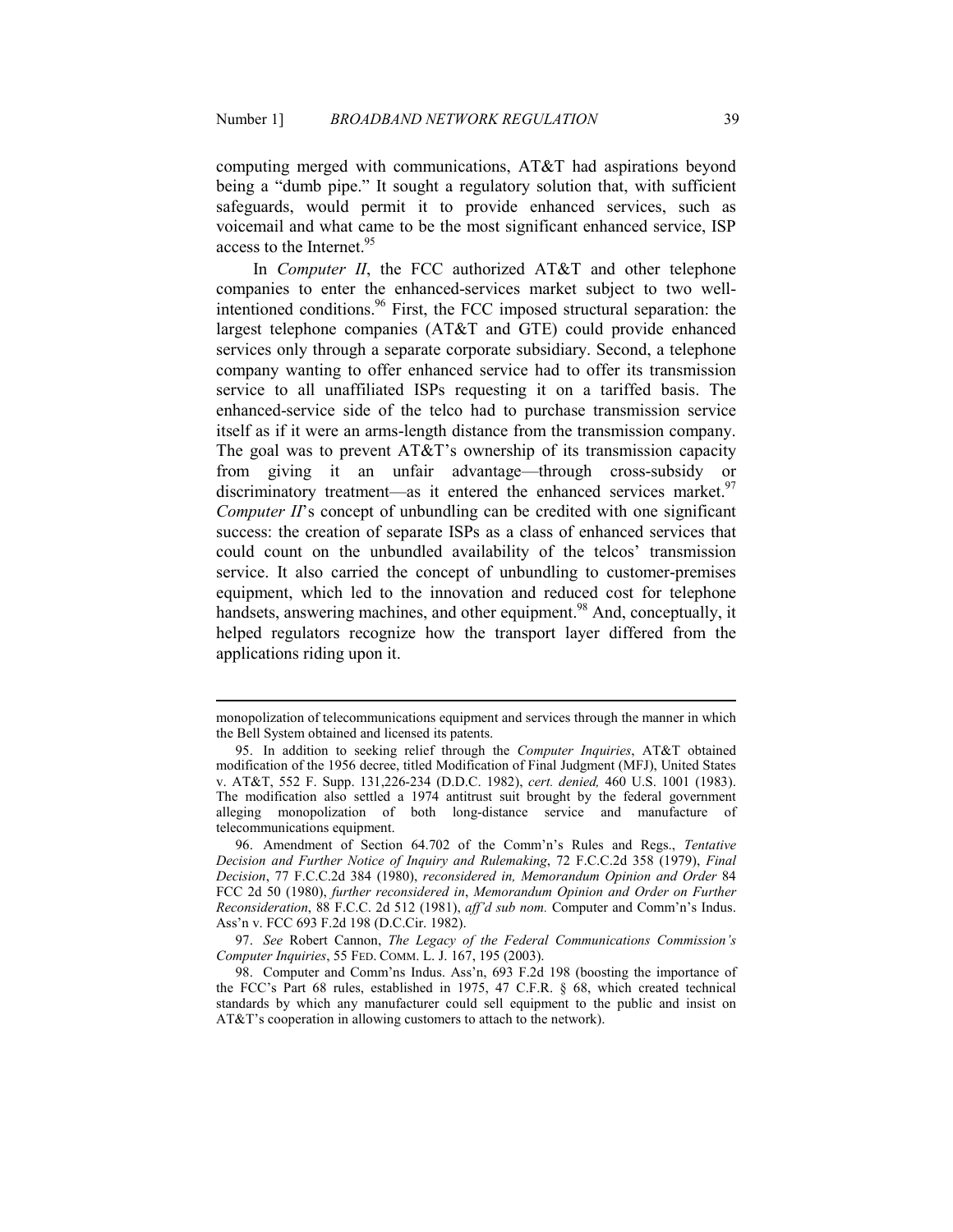computing merged with communications, AT&T had aspirations beyond being a "dumb pipe." It sought a regulatory solution that, with sufficient safeguards, would permit it to provide enhanced services, such as voicemail and what came to be the most significant enhanced service, ISP access to the Internet.[95]

In *Computer II*, the FCC authorized AT&T and other telephone companies to enter the enhanced-services market subject to two well-intentioned conditions.[96] First, the FCC imposed structural separation: the largest telephone companies (AT&T and GTE) could provide enhanced services only through a separate corporate subsidiary. Second, a telephone company wanting to offer enhanced service had to offer its transmission service to all unaffiliated ISPs requesting it on a tariffed basis. The enhanced-service side of the telco had to purchase transmission service itself as if it were an arms-length distance from the transmission company. The goal was to prevent AT&T's ownership of its transmission capacity from giving it an unfair advantage—through cross-subsidy or discriminatory treatment—as it entered the enhanced services market.[97] *Computer II*'s concept of unbundling can be credited with one significant success: the creation of separate ISPs as a class of enhanced services that could count on the unbundled availability of the telcos' transmission service. It also carried the concept of unbundling to customer-premises equipment, which led to the innovation and reduced cost for telephone handsets, answering machines, and other equipment.[98] And, conceptually, it helped regulators recognize how the transport layer differed from the applications riding upon it.

---

monopolization of telecommunications equipment and services through the manner in which the Bell System obtained and licensed its patents.

95. In addition to seeking relief through the *Computer Inquiries*, AT&T obtained modification of the 1956 decree, titled Modification of Final Judgment (MFJ), United States v. AT&T, 552 F. Supp. 131,226-234 (D.D.C. 1982), *cert. denied,* 460 U.S. 1001 (1983). The modification also settled a 1974 antitrust suit brought by the federal government alleging monopolization of both long-distance service and manufacture of telecommunications equipment.

96. Amendment of Section 64.702 of the Comm'n's Rules and Regs., *Tentative Decision and Further Notice of Inquiry and Rulemaking*, 72 F.C.C.2d 358 (1979), *Final Decision*, 77 F.C.C.2d 384 (1980), *reconsidered in, Memorandum Opinion and Order* 84 FCC 2d 50 (1980), *further reconsidered in*, *Memorandum Opinion and Order on Further Reconsideration*, 88 F.C.C. 2d 512 (1981), *aff'd sub nom.* Computer and Comm'n's Indus. Ass'n v. FCC 693 F.2d 198 (D.C.Cir. 1982).

97. *See* Robert Cannon, *The Legacy of the Federal Communications Commission's Computer Inquiries*, 55 FED. COMM. L. J. 167, 195 (2003).

98. Computer and Comm'ns Indus. Ass'n, 693 F.2d 198 (boosting the importance of the FCC's Part 68 rules, established in 1975, 47 C.F.R. § 68, which created technical standards by which any manufacturer could sell equipment to the public and insist on AT&T's cooperation in allowing customers to attach to the network).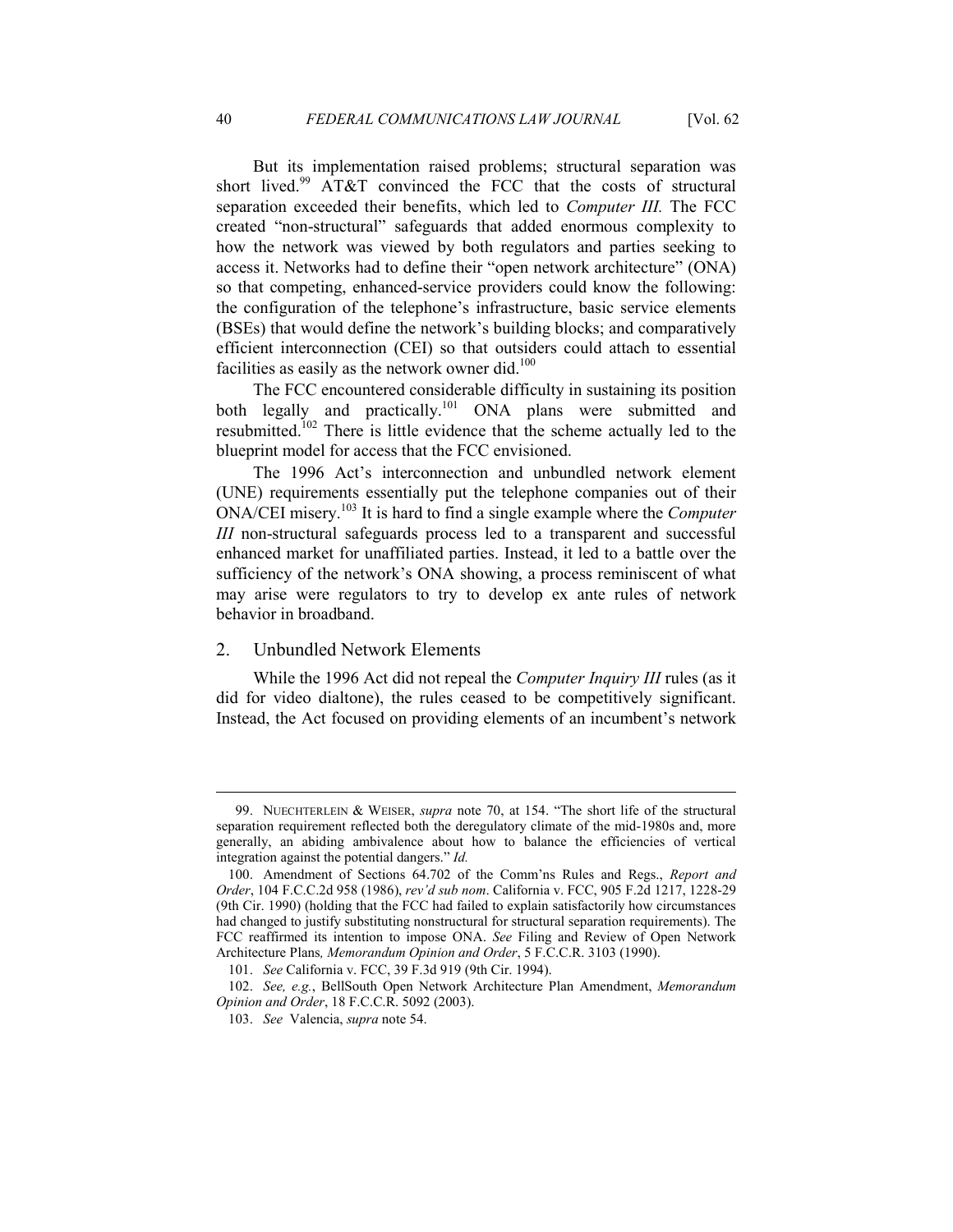But its implementation raised problems; structural separation was short lived.[99] AT&T convinced the FCC that the costs of structural separation exceeded their benefits, which led to *Computer III.* The FCC created "non-structural" safeguards that added enormous complexity to how the network was viewed by both regulators and parties seeking to access it. Networks had to define their "open network architecture" (ONA) so that competing, enhanced-service providers could know the following: the configuration of the telephone's infrastructure, basic service elements (BSEs) that would define the network's building blocks; and comparatively efficient interconnection (CEI) so that outsiders could attach to essential facilities as easily as the network owner did.[100]

The FCC encountered considerable difficulty in sustaining its position both legally and practically.[101] ONA plans were submitted and resubmitted.[102] There is little evidence that the scheme actually led to the blueprint model for access that the FCC envisioned.

The 1996 Act's interconnection and unbundled network element (UNE) requirements essentially put the telephone companies out of their ONA/CEI misery.[103] It is hard to find a single example where the *Computer III* non-structural safeguards process led to a transparent and successful enhanced market for unaffiliated parties. Instead, it led to a battle over the sufficiency of the network's ONA showing, a process reminiscent of what may arise were regulators to try to develop ex ante rules of network behavior in broadband.

### 2. Unbundled Network Elements

While the 1996 Act did not repeal the *Computer Inquiry III* rules (as it did for video dialtone), the rules ceased to be competitively significant. Instead, the Act focused on providing elements of an incumbent's network

---

99. NUECHTERLEIN & WEISER, *supra* note 70, at 154. "The short life of the structural separation requirement reflected both the deregulatory climate of the mid-1980s and, more generally, an abiding ambivalence about how to balance the efficiencies of vertical integration against the potential dangers." *Id.*

100. Amendment of Sections 64.702 of the Comm'ns Rules and Regs., *Report and Order*, 104 F.C.C.2d 958 (1986), *rev'd sub nom*. California v. FCC, 905 F.2d 1217, 1228-29 (9th Cir. 1990) (holding that the FCC had failed to explain satisfactorily how circumstances had changed to justify substituting nonstructural for structural separation requirements). The FCC reaffirmed its intention to impose ONA. *See* Filing and Review of Open Network Architecture Plans*, Memorandum Opinion and Order*, 5 F.C.C.R. 3103 (1990).

101. *See* California v. FCC, 39 F.3d 919 (9th Cir. 1994).

102. *See, e.g.*, BellSouth Open Network Architecture Plan Amendment, *Memorandum Opinion and Order*, 18 F.C.C.R. 5092 (2003).

103. *See* Valencia, *supra* note 54.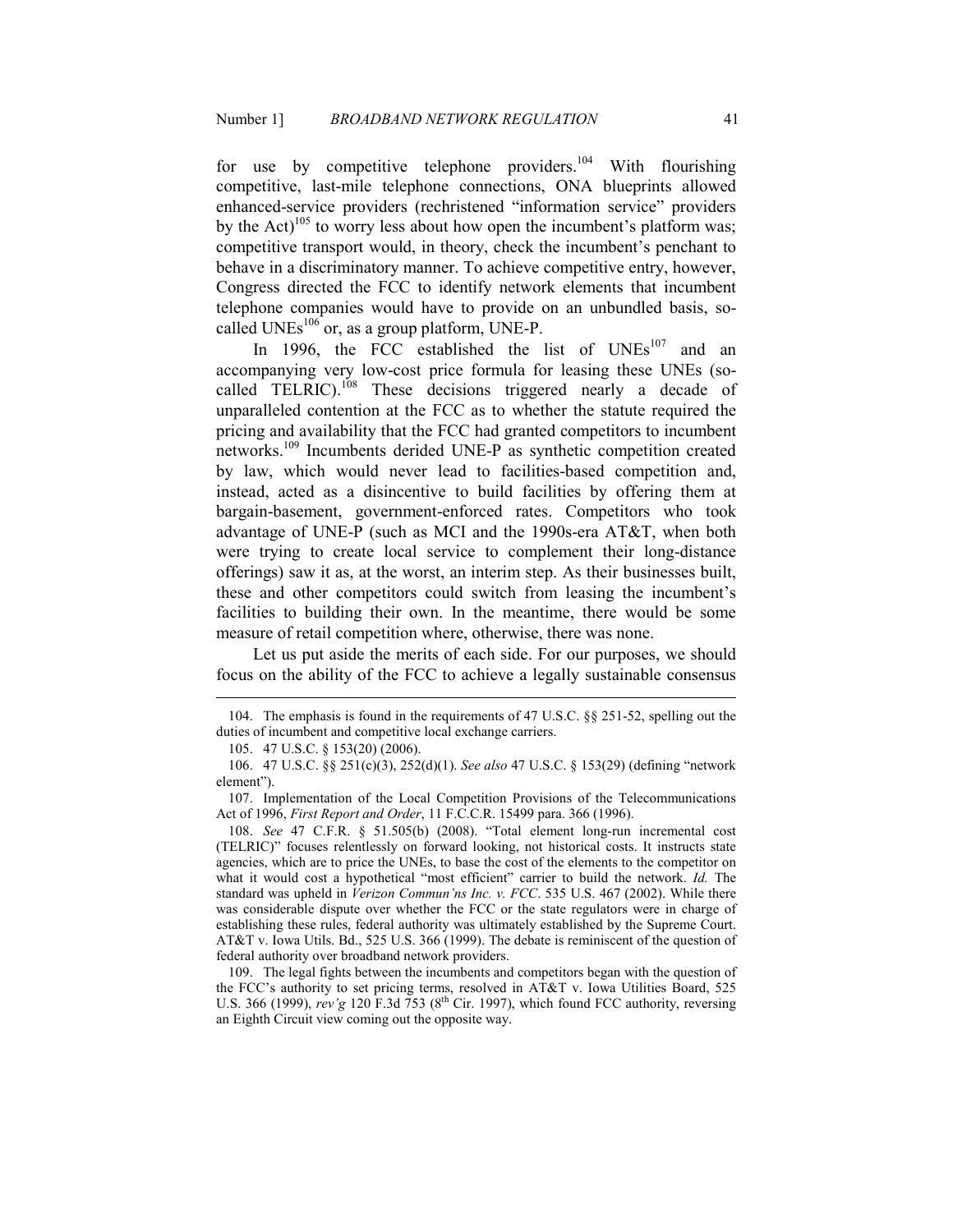for use by competitive telephone providers.[104] With flourishing competitive, last-mile telephone connections, ONA blueprints allowed enhanced-service providers (rechristened "information service" providers by the Act)[105] to worry less about how open the incumbent's platform was; competitive transport would, in theory, check the incumbent's penchant to behave in a discriminatory manner. To achieve competitive entry, however, Congress directed the FCC to identify network elements that incumbent telephone companies would have to provide on an unbundled basis, so-called UNEs[106] or, as a group platform, UNE-P.

In 1996, the FCC established the list of UNEs[107] and an accompanying very low-cost price formula for leasing these UNEs (so-called TELRIC).[108] These decisions triggered nearly a decade of unparalleled contention at the FCC as to whether the statute required the pricing and availability that the FCC had granted competitors to incumbent networks.[109] Incumbents derided UNE-P as synthetic competition created by law, which would never lead to facilities-based competition and, instead, acted as a disincentive to build facilities by offering them at bargain-basement, government-enforced rates. Competitors who took advantage of UNE-P (such as MCI and the 1990s-era AT&T, when both were trying to create local service to complement their long-distance offerings) saw it as, at the worst, an interim step. As their businesses built, these and other competitors could switch from leasing the incumbent's facilities to building their own. In the meantime, there would be some measure of retail competition where, otherwise, there was none.

Let us put aside the merits of each side. For our purposes, we should focus on the ability of the FCC to achieve a legally sustainable consensus

---

104. The emphasis is found in the requirements of 47 U.S.C. §§ 251-52, spelling out the duties of incumbent and competitive local exchange carriers.

105. 47 U.S.C. § 153(20) (2006).

106. 47 U.S.C. §§ 251(c)(3), 252(d)(1). *See also* 47 U.S.C. § 153(29) (defining "network element").

107. Implementation of the Local Competition Provisions of the Telecommunications Act of 1996, *First Report and Order*, 11 F.C.C.R. 15499 para. 366 (1996).

108. *See* 47 C.F.R. § 51.505(b) (2008). "Total element long-run incremental cost (TELRIC)" focuses relentlessly on forward looking, not historical costs. It instructs state agencies, which are to price the UNEs, to base the cost of the elements to the competitor on what it would cost a hypothetical "most efficient" carrier to build the network. *Id.* The standard was upheld in *Verizon Commun'ns Inc. v. FCC*. 535 U.S. 467 (2002). While there was considerable dispute over whether the FCC or the state regulators were in charge of establishing these rules, federal authority was ultimately established by the Supreme Court. AT&T v. Iowa Utils. Bd., 525 U.S. 366 (1999). The debate is reminiscent of the question of federal authority over broadband network providers.

109. The legal fights between the incumbents and competitors began with the question of the FCC's authority to set pricing terms, resolved in AT&T v. Iowa Utilities Board, 525 U.S. 366 (1999), *rev'g* 120 F.3d 753 (8th Cir. 1997), which found FCC authority, reversing an Eighth Circuit view coming out the opposite way.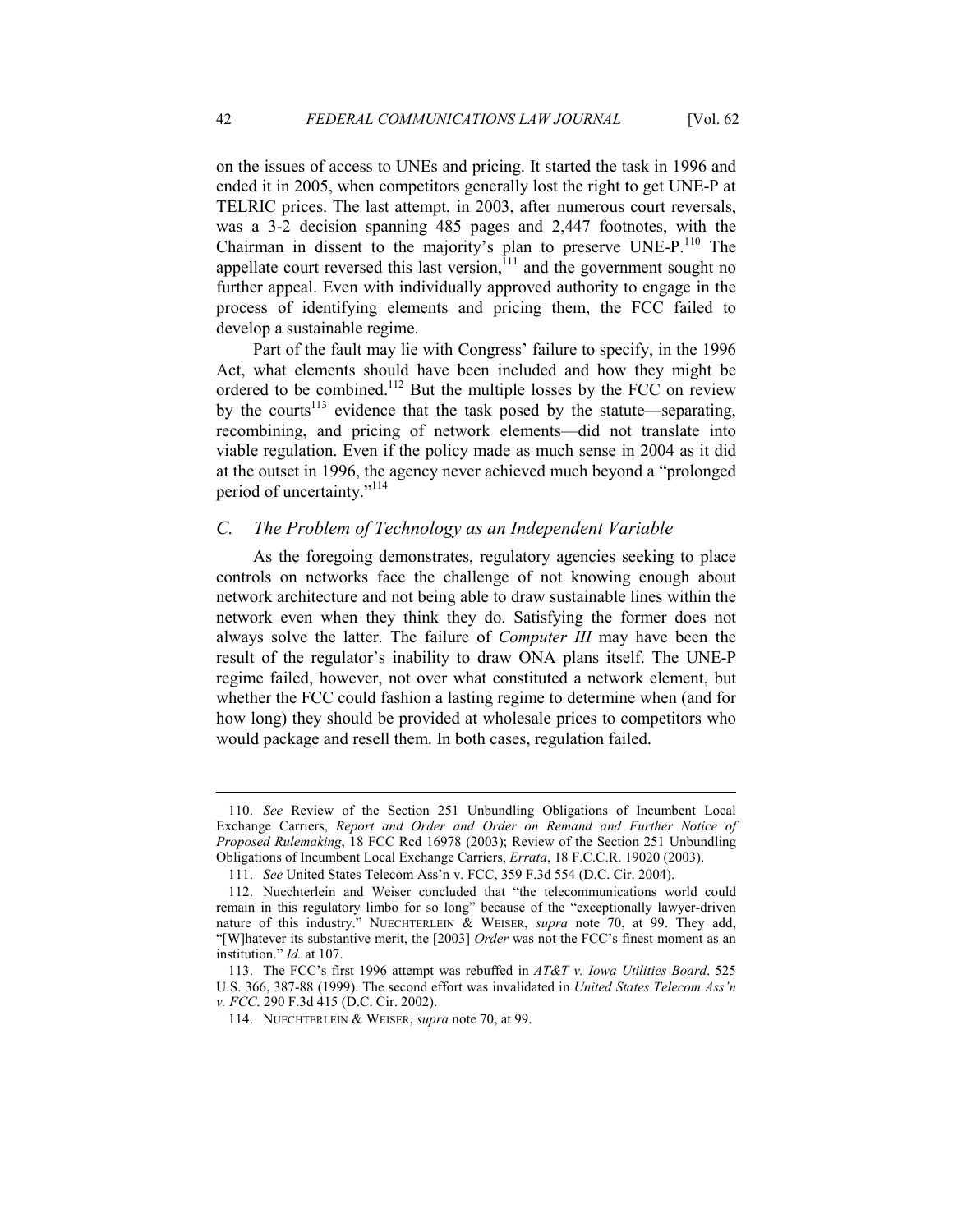on the issues of access to UNEs and pricing. It started the task in 1996 and ended it in 2005, when competitors generally lost the right to get UNE-P at TELRIC prices. The last attempt, in 2003, after numerous court reversals, was a 3-2 decision spanning 485 pages and 2,447 footnotes, with the Chairman in dissent to the majority's plan to preserve UNE-P.[110] The appellate court reversed this last version,[111] and the government sought no further appeal. Even with individually approved authority to engage in the process of identifying elements and pricing them, the FCC failed to develop a sustainable regime.

Part of the fault may lie with Congress' failure to specify, in the 1996 Act, what elements should have been included and how they might be ordered to be combined.[112] But the multiple losses by the FCC on review by the courts[113] evidence that the task posed by the statute—separating, recombining, and pricing of network elements—did not translate into viable regulation. Even if the policy made as much sense in 2004 as it did at the outset in 1996, the agency never achieved much beyond a "prolonged period of uncertainty."[114]

### C. The Problem of Technology as an Independent Variable

As the foregoing demonstrates, regulatory agencies seeking to place controls on networks face the challenge of not knowing enough about network architecture and not being able to draw sustainable lines within the network even when they think they do. Satisfying the former does not always solve the latter. The failure of *Computer III* may have been the result of the regulator's inability to draw ONA plans itself. The UNE-P regime failed, however, not over what constituted a network element, but whether the FCC could fashion a lasting regime to determine when (and for how long) they should be provided at wholesale prices to competitors who would package and resell them. In both cases, regulation failed.

---

110. *See* Review of the Section 251 Unbundling Obligations of Incumbent Local Exchange Carriers, *Report and Order and Order on Remand and Further Notice of Proposed Rulemaking*, 18 FCC Rcd 16978 (2003); Review of the Section 251 Unbundling Obligations of Incumbent Local Exchange Carriers, *Errata*, 18 F.C.C.R. 19020 (2003).

111. *See* United States Telecom Ass'n v. FCC, 359 F.3d 554 (D.C. Cir. 2004).

112. Nuechterlein and Weiser concluded that "the telecommunications world could remain in this regulatory limbo for so long" because of the "exceptionally lawyer-driven nature of this industry." NUECHTERLEIN & WEISER, *supra* note 70, at 99. They add, "[W]hatever its substantive merit, the [2003] *Order* was not the FCC's finest moment as an institution." *Id.* at 107.

113. The FCC's first 1996 attempt was rebuffed in *AT&T v. Iowa Utilities Board*. 525 U.S. 366, 387-88 (1999). The second effort was invalidated in *United States Telecom Ass'n v. FCC*. 290 F.3d 415 (D.C. Cir. 2002).

114. NUECHTERLEIN & WEISER, *supra* note 70, at 99.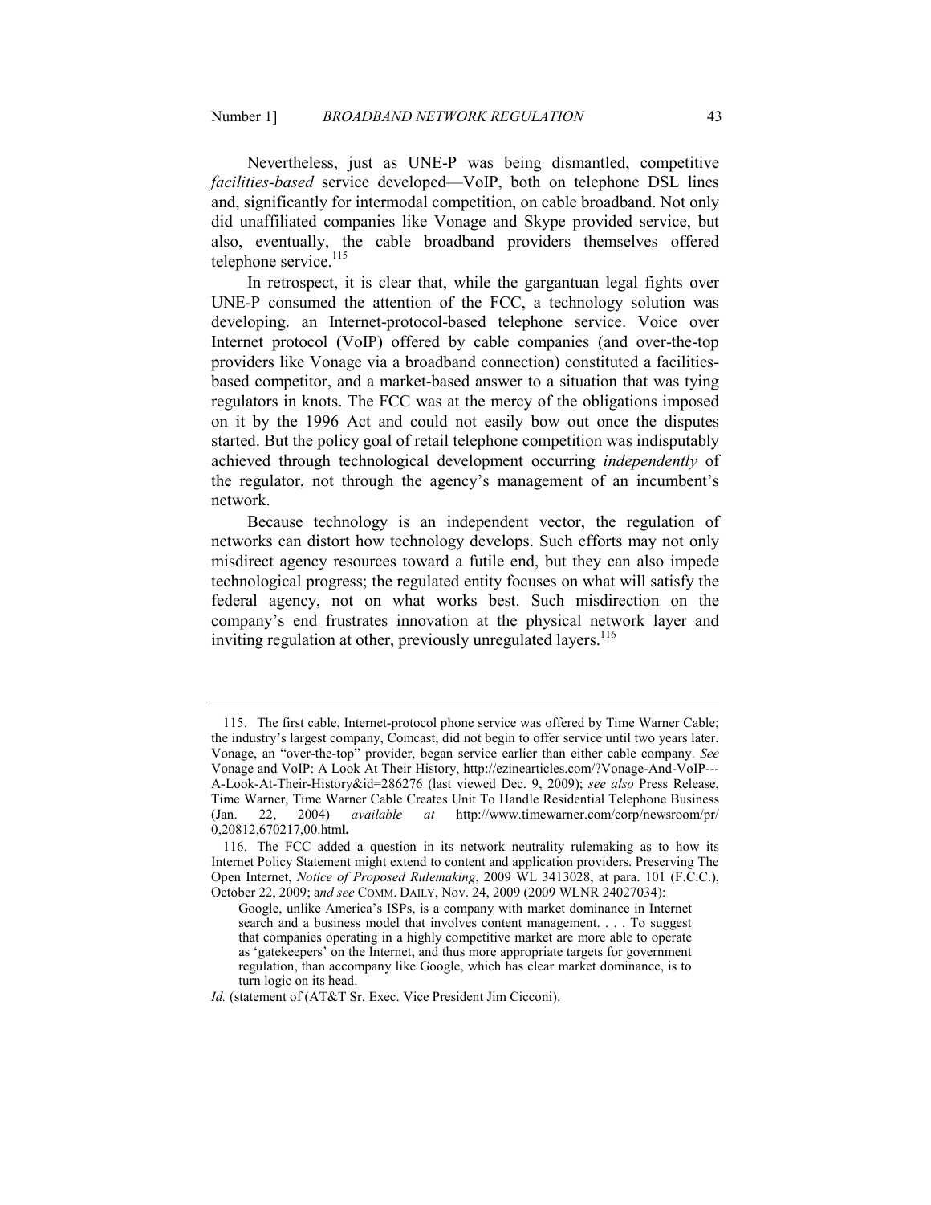Nevertheless, just as UNE-P was being dismantled, competitive *facilities-based* service developed—VoIP, both on telephone DSL lines and, significantly for intermodal competition, on cable broadband. Not only did unaffiliated companies like Vonage and Skype provided service, but also, eventually, the cable broadband providers themselves offered telephone service.[115]

In retrospect, it is clear that, while the gargantuan legal fights over UNE-P consumed the attention of the FCC, a technology solution was developing. an Internet-protocol-based telephone service. Voice over Internet protocol (VoIP) offered by cable companies (and over-the-top providers like Vonage via a broadband connection) constituted a facilities-based competitor, and a market-based answer to a situation that was tying regulators in knots. The FCC was at the mercy of the obligations imposed on it by the 1996 Act and could not easily bow out once the disputes started. But the policy goal of retail telephone competition was indisputably achieved through technological development occurring *independently* of the regulator, not through the agency's management of an incumbent's network.

Because technology is an independent vector, the regulation of networks can distort how technology develops. Such efforts may not only misdirect agency resources toward a futile end, but they can also impede technological progress; the regulated entity focuses on what will satisfy the federal agency, not on what works best. Such misdirection on the company's end frustrates innovation at the physical network layer and inviting regulation at other, previously unregulated layers.[116]

---

115. The first cable, Internet-protocol phone service was offered by Time Warner Cable; the industry's largest company, Comcast, did not begin to offer service until two years later. Vonage, an "over-the-top" provider, began service earlier than either cable company. *See* Vonage and VoIP: A Look At Their History, http://ezinearticles.com/?Vonage-And-VoIP---A-Look-At-Their-History&id=286276 (last viewed Dec. 9, 2009); *see also* Press Release, Time Warner, Time Warner Cable Creates Unit To Handle Residential Telephone Business (Jan. 22, 2004) *available at* http://www.timewarner.com/corp/newsroom/pr/0,20812,670217,00.html.

116. The FCC added a question in its network neutrality rulemaking as to how its Internet Policy Statement might extend to content and application providers. Preserving The Open Internet, *Notice of Proposed Rulemaking*, 2009 WL 3413028, at para. 101 (F.C.C.), October 22, 2009; a*nd see* COMM. DAILY, Nov. 24, 2009 (2009 WLNR 24027034):

> Google, unlike America's ISPs, is a company with market dominance in Internet search and a business model that involves content management. . . . To suggest that companies operating in a highly competitive market are more able to operate as 'gatekeepers' on the Internet, and thus more appropriate targets for government regulation, than accompany like Google, which has clear market dominance, is to turn logic on its head.

*Id.* (statement of (AT&T Sr. Exec. Vice President Jim Cicconi).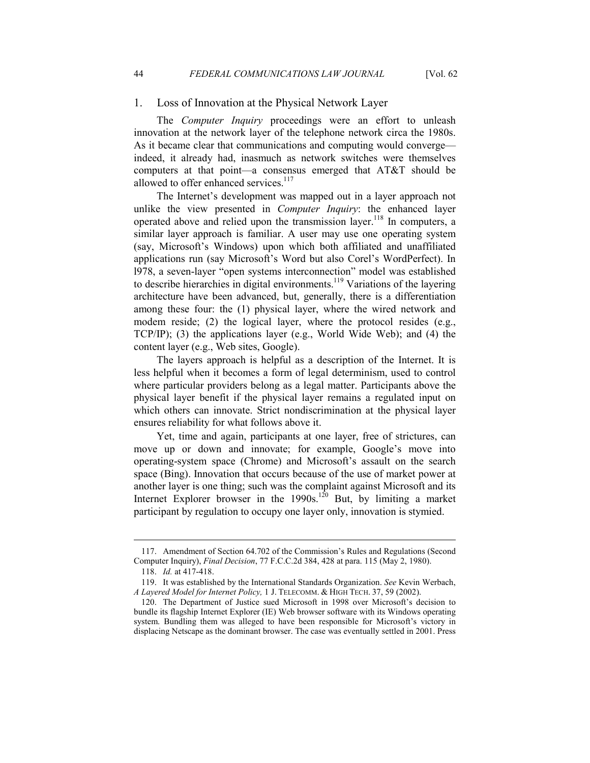### 1. Loss of Innovation at the Physical Network Layer

The *Computer Inquiry* proceedings were an effort to unleash innovation at the network layer of the telephone network circa the 1980s. As it became clear that communications and computing would converge—indeed, it already had, inasmuch as network switches were themselves computers at that point—a consensus emerged that AT&T should be allowed to offer enhanced services.[117]

The Internet's development was mapped out in a layer approach not unlike the view presented in *Computer Inquiry*: the enhanced layer operated above and relied upon the transmission layer.[118] In computers, a similar layer approach is familiar. A user may use one operating system (say, Microsoft's Windows) upon which both affiliated and unaffiliated applications run (say Microsoft's Word but also Corel's WordPerfect). In l978, a seven-layer "open systems interconnection" model was established to describe hierarchies in digital environments.[119] Variations of the layering architecture have been advanced, but, generally, there is a differentiation among these four: the (1) physical layer, where the wired network and modem reside; (2) the logical layer, where the protocol resides (e.g., TCP/IP); (3) the applications layer (e.g., World Wide Web); and (4) the content layer (e.g., Web sites, Google).

The layers approach is helpful as a description of the Internet. It is less helpful when it becomes a form of legal determinism, used to control where particular providers belong as a legal matter. Participants above the physical layer benefit if the physical layer remains a regulated input on which others can innovate. Strict nondiscrimination at the physical layer ensures reliability for what follows above it.

Yet, time and again, participants at one layer, free of strictures, can move up or down and innovate; for example, Google's move into operating-system space (Chrome) and Microsoft's assault on the search space (Bing). Innovation that occurs because of the use of market power at another layer is one thing; such was the complaint against Microsoft and its Internet Explorer browser in the 1990s.[120] But, by limiting a market participant by regulation to occupy one layer only, innovation is stymied.

---

117. Amendment of Section 64.702 of the Commission's Rules and Regulations (Second Computer Inquiry), *Final Decision*, 77 F.C.C.2d 384, 428 at para. 115 (May 2, 1980).

118. *Id.* at 417-418.

119. It was established by the International Standards Organization. *See* Kevin Werbach, *A Layered Model for Internet Policy,* 1 J. TELECOMM. & HIGH TECH. 37, 59 (2002).

120. The Department of Justice sued Microsoft in 1998 over Microsoft's decision to bundle its flagship Internet Explorer (IE) Web browser software with its Windows operating system. Bundling them was alleged to have been responsible for Microsoft's victory in displacing Netscape as the dominant browser. The case was eventually settled in 2001. Press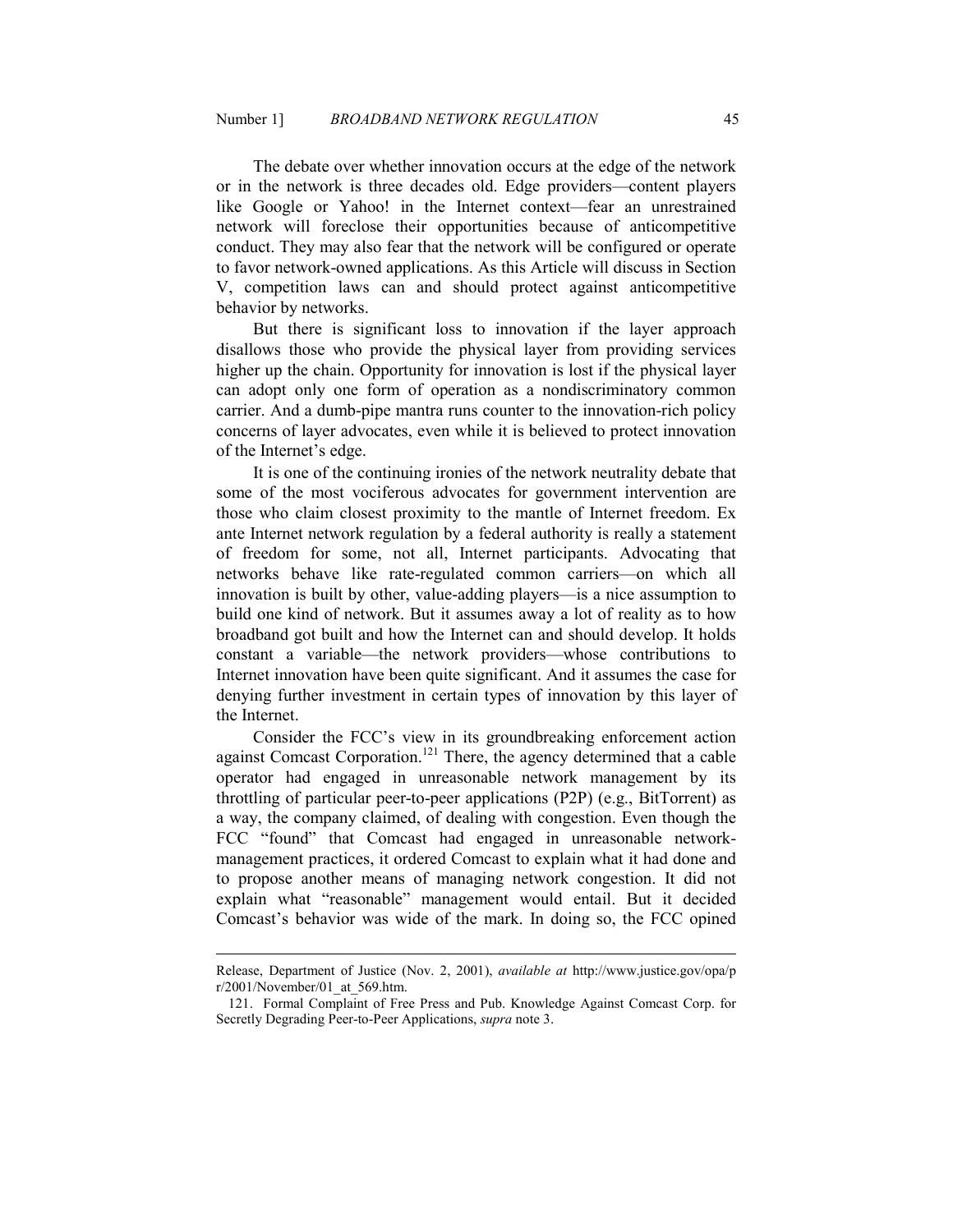The debate over whether innovation occurs at the edge of the network or in the network is three decades old. Edge providers—content players like Google or Yahoo! in the Internet context—fear an unrestrained network will foreclose their opportunities because of anticompetitive conduct. They may also fear that the network will be configured or operate to favor network-owned applications. As this Article will discuss in Section V, competition laws can and should protect against anticompetitive behavior by networks.

But there is significant loss to innovation if the layer approach disallows those who provide the physical layer from providing services higher up the chain. Opportunity for innovation is lost if the physical layer can adopt only one form of operation as a nondiscriminatory common carrier. And a dumb-pipe mantra runs counter to the innovation-rich policy concerns of layer advocates, even while it is believed to protect innovation of the Internet's edge.

It is one of the continuing ironies of the network neutrality debate that some of the most vociferous advocates for government intervention are those who claim closest proximity to the mantle of Internet freedom. Ex ante Internet network regulation by a federal authority is really a statement of freedom for some, not all, Internet participants. Advocating that networks behave like rate-regulated common carriers—on which all innovation is built by other, value-adding players—is a nice assumption to build one kind of network. But it assumes away a lot of reality as to how broadband got built and how the Internet can and should develop. It holds constant a variable—the network providers—whose contributions to Internet innovation have been quite significant. And it assumes the case for denying further investment in certain types of innovation by this layer of the Internet.

Consider the FCC's view in its groundbreaking enforcement action against Comcast Corporation.[121] There, the agency determined that a cable operator had engaged in unreasonable network management by its throttling of particular peer-to-peer applications (P2P) (e.g., BitTorrent) as a way, the company claimed, of dealing with congestion. Even though the FCC "found" that Comcast had engaged in unreasonable network-management practices, it ordered Comcast to explain what it had done and to propose another means of managing network congestion. It did not explain what "reasonable" management would entail. But it decided Comcast's behavior was wide of the mark. In doing so, the FCC opined

---

Release, Department of Justice (Nov. 2, 2001), *available at* http://www.justice.gov/opa/pr/2001/November/01_at_569.htm.

121. Formal Complaint of Free Press and Pub. Knowledge Against Comcast Corp. for Secretly Degrading Peer-to-Peer Applications, *supra* note 3.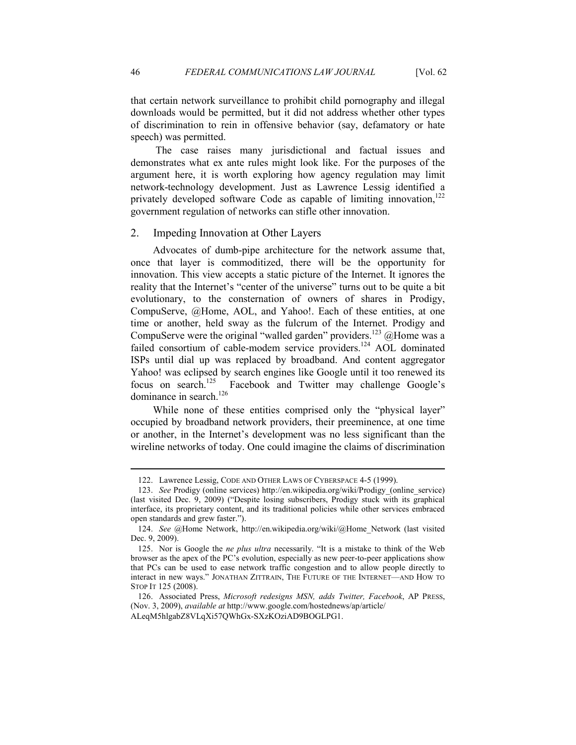that certain network surveillance to prohibit child pornography and illegal downloads would be permitted, but it did not address whether other types of discrimination to rein in offensive behavior (say, defamatory or hate speech) was permitted.

The case raises many jurisdictional and factual issues and demonstrates what ex ante rules might look like. For the purposes of the argument here, it is worth exploring how agency regulation may limit network-technology development. Just as Lawrence Lessig identified a privately developed software Code as capable of limiting innovation,[122] government regulation of networks can stifle other innovation.

## 2. Impeding Innovation at Other Layers

Advocates of dumb-pipe architecture for the network assume that, once that layer is commoditized, there will be the opportunity for innovation. This view accepts a static picture of the Internet. It ignores the reality that the Internet's "center of the universe" turns out to be quite a bit evolutionary, to the consternation of owners of shares in Prodigy, CompuServe, @Home, AOL, and Yahoo!. Each of these entities, at one time or another, held sway as the fulcrum of the Internet. Prodigy and CompuServe were the original "walled garden" providers.[123] @Home was a failed consortium of cable-modem service providers.[124] AOL dominated ISPs until dial up was replaced by broadband. And content aggregator Yahoo! was eclipsed by search engines like Google until it too renewed its focus on search.[125] Facebook and Twitter may challenge Google's dominance in search.[126]

While none of these entities comprised only the "physical layer" occupied by broadband network providers, their preeminence, at one time or another, in the Internet's development was no less significant than the wireline networks of today. One could imagine the claims of discrimination

---

122. Lawrence Lessig, CODE AND OTHER LAWS OF CYBERSPACE 4-5 (1999).

123. *See* Prodigy (online services) http://en.wikipedia.org/wiki/Prodigy_(online_service) (last visited Dec. 9, 2009) ("Despite losing subscribers, Prodigy stuck with its graphical interface, its proprietary content, and its traditional policies while other services embraced open standards and grew faster.").

124. *See* @Home Network, http://en.wikipedia.org/wiki/@Home_Network (last visited Dec. 9, 2009).

125. Nor is Google the *ne plus ultra* necessarily. "It is a mistake to think of the Web browser as the apex of the PC's evolution, especially as new peer-to-peer applications show that PCs can be used to ease network traffic congestion and to allow people directly to interact in new ways." JONATHAN ZITTRAIN, THE FUTURE OF THE INTERNET—AND HOW TO STOP IT 125 (2008).

126. Associated Press, *Microsoft redesigns MSN, adds Twitter, Facebook*, AP PRESS, (Nov. 3, 2009), *available at* http://www.google.com/hostednews/ap/article/ALeqM5hlgabZ8VLqXi57QWhGx-SXzKOziAD9BOGLPG1.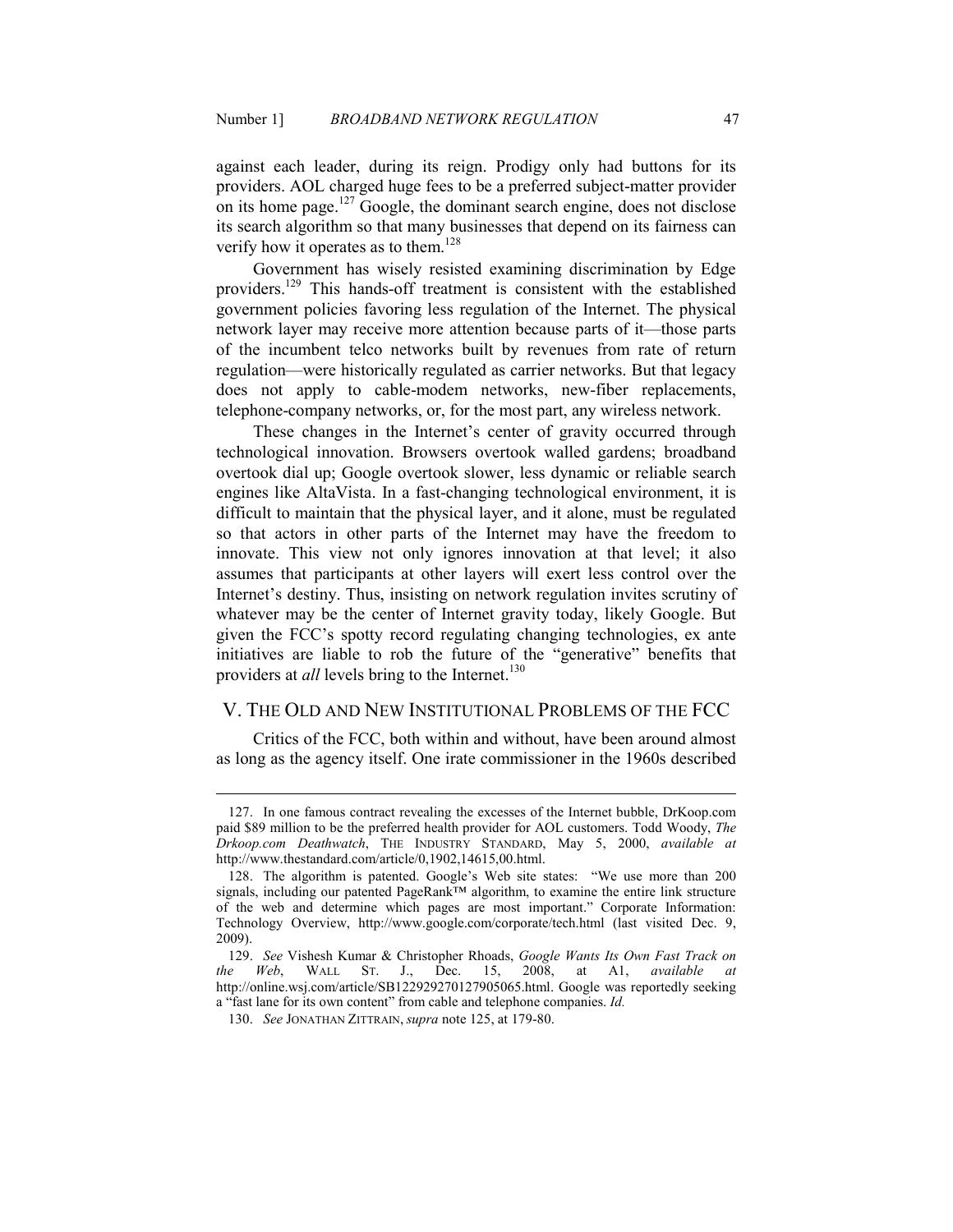against each leader, during its reign. Prodigy only had buttons for its providers. AOL charged huge fees to be a preferred subject-matter provider on its home page.[127] Google, the dominant search engine, does not disclose its search algorithm so that many businesses that depend on its fairness can verify how it operates as to them.[128]

Government has wisely resisted examining discrimination by Edge providers.[129] This hands-off treatment is consistent with the established government policies favoring less regulation of the Internet. The physical network layer may receive more attention because parts of it—those parts of the incumbent telco networks built by revenues from rate of return regulation—were historically regulated as carrier networks. But that legacy does not apply to cable-modem networks, new-fiber replacements, telephone-company networks, or, for the most part, any wireless network.

These changes in the Internet's center of gravity occurred through technological innovation. Browsers overtook walled gardens; broadband overtook dial up; Google overtook slower, less dynamic or reliable search engines like AltaVista. In a fast-changing technological environment, it is difficult to maintain that the physical layer, and it alone, must be regulated so that actors in other parts of the Internet may have the freedom to innovate. This view not only ignores innovation at that level; it also assumes that participants at other layers will exert less control over the Internet's destiny. Thus, insisting on network regulation invites scrutiny of whatever may be the center of Internet gravity today, likely Google. But given the FCC's spotty record regulating changing technologies, ex ante initiatives are liable to rob the future of the "generative" benefits that providers at *all* levels bring to the Internet.[130]

## V. THE OLD AND NEW INSTITUTIONAL PROBLEMS OF THE FCC

Critics of the FCC, both within and without, have been around almost as long as the agency itself. One irate commissioner in the 1960s described

---

127. In one famous contract revealing the excesses of the Internet bubble, DrKoop.com paid $89 million to be the preferred health provider for AOL customers. Todd Woody, *The Drkoop.com Deathwatch*, THE INDUSTRY STANDARD, May 5, 2000, *available at* http://www.thestandard.com/article/0,1902,14615,00.html.

128. The algorithm is patented. Google's Web site states: "We use more than 200 signals, including our patented PageRank™ algorithm, to examine the entire link structure of the web and determine which pages are most important." Corporate Information: Technology Overview, http://www.google.com/corporate/tech.html (last visited Dec. 9, 2009).

129. *See* Vishesh Kumar & Christopher Rhoads, *Google Wants Its Own Fast Track on the Web*, WALL ST. J., Dec. 15, 2008, at A1, *available at* http://online.wsj.com/article/SB122929270127905065.html. Google was reportedly seeking a "fast lane for its own content" from cable and telephone companies. *Id.*

130. *See* JONATHAN ZITTRAIN, *supra* note 125, at 179-80.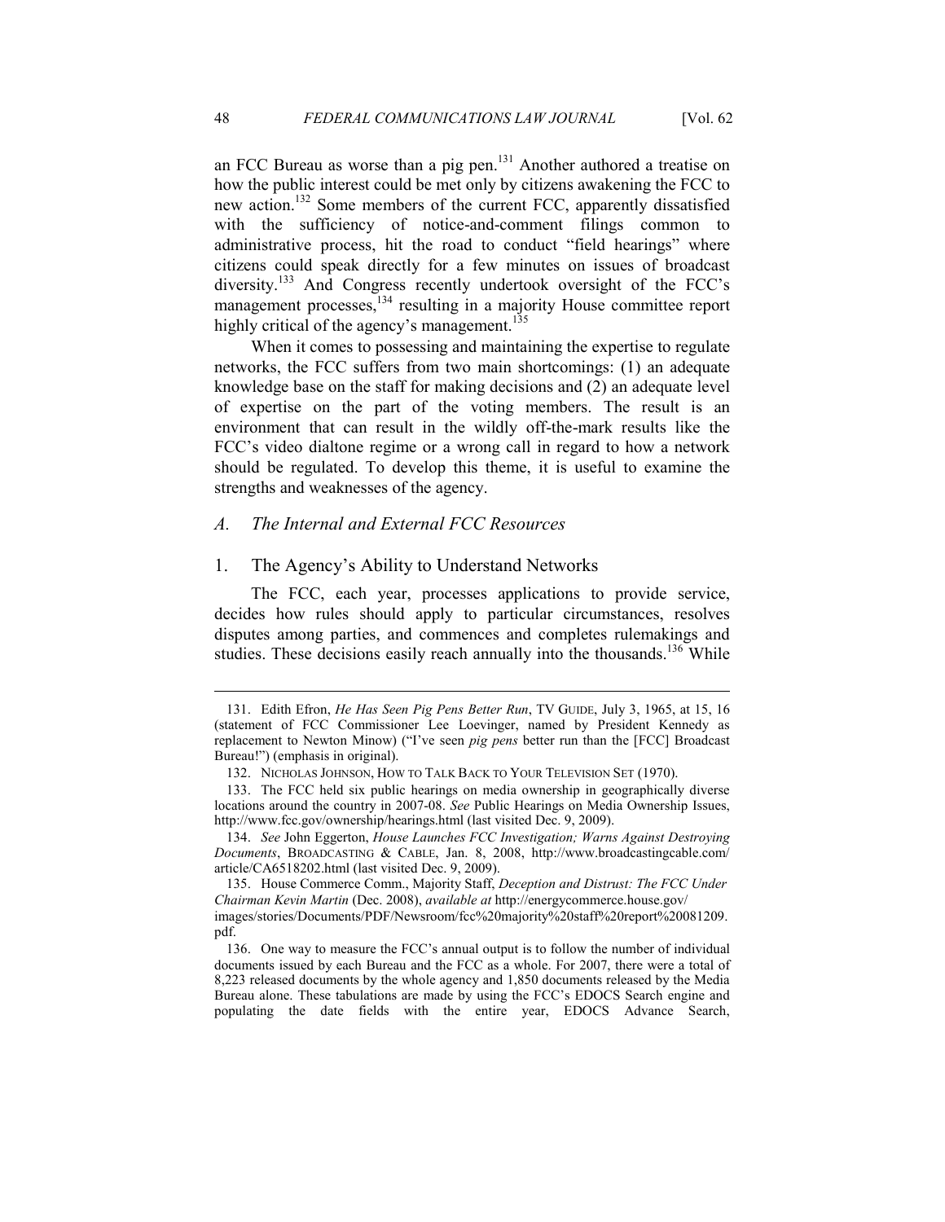an FCC Bureau as worse than a pig pen.[131] Another authored a treatise on how the public interest could be met only by citizens awakening the FCC to new action.[132] Some members of the current FCC, apparently dissatisfied with the sufficiency of notice-and-comment filings common to administrative process, hit the road to conduct "field hearings" where citizens could speak directly for a few minutes on issues of broadcast diversity.[133] And Congress recently undertook oversight of the FCC's management processes,[134] resulting in a majority House committee report highly critical of the agency's management.[135]

When it comes to possessing and maintaining the expertise to regulate networks, the FCC suffers from two main shortcomings: (1) an adequate knowledge base on the staff for making decisions and (2) an adequate level of expertise on the part of the voting members. The result is an environment that can result in the wildly off-the-mark results like the FCC's video dialtone regime or a wrong call in regard to how a network should be regulated. To develop this theme, it is useful to examine the strengths and weaknesses of the agency.

### *A. The Internal and External FCC Resources*

#### 1. The Agency's Ability to Understand Networks

The FCC, each year, processes applications to provide service, decides how rules should apply to particular circumstances, resolves disputes among parties, and commences and completes rulemakings and studies. These decisions easily reach annually into the thousands.[136] While

---

131. Edith Efron, *He Has Seen Pig Pens Better Run*, TV GUIDE, July 3, 1965, at 15, 16 (statement of FCC Commissioner Lee Loevinger, named by President Kennedy as replacement to Newton Minow) ("I've seen *pig pens* better run than the [FCC] Broadcast Bureau!") (emphasis in original).

132. NICHOLAS JOHNSON, HOW TO TALK BACK TO YOUR TELEVISION SET (1970).

133. The FCC held six public hearings on media ownership in geographically diverse locations around the country in 2007-08. *See* Public Hearings on Media Ownership Issues, http://www.fcc.gov/ownership/hearings.html (last visited Dec. 9, 2009).

134. *See* John Eggerton, *House Launches FCC Investigation; Warns Against Destroying Documents*, BROADCASTING & CABLE, Jan. 8, 2008, http://www.broadcastingcable.com/article/CA6518202.html (last visited Dec. 9, 2009).

135. House Commerce Comm., Majority Staff, *Deception and Distrust: The FCC Under Chairman Kevin Martin* (Dec. 2008), *available at* http://energycommerce.house.gov/images/stories/Documents/PDF/Newsroom/fcc%20majority%20staff%20report%20081209.pdf.

136. One way to measure the FCC's annual output is to follow the number of individual documents issued by each Bureau and the FCC as a whole. For 2007, there were a total of 8,223 released documents by the whole agency and 1,850 documents released by the Media Bureau alone. These tabulations are made by using the FCC's EDOCS Search engine and populating the date fields with the entire year, EDOCS Advance Search,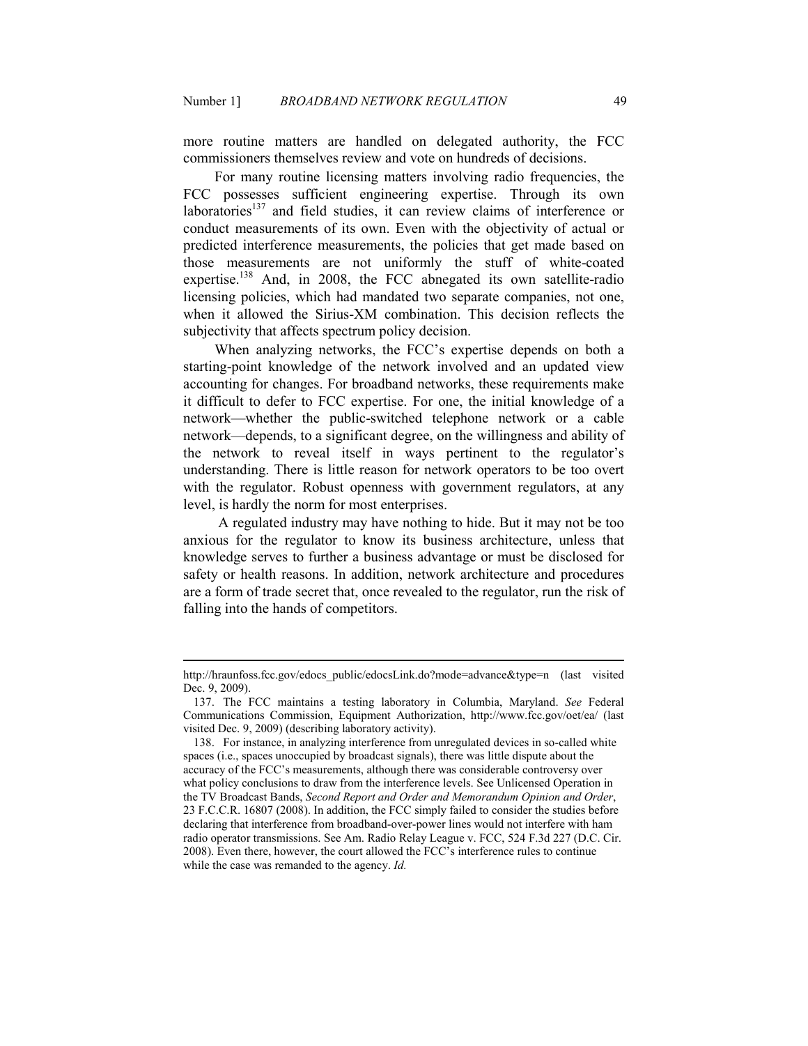more routine matters are handled on delegated authority, the FCC commissioners themselves review and vote on hundreds of decisions.

For many routine licensing matters involving radio frequencies, the FCC possesses sufficient engineering expertise. Through its own laboratories[137] and field studies, it can review claims of interference or conduct measurements of its own. Even with the objectivity of actual or predicted interference measurements, the policies that get made based on those measurements are not uniformly the stuff of white-coated expertise.[138] And, in 2008, the FCC abnegated its own satellite-radio licensing policies, which had mandated two separate companies, not one, when it allowed the Sirius-XM combination. This decision reflects the subjectivity that affects spectrum policy decision.

When analyzing networks, the FCC's expertise depends on both a starting-point knowledge of the network involved and an updated view accounting for changes. For broadband networks, these requirements make it difficult to defer to FCC expertise. For one, the initial knowledge of a network—whether the public-switched telephone network or a cable network—depends, to a significant degree, on the willingness and ability of the network to reveal itself in ways pertinent to the regulator's understanding. There is little reason for network operators to be too overt with the regulator. Robust openness with government regulators, at any level, is hardly the norm for most enterprises.

A regulated industry may have nothing to hide. But it may not be too anxious for the regulator to know its business architecture, unless that knowledge serves to further a business advantage or must be disclosed for safety or health reasons. In addition, network architecture and procedures are a form of trade secret that, once revealed to the regulator, run the risk of falling into the hands of competitors.

---

http://hraunfoss.fcc.gov/edocs_public/edocsLink.do?mode=advance&type=n (last visited Dec. 9, 2009).

137. The FCC maintains a testing laboratory in Columbia, Maryland. *See* Federal Communications Commission, Equipment Authorization, http://www.fcc.gov/oet/ea/ (last visited Dec. 9, 2009) (describing laboratory activity).

138. For instance, in analyzing interference from unregulated devices in so-called white spaces (i.e., spaces unoccupied by broadcast signals), there was little dispute about the accuracy of the FCC's measurements, although there was considerable controversy over what policy conclusions to draw from the interference levels. See Unlicensed Operation in the TV Broadcast Bands, *Second Report and Order and Memorandum Opinion and Order*, 23 F.C.C.R. 16807 (2008). In addition, the FCC simply failed to consider the studies before declaring that interference from broadband-over-power lines would not interfere with ham radio operator transmissions. See Am. Radio Relay League v. FCC, 524 F.3d 227 (D.C. Cir. 2008). Even there, however, the court allowed the FCC's interference rules to continue while the case was remanded to the agency. *Id.*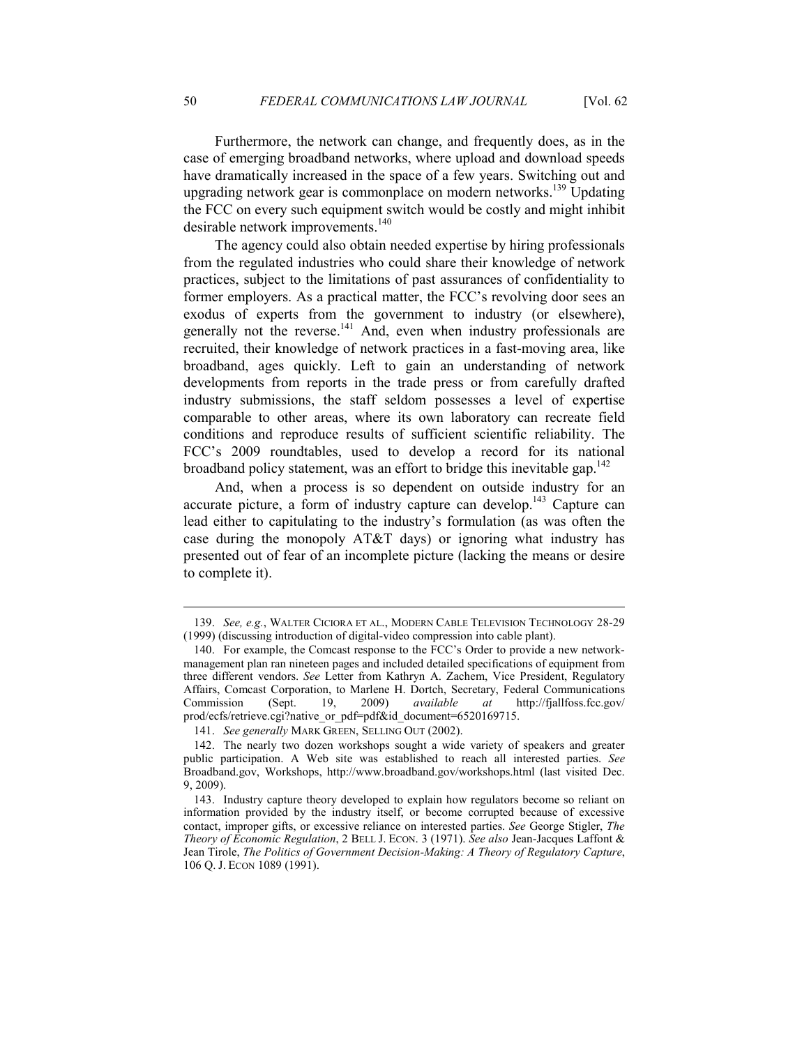Furthermore, the network can change, and frequently does, as in the case of emerging broadband networks, where upload and download speeds have dramatically increased in the space of a few years. Switching out and upgrading network gear is commonplace on modern networks.[139] Updating the FCC on every such equipment switch would be costly and might inhibit desirable network improvements.[140]

The agency could also obtain needed expertise by hiring professionals from the regulated industries who could share their knowledge of network practices, subject to the limitations of past assurances of confidentiality to former employers. As a practical matter, the FCC's revolving door sees an exodus of experts from the government to industry (or elsewhere), generally not the reverse.[141] And, even when industry professionals are recruited, their knowledge of network practices in a fast-moving area, like broadband, ages quickly. Left to gain an understanding of network developments from reports in the trade press or from carefully drafted industry submissions, the staff seldom possesses a level of expertise comparable to other areas, where its own laboratory can recreate field conditions and reproduce results of sufficient scientific reliability. The FCC's 2009 roundtables, used to develop a record for its national broadband policy statement, was an effort to bridge this inevitable gap.[142]

And, when a process is so dependent on outside industry for an accurate picture, a form of industry capture can develop.[143] Capture can lead either to capitulating to the industry's formulation (as was often the case during the monopoly AT&T days) or ignoring what industry has presented out of fear of an incomplete picture (lacking the means or desire to complete it).

---

139. *See, e.g.*, WALTER CICIORA ET AL., MODERN CABLE TELEVISION TECHNOLOGY 28-29 (1999) (discussing introduction of digital-video compression into cable plant).

140. For example, the Comcast response to the FCC's Order to provide a new network-management plan ran nineteen pages and included detailed specifications of equipment from three different vendors. *See* Letter from Kathryn A. Zachem, Vice President, Regulatory Affairs, Comcast Corporation, to Marlene H. Dortch, Secretary, Federal Communications Commission (Sept. 19, 2009) *available at* http://fjallfoss.fcc.gov/prod/ecfs/retrieve.cgi?native_or_pdf=pdf&id_document=6520169715.

141. *See generally* MARK GREEN, SELLING OUT (2002).

142. The nearly two dozen workshops sought a wide variety of speakers and greater public participation. A Web site was established to reach all interested parties. *See* Broadband.gov, Workshops, http://www.broadband.gov/workshops.html (last visited Dec. 9, 2009).

143. Industry capture theory developed to explain how regulators become so reliant on information provided by the industry itself, or become corrupted because of excessive contact, improper gifts, or excessive reliance on interested parties. *See* George Stigler, *The Theory of Economic Regulation*, 2 BELL J. ECON. 3 (1971). *See also* Jean-Jacques Laffont & Jean Tirole, *The Politics of Government Decision-Making: A Theory of Regulatory Capture*, 106 Q. J. ECON 1089 (1991).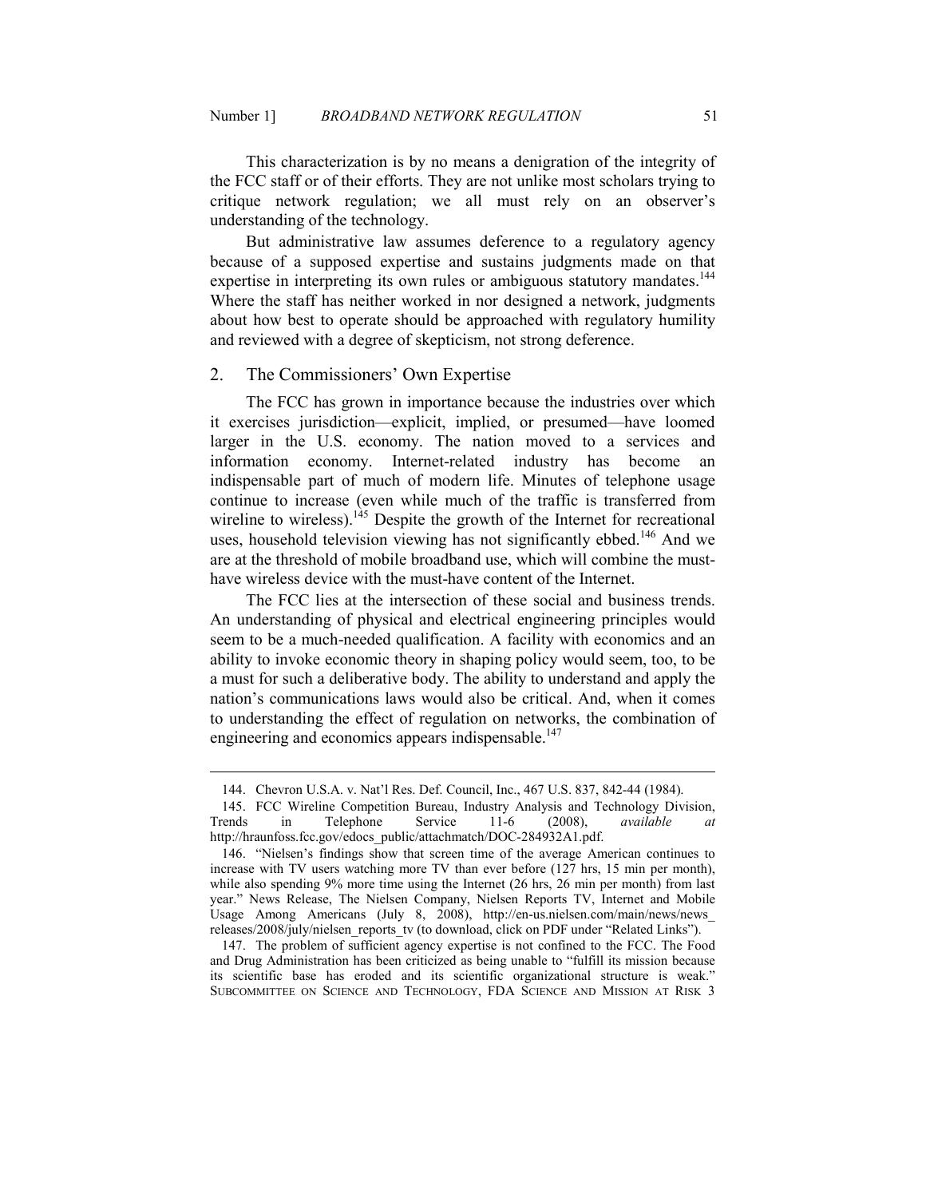This characterization is by no means a denigration of the integrity of the FCC staff or of their efforts. They are not unlike most scholars trying to critique network regulation; we all must rely on an observer's understanding of the technology.

But administrative law assumes deference to a regulatory agency because of a supposed expertise and sustains judgments made on that expertise in interpreting its own rules or ambiguous statutory mandates.[144] Where the staff has neither worked in nor designed a network, judgments about how best to operate should be approached with regulatory humility and reviewed with a degree of skepticism, not strong deference.

## 2. The Commissioners' Own Expertise

The FCC has grown in importance because the industries over which it exercises jurisdiction—explicit, implied, or presumed—have loomed larger in the U.S. economy. The nation moved to a services and information economy. Internet-related industry has become an indispensable part of much of modern life. Minutes of telephone usage continue to increase (even while much of the traffic is transferred from wireline to wireless).[145] Despite the growth of the Internet for recreational uses, household television viewing has not significantly ebbed.[146] And we are at the threshold of mobile broadband use, which will combine the must-have wireless device with the must-have content of the Internet.

The FCC lies at the intersection of these social and business trends. An understanding of physical and electrical engineering principles would seem to be a much-needed qualification. A facility with economics and an ability to invoke economic theory in shaping policy would seem, too, to be a must for such a deliberative body. The ability to understand and apply the nation's communications laws would also be critical. And, when it comes to understanding the effect of regulation on networks, the combination of engineering and economics appears indispensable.[147]

---

144. Chevron U.S.A. v. Nat'l Res. Def. Council, Inc., 467 U.S. 837, 842-44 (1984).

145. FCC Wireline Competition Bureau, Industry Analysis and Technology Division, Trends in Telephone Service 11-6 (2008), *available at* http://hraunfoss.fcc.gov/edocs_public/attachmatch/DOC-284932A1.pdf.

146. "Nielsen's findings show that screen time of the average American continues to increase with TV users watching more TV than ever before (127 hrs, 15 min per month), while also spending 9% more time using the Internet (26 hrs, 26 min per month) from last year." News Release, The Nielsen Company, Nielsen Reports TV, Internet and Mobile Usage Among Americans (July 8, 2008), http://en-us.nielsen.com/main/news/news_releases/2008/july/nielsen_reports_tv (to download, click on PDF under "Related Links").

147. The problem of sufficient agency expertise is not confined to the FCC. The Food and Drug Administration has been criticized as being unable to "fulfill its mission because its scientific base has eroded and its scientific organizational structure is weak." SUBCOMMITTEE ON SCIENCE AND TECHNOLOGY, FDA SCIENCE AND MISSION AT RISK 3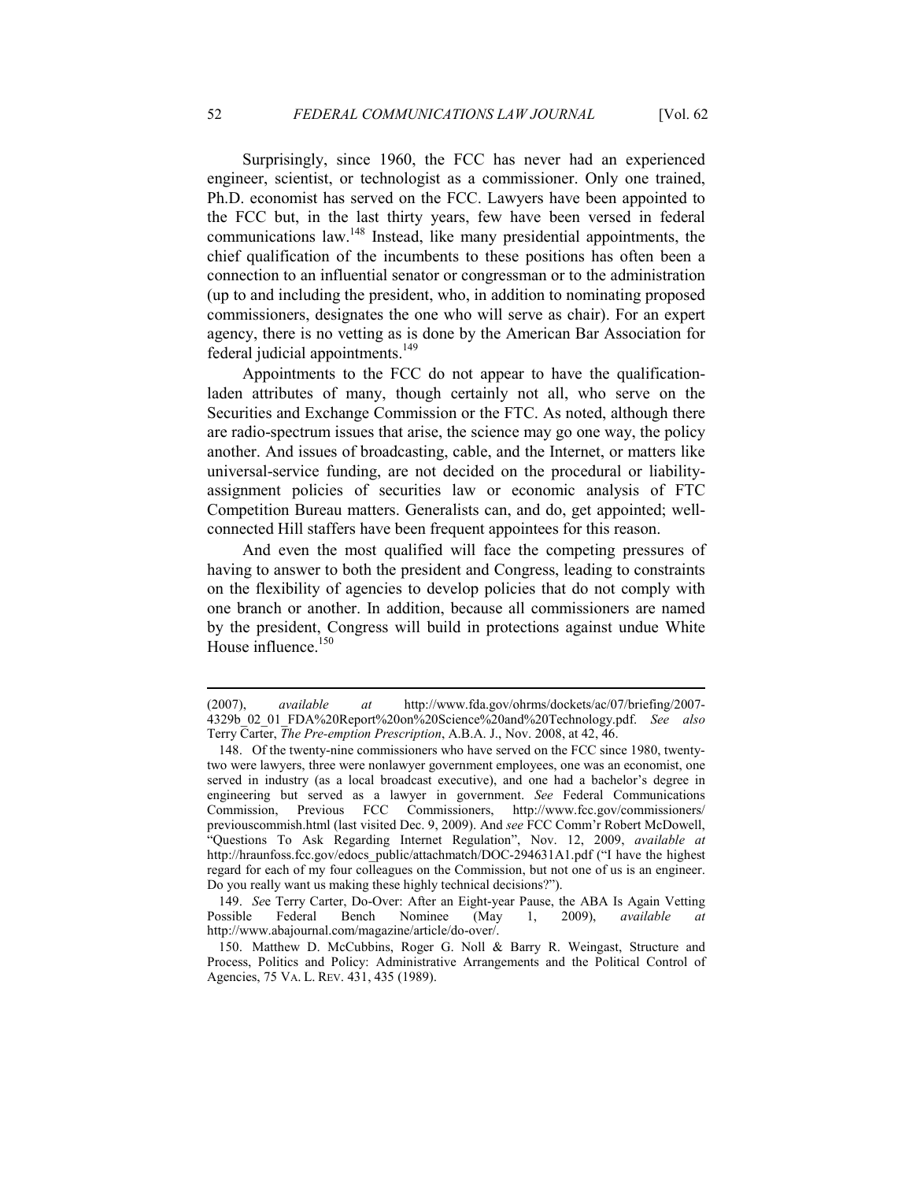Surprisingly, since 1960, the FCC has never had an experienced engineer, scientist, or technologist as a commissioner. Only one trained, Ph.D. economist has served on the FCC. Lawyers have been appointed to the FCC but, in the last thirty years, few have been versed in federal communications law.[148] Instead, like many presidential appointments, the chief qualification of the incumbents to these positions has often been a connection to an influential senator or congressman or to the administration (up to and including the president, who, in addition to nominating proposed commissioners, designates the one who will serve as chair). For an expert agency, there is no vetting as is done by the American Bar Association for federal judicial appointments.[149]

Appointments to the FCC do not appear to have the qualification-laden attributes of many, though certainly not all, who serve on the Securities and Exchange Commission or the FTC. As noted, although there are radio-spectrum issues that arise, the science may go one way, the policy another. And issues of broadcasting, cable, and the Internet, or matters like universal-service funding, are not decided on the procedural or liability-assignment policies of securities law or economic analysis of FTC Competition Bureau matters. Generalists can, and do, get appointed; well-connected Hill staffers have been frequent appointees for this reason.

And even the most qualified will face the competing pressures of having to answer to both the president and Congress, leading to constraints on the flexibility of agencies to develop policies that do not comply with one branch or another. In addition, because all commissioners are named by the president, Congress will build in protections against undue White House influence.[150]

---

(2007), *available at* http://www.fda.gov/ohrms/dockets/ac/07/briefing/2007-4329b_02_01_FDA%20Report%20on%20Science%20and%20Technology.pdf. *See also* Terry Carter, *The Pre-emption Prescription*, A.B.A. J., Nov. 2008, at 42, 46.

148. Of the twenty-nine commissioners who have served on the FCC since 1980, twenty-two were lawyers, three were nonlawyer government employees, one was an economist, one served in industry (as a local broadcast executive), and one had a bachelor's degree in engineering but served as a lawyer in government. *See* Federal Communications Commission, Previous FCC Commissioners, http://www.fcc.gov/commissioners/previouscommish.html (last visited Dec. 9, 2009). And *see* FCC Comm'r Robert McDowell, "Questions To Ask Regarding Internet Regulation", Nov. 12, 2009, *available at* http://hraunfoss.fcc.gov/edocs_public/attachmatch/DOC-294631A1.pdf ("I have the highest regard for each of my four colleagues on the Commission, but not one of us is an engineer. Do you really want us making these highly technical decisions?").

149. *See* Terry Carter, Do-Over: After an Eight-year Pause, the ABA Is Again Vetting Possible Federal Bench Nominee (May 1, 2009), *available at* http://www.abajournal.com/magazine/article/do-over/.

150. Matthew D. McCubbins, Roger G. Noll & Barry R. Weingast, Structure and Process, Politics and Policy: Administrative Arrangements and the Political Control of Agencies, 75 VA. L. REV. 431, 435 (1989).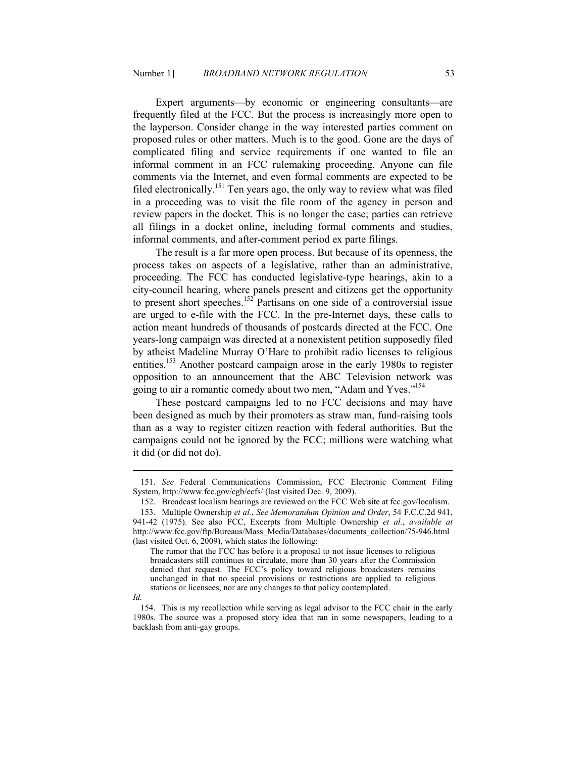Expert arguments—by economic or engineering consultants—are frequently filed at the FCC. But the process is increasingly more open to the layperson. Consider change in the way interested parties comment on proposed rules or other matters. Much is to the good. Gone are the days of complicated filing and service requirements if one wanted to file an informal comment in an FCC rulemaking proceeding. Anyone can file comments via the Internet, and even formal comments are expected to be filed electronically.[151] Ten years ago, the only way to review what was filed in a proceeding was to visit the file room of the agency in person and review papers in the docket. This is no longer the case; parties can retrieve all filings in a docket online, including formal comments and studies, informal comments, and after-comment period ex parte filings.

The result is a far more open process. But because of its openness, the process takes on aspects of a legislative, rather than an administrative, proceeding. The FCC has conducted legislative-type hearings, akin to a city-council hearing, where panels present and citizens get the opportunity to present short speeches.[152] Partisans on one side of a controversial issue are urged to e-file with the FCC. In the pre-Internet days, these calls to action meant hundreds of thousands of postcards directed at the FCC. One years-long campaign was directed at a nonexistent petition supposedly filed by atheist Madeline Murray O'Hare to prohibit radio licenses to religious entities.[153] Another postcard campaign arose in the early 1980s to register opposition to an announcement that the ABC Television network was going to air a romantic comedy about two men, "Adam and Yves."[154]

These postcard campaigns led to no FCC decisions and may have been designed as much by their promoters as straw man, fund-raising tools than as a way to register citizen reaction with federal authorities. But the campaigns could not be ignored by the FCC; millions were watching what it did (or did not do).

---

151. *See* Federal Communications Commission, FCC Electronic Comment Filing System, http://www.fcc.gov/cgb/ecfs/ (last visited Dec. 9, 2009).

152. Broadcast localism hearings are reviewed on the FCC Web site at fcc.gov/localism.

153. Multiple Ownership *et al.*, *See Memorandum Opinion and Order*, 54 F.C.C.2d 941, 941-42 (1975). See also FCC, Excerpts from Multiple Ownership *et al.*, *available at* http://www.fcc.gov/ftp/Bureaus/Mass_Media/Databases/documents_collection/75-946.html (last visited Oct. 6, 2009), which states the following:

> The rumor that the FCC has before it a proposal to not issue licenses to religious broadcasters still continues to circulate, more than 30 years after the Commission denied that request. The FCC's policy toward religious broadcasters remains unchanged in that no special provisions or restrictions are applied to religious stations or licensees, nor are any changes to that policy contemplated.

*Id.*

154. This is my recollection while serving as legal advisor to the FCC chair in the early 1980s. The source was a proposed story idea that ran in some newspapers, leading to a backlash from anti-gay groups.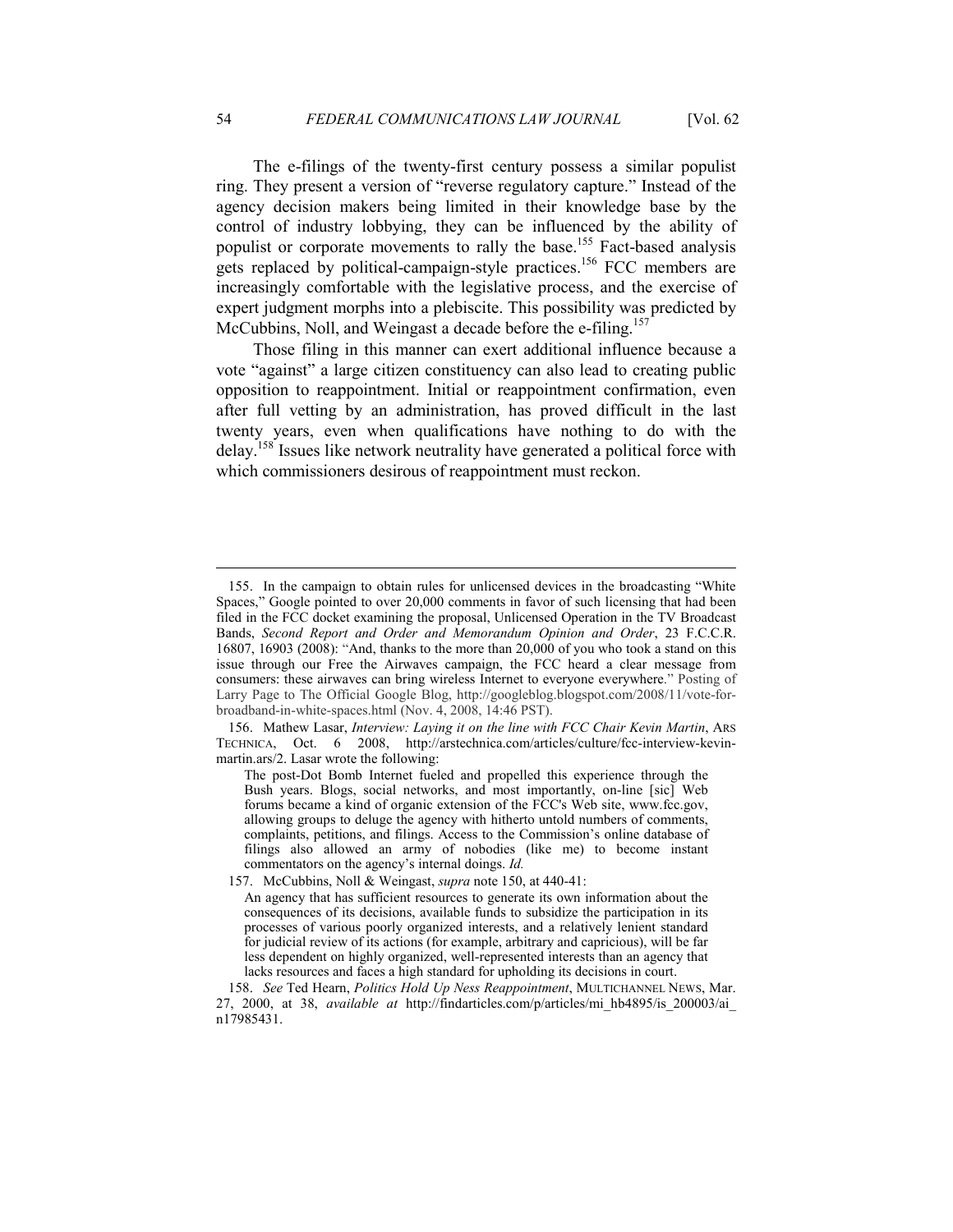The e-filings of the twenty-first century possess a similar populist ring. They present a version of "reverse regulatory capture." Instead of the agency decision makers being limited in their knowledge base by the control of industry lobbying, they can be influenced by the ability of populist or corporate movements to rally the base.[155] Fact-based analysis gets replaced by political-campaign-style practices.[156] FCC members are increasingly comfortable with the legislative process, and the exercise of expert judgment morphs into a plebiscite. This possibility was predicted by McCubbins, Noll, and Weingast a decade before the e-filing.[157]

Those filing in this manner can exert additional influence because a vote "against" a large citizen constituency can also lead to creating public opposition to reappointment. Initial or reappointment confirmation, even after full vetting by an administration, has proved difficult in the last twenty years, even when qualifications have nothing to do with the delay.[158] Issues like network neutrality have generated a political force with which commissioners desirous of reappointment must reckon.

---

155. In the campaign to obtain rules for unlicensed devices in the broadcasting "White Spaces," Google pointed to over 20,000 comments in favor of such licensing that had been filed in the FCC docket examining the proposal, Unlicensed Operation in the TV Broadcast Bands, *Second Report and Order and Memorandum Opinion and Order*, 23 F.C.C.R. 16807, 16903 (2008): "And, thanks to the more than 20,000 of you who took a stand on this issue through our Free the Airwaves campaign, the FCC heard a clear message from consumers: these airwaves can bring wireless Internet to everyone everywhere." Posting of Larry Page to The Official Google Blog, http://googleblog.blogspot.com/2008/11/vote-for-broadband-in-white-spaces.html (Nov. 4, 2008, 14:46 PST).

156. Mathew Lasar, *Interview: Laying it on the line with FCC Chair Kevin Martin*, ARS TECHNICA, Oct. 6 2008, http://arstechnica.com/articles/culture/fcc-interview-kevin-martin.ars/2. Lasar wrote the following:

> The post-Dot Bomb Internet fueled and propelled this experience through the Bush years. Blogs, social networks, and most importantly, on-line [sic] Web forums became a kind of organic extension of the FCC's Web site, www.fcc.gov, allowing groups to deluge the agency with hitherto untold numbers of comments, complaints, petitions, and filings. Access to the Commission's online database of filings also allowed an army of nobodies (like me) to become instant commentators on the agency's internal doings. *Id.*

157. McCubbins, Noll & Weingast, *supra* note 150, at 440-41:

> An agency that has sufficient resources to generate its own information about the consequences of its decisions, available funds to subsidize the participation in its processes of various poorly organized interests, and a relatively lenient standard for judicial review of its actions (for example, arbitrary and capricious), will be far less dependent on highly organized, well-represented interests than an agency that lacks resources and faces a high standard for upholding its decisions in court.

158. *See* Ted Hearn, *Politics Hold Up Ness Reappointment*, MULTICHANNEL NEWS, Mar. 27, 2000, at 38, *available at* http://findarticles.com/p/articles/mi_hb4895/is_200003/ai_n17985431.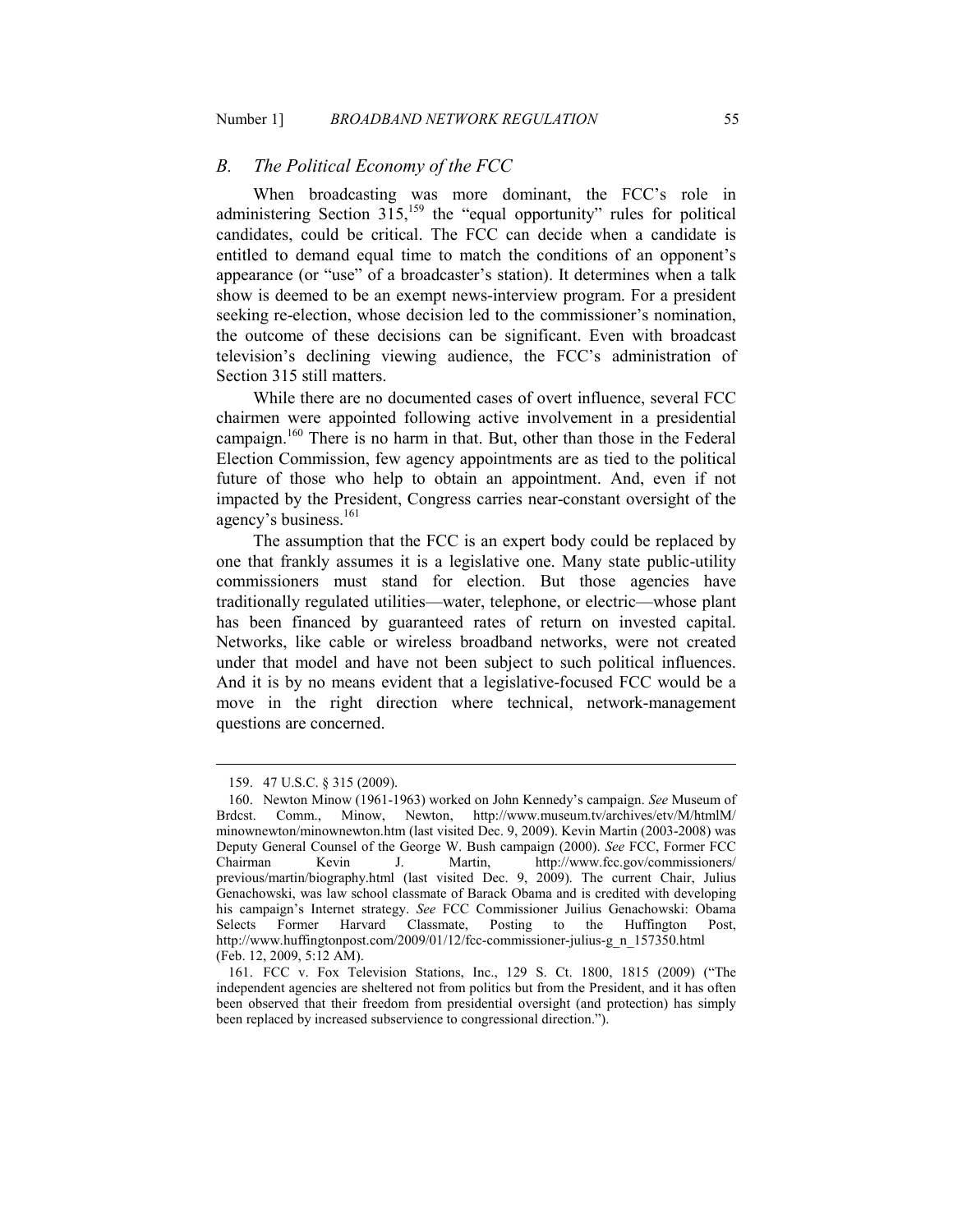### *B. The Political Economy of the FCC*

When broadcasting was more dominant, the FCC's role in administering Section 315,[159] the "equal opportunity" rules for political candidates, could be critical. The FCC can decide when a candidate is entitled to demand equal time to match the conditions of an opponent's appearance (or "use" of a broadcaster's station). It determines when a talk show is deemed to be an exempt news-interview program. For a president seeking re-election, whose decision led to the commissioner's nomination, the outcome of these decisions can be significant. Even with broadcast television's declining viewing audience, the FCC's administration of Section 315 still matters.

While there are no documented cases of overt influence, several FCC chairmen were appointed following active involvement in a presidential campaign.[160] There is no harm in that. But, other than those in the Federal Election Commission, few agency appointments are as tied to the political future of those who help to obtain an appointment. And, even if not impacted by the President, Congress carries near-constant oversight of the agency's business.[161]

The assumption that the FCC is an expert body could be replaced by one that frankly assumes it is a legislative one. Many state public-utility commissioners must stand for election. But those agencies have traditionally regulated utilities—water, telephone, or electric—whose plant has been financed by guaranteed rates of return on invested capital. Networks, like cable or wireless broadband networks, were not created under that model and have not been subject to such political influences. And it is by no means evident that a legislative-focused FCC would be a move in the right direction where technical, network-management questions are concerned.

---

159. 47 U.S.C. § 315 (2009).

160. Newton Minow (1961-1963) worked on John Kennedy's campaign. *See* Museum of Brdcst. Comm., Minow, Newton, http://www.museum.tv/archives/etv/M/htmlM/minownewton/minownewton.htm (last visited Dec. 9, 2009). Kevin Martin (2003-2008) was Deputy General Counsel of the George W. Bush campaign (2000). *See* FCC, Former FCC Chairman Kevin J. Martin, http://www.fcc.gov/commissioners/previous/martin/biography.html (last visited Dec. 9, 2009). The current Chair, Julius Genachowski, was law school classmate of Barack Obama and is credited with developing his campaign's Internet strategy. *See* FCC Commissioner Juilius Genachowski: Obama Selects Former Harvard Classmate, Posting to the Huffington Post, http://www.huffingtonpost.com/2009/01/12/fcc-commissioner-julius-g_n_157350.html (Feb. 12, 2009, 5:12 AM).

161. FCC v. Fox Television Stations, Inc., 129 S. Ct. 1800, 1815 (2009) ("The independent agencies are sheltered not from politics but from the President, and it has often been observed that their freedom from presidential oversight (and protection) has simply been replaced by increased subservience to congressional direction.").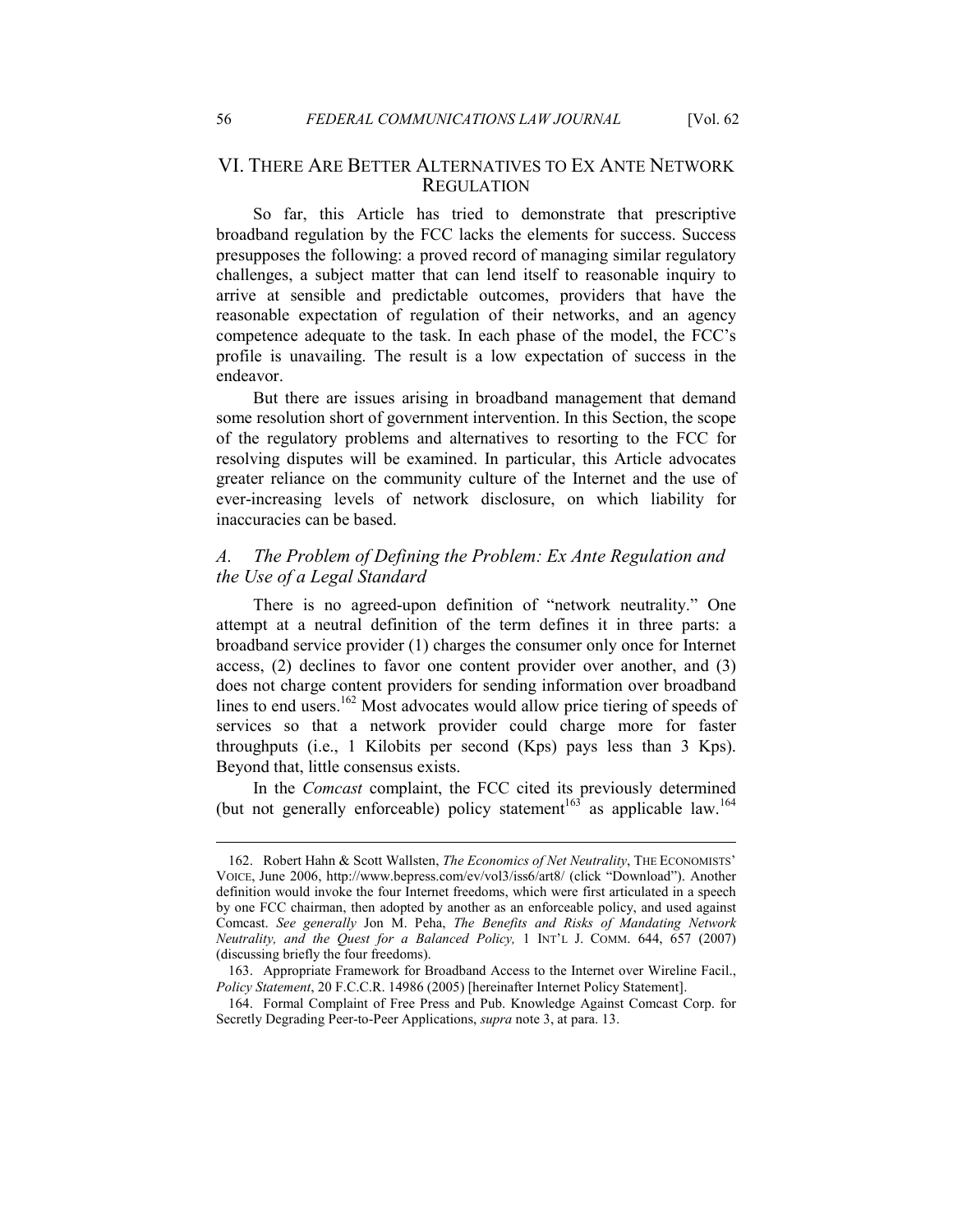## VI. THERE ARE BETTER ALTERNATIVES TO EX ANTE NETWORK REGULATION

So far, this Article has tried to demonstrate that prescriptive broadband regulation by the FCC lacks the elements for success. Success presupposes the following: a proved record of managing similar regulatory challenges, a subject matter that can lend itself to reasonable inquiry to arrive at sensible and predictable outcomes, providers that have the reasonable expectation of regulation of their networks, and an agency competence adequate to the task. In each phase of the model, the FCC's profile is unavailing. The result is a low expectation of success in the endeavor.

But there are issues arising in broadband management that demand some resolution short of government intervention. In this Section, the scope of the regulatory problems and alternatives to resorting to the FCC for resolving disputes will be examined. In particular, this Article advocates greater reliance on the community culture of the Internet and the use of ever-increasing levels of network disclosure, on which liability for inaccuracies can be based.

### *A. The Problem of Defining the Problem: Ex Ante Regulation and the Use of a Legal Standard*

There is no agreed-upon definition of "network neutrality." One attempt at a neutral definition of the term defines it in three parts: a broadband service provider (1) charges the consumer only once for Internet access, (2) declines to favor one content provider over another, and (3) does not charge content providers for sending information over broadband lines to end users.[162] Most advocates would allow price tiering of speeds of services so that a network provider could charge more for faster throughputs (i.e., 1 Kilobits per second (Kps) pays less than 3 Kps). Beyond that, little consensus exists.

In the *Comcast* complaint, the FCC cited its previously determined (but not generally enforceable) policy statement[163] as applicable law.[164]

---

162. Robert Hahn & Scott Wallsten, *The Economics of Net Neutrality*, THE ECONOMISTS' VOICE, June 2006, http://www.bepress.com/ev/vol3/iss6/art8/ (click "Download"). Another definition would invoke the four Internet freedoms, which were first articulated in a speech by one FCC chairman, then adopted by another as an enforceable policy, and used against Comcast. *See generally* Jon M. Peha, *The Benefits and Risks of Mandating Network Neutrality, and the Quest for a Balanced Policy,* 1 INT'L J. COMM. 644, 657 (2007) (discussing briefly the four freedoms).

163. Appropriate Framework for Broadband Access to the Internet over Wireline Facil., *Policy Statement*, 20 F.C.C.R. 14986 (2005) [hereinafter Internet Policy Statement].

164. Formal Complaint of Free Press and Pub. Knowledge Against Comcast Corp. for Secretly Degrading Peer-to-Peer Applications, *supra* note 3, at para. 13.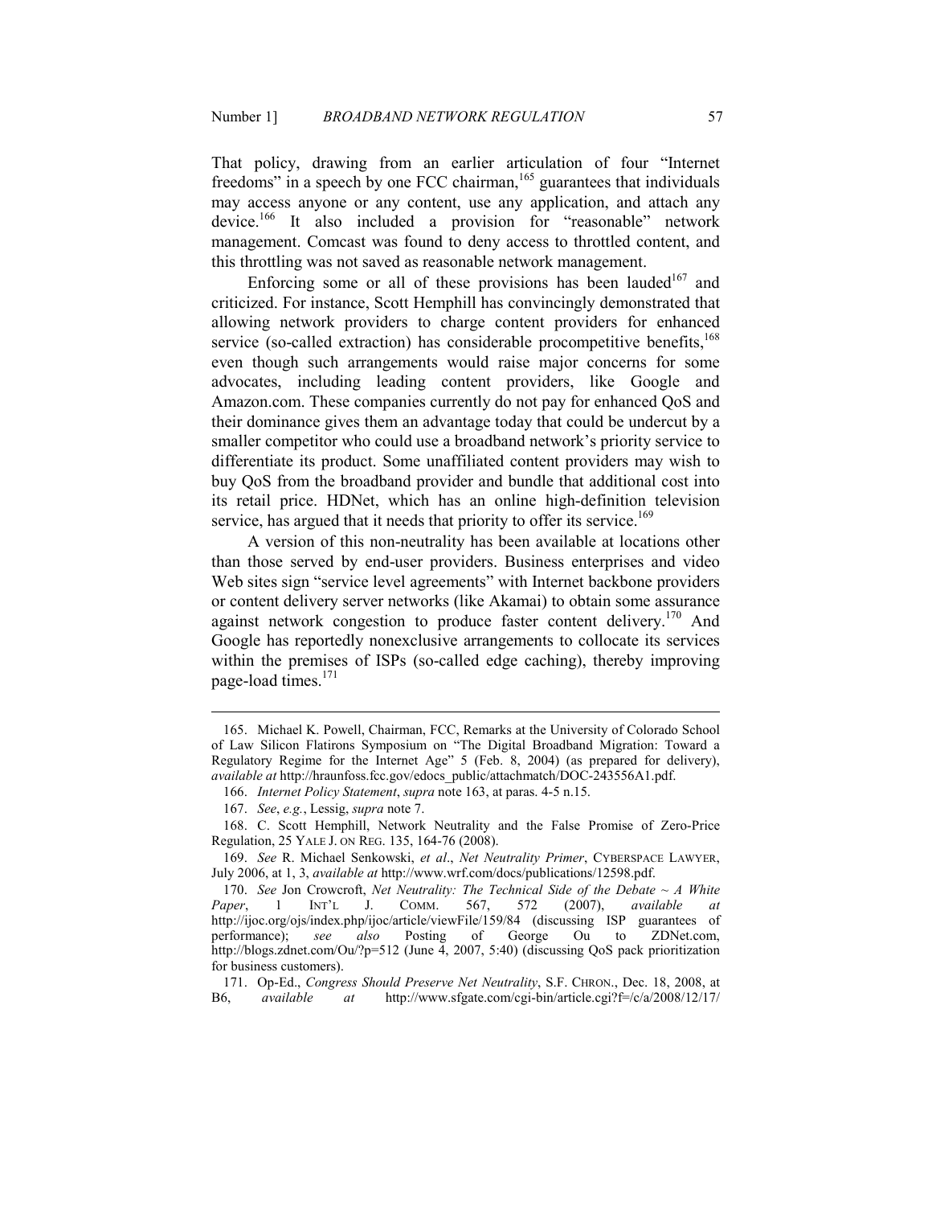That policy, drawing from an earlier articulation of four "Internet freedoms" in a speech by one FCC chairman,[165] guarantees that individuals may access anyone or any content, use any application, and attach any device.[166] It also included a provision for "reasonable" network management. Comcast was found to deny access to throttled content, and this throttling was not saved as reasonable network management.

Enforcing some or all of these provisions has been lauded[167] and criticized. For instance, Scott Hemphill has convincingly demonstrated that allowing network providers to charge content providers for enhanced service (so-called extraction) has considerable procompetitive benefits,[168] even though such arrangements would raise major concerns for some advocates, including leading content providers, like Google and Amazon.com. These companies currently do not pay for enhanced QoS and their dominance gives them an advantage today that could be undercut by a smaller competitor who could use a broadband network's priority service to differentiate its product. Some unaffiliated content providers may wish to buy QoS from the broadband provider and bundle that additional cost into its retail price. HDNet, which has an online high-definition television service, has argued that it needs that priority to offer its service.[169]

A version of this non-neutrality has been available at locations other than those served by end-user providers. Business enterprises and video Web sites sign "service level agreements" with Internet backbone providers or content delivery server networks (like Akamai) to obtain some assurance against network congestion to produce faster content delivery.[170] And Google has reportedly nonexclusive arrangements to collocate its services within the premises of ISPs (so-called edge caching), thereby improving page-load times.[171]

---

165. Michael K. Powell, Chairman, FCC, Remarks at the University of Colorado School of Law Silicon Flatirons Symposium on "The Digital Broadband Migration: Toward a Regulatory Regime for the Internet Age" 5 (Feb. 8, 2004) (as prepared for delivery), *available at* http://hraunfoss.fcc.gov/edocs_public/attachmatch/DOC-243556A1.pdf.

166. *Internet Policy Statement*, *supra* note 163, at paras. 4-5 n.15.

167. *See*, *e.g.*, Lessig, *supra* note 7.

168. C. Scott Hemphill, Network Neutrality and the False Promise of Zero-Price Regulation, 25 YALE J. ON REG. 135, 164-76 (2008).

169. *See* R. Michael Senkowski, *et al*., *Net Neutrality Primer*, CYBERSPACE LAWYER, July 2006, at 1, 3, *available at* http://www.wrf.com/docs/publications/12598.pdf.

170. *See* Jon Crowcroft, *Net Neutrality: The Technical Side of the Debate ~ A White Paper*, 1 INT'L J. COMM. 567, 572 (2007), *available at* http://ijoc.org/ojs/index.php/ijoc/article/viewFile/159/84 (discussing ISP guarantees of performance); *see also* Posting of George Ou to ZDNet.com, http://blogs.zdnet.com/Ou/?p=512 (June 4, 2007, 5:40) (discussing QoS pack prioritization for business customers).

171. Op-Ed., *Congress Should Preserve Net Neutrality*, S.F. CHRON., Dec. 18, 2008, at B6, *available at* http://www.sfgate.com/cgi-bin/article.cgi?f=/c/a/2008/12/17/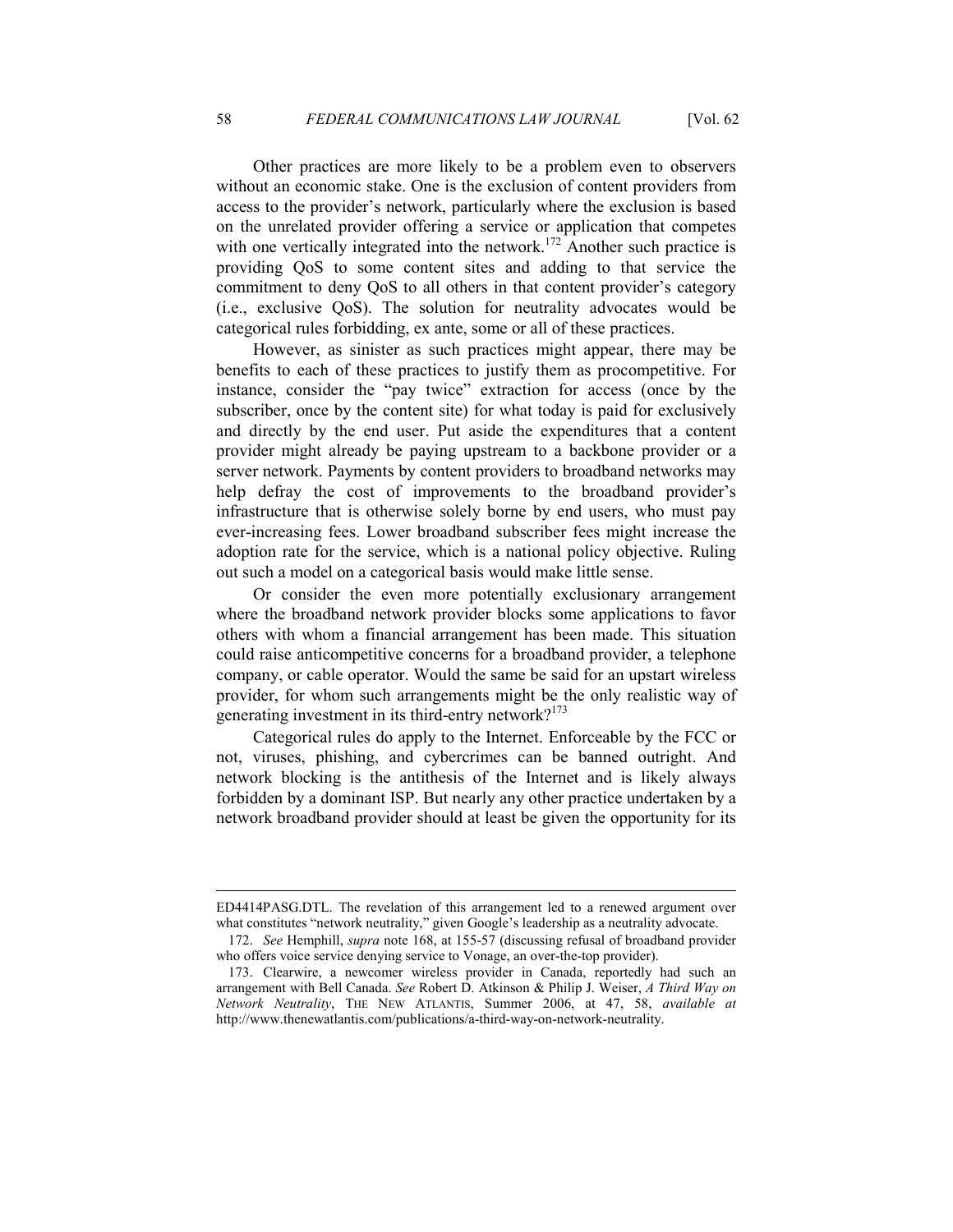Other practices are more likely to be a problem even to observers without an economic stake. One is the exclusion of content providers from access to the provider's network, particularly where the exclusion is based on the unrelated provider offering a service or application that competes with one vertically integrated into the network.[172] Another such practice is providing QoS to some content sites and adding to that service the commitment to deny QoS to all others in that content provider's category (i.e., exclusive QoS). The solution for neutrality advocates would be categorical rules forbidding, ex ante, some or all of these practices.

However, as sinister as such practices might appear, there may be benefits to each of these practices to justify them as procompetitive. For instance, consider the "pay twice" extraction for access (once by the subscriber, once by the content site) for what today is paid for exclusively and directly by the end user. Put aside the expenditures that a content provider might already be paying upstream to a backbone provider or a server network. Payments by content providers to broadband networks may help defray the cost of improvements to the broadband provider's infrastructure that is otherwise solely borne by end users, who must pay ever-increasing fees. Lower broadband subscriber fees might increase the adoption rate for the service, which is a national policy objective. Ruling out such a model on a categorical basis would make little sense.

Or consider the even more potentially exclusionary arrangement where the broadband network provider blocks some applications to favor others with whom a financial arrangement has been made. This situation could raise anticompetitive concerns for a broadband provider, a telephone company, or cable operator. Would the same be said for an upstart wireless provider, for whom such arrangements might be the only realistic way of generating investment in its third-entry network?[173]

Categorical rules do apply to the Internet. Enforceable by the FCC or not, viruses, phishing, and cybercrimes can be banned outright. And network blocking is the antithesis of the Internet and is likely always forbidden by a dominant ISP. But nearly any other practice undertaken by a network broadband provider should at least be given the opportunity for its

---

ED4414PASG.DTL. The revelation of this arrangement led to a renewed argument over what constitutes "network neutrality," given Google's leadership as a neutrality advocate.

172. *See* Hemphill, *supra* note 168, at 155-57 (discussing refusal of broadband provider who offers voice service denying service to Vonage, an over-the-top provider).

173. Clearwire, a newcomer wireless provider in Canada, reportedly had such an arrangement with Bell Canada. *See* Robert D. Atkinson & Philip J. Weiser, *A Third Way on Network Neutrality*, THE NEW ATLANTIS, Summer 2006, at 47, 58, *available at* http://www.thenewatlantis.com/publications/a-third-way-on-network-neutrality.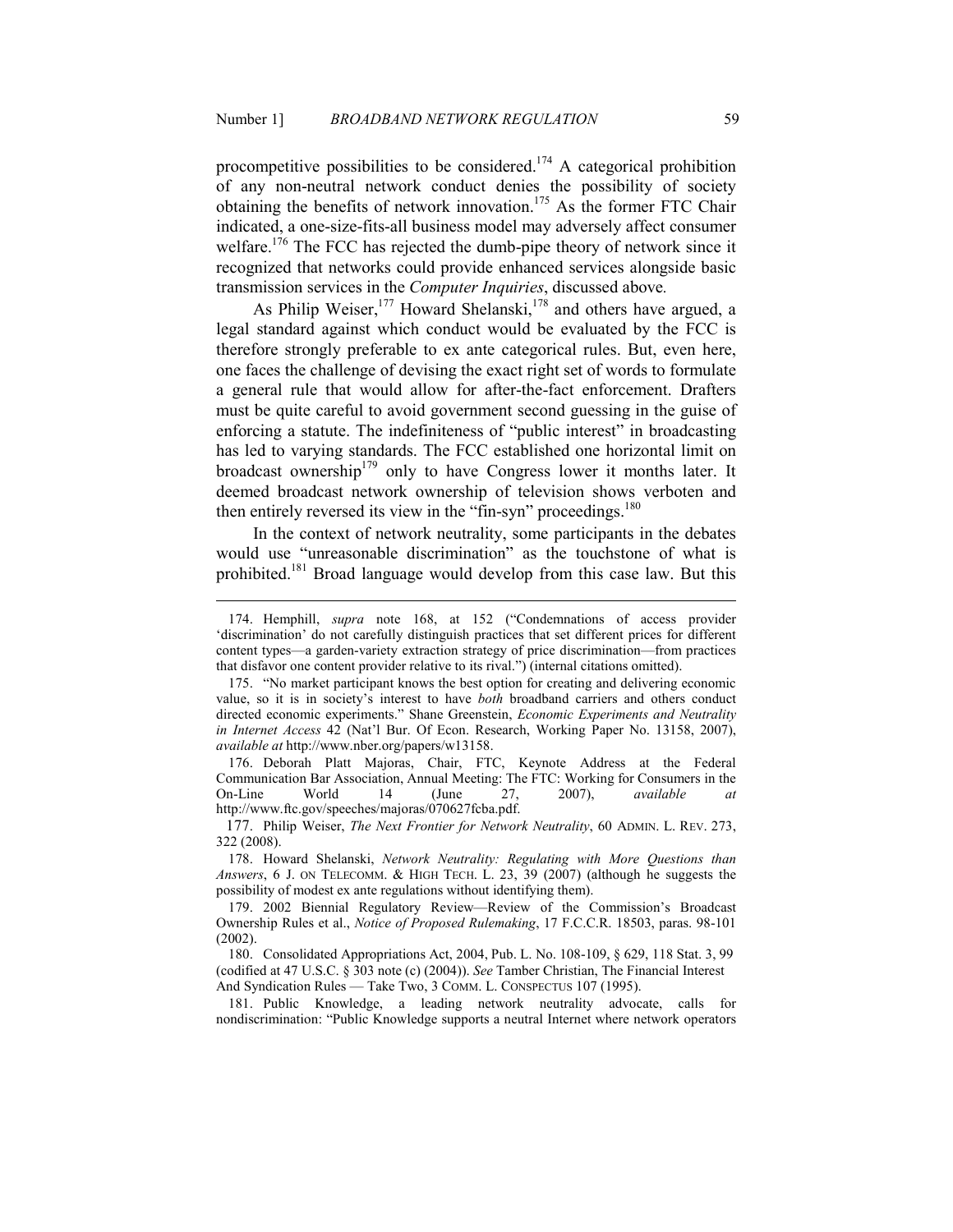procompetitive possibilities to be considered.[174] A categorical prohibition of any non-neutral network conduct denies the possibility of society obtaining the benefits of network innovation.[175] As the former FTC Chair indicated, a one-size-fits-all business model may adversely affect consumer welfare.[176] The FCC has rejected the dumb-pipe theory of network since it recognized that networks could provide enhanced services alongside basic transmission services in the *Computer Inquiries*, discussed above.

As Philip Weiser,[177] Howard Shelanski,[178] and others have argued, a legal standard against which conduct would be evaluated by the FCC is therefore strongly preferable to ex ante categorical rules. But, even here, one faces the challenge of devising the exact right set of words to formulate a general rule that would allow for after-the-fact enforcement. Drafters must be quite careful to avoid government second guessing in the guise of enforcing a statute. The indefiniteness of "public interest" in broadcasting has led to varying standards. The FCC established one horizontal limit on broadcast ownership[179] only to have Congress lower it months later. It deemed broadcast network ownership of television shows verboten and then entirely reversed its view in the "fin-syn" proceedings.[180]

In the context of network neutrality, some participants in the debates would use "unreasonable discrimination" as the touchstone of what is prohibited.[181] Broad language would develop from this case law. But this

---

174. Hemphill, *supra* note 168, at 152 ("Condemnations of access provider 'discrimination' do not carefully distinguish practices that set different prices for different content types—a garden-variety extraction strategy of price discrimination—from practices that disfavor one content provider relative to its rival.") (internal citations omitted).

175. "No market participant knows the best option for creating and delivering economic value, so it is in society's interest to have *both* broadband carriers and others conduct directed economic experiments." Shane Greenstein, *Economic Experiments and Neutrality in Internet Access* 42 (Nat'l Bur. Of Econ. Research, Working Paper No. 13158, 2007), *available at* http://www.nber.org/papers/w13158.

176. Deborah Platt Majoras, Chair, FTC, Keynote Address at the Federal Communication Bar Association, Annual Meeting: The FTC: Working for Consumers in the On-Line World 14 (June 27, 2007), *available at* http://www.ftc.gov/speeches/majoras/070627fcba.pdf.

177. Philip Weiser, *The Next Frontier for Network Neutrality*, 60 ADMIN. L. REV. 273, 322 (2008).

178. Howard Shelanski, *Network Neutrality: Regulating with More Questions than Answers*, 6 J. ON TELECOMM. & HIGH TECH. L. 23, 39 (2007) (although he suggests the possibility of modest ex ante regulations without identifying them).

179. 2002 Biennial Regulatory Review—Review of the Commission's Broadcast Ownership Rules et al., *Notice of Proposed Rulemaking*, 17 F.C.C.R. 18503, paras. 98-101 (2002).

180. Consolidated Appropriations Act, 2004, Pub. L. No. 108-109, § 629, 118 Stat. 3, 99 (codified at 47 U.S.C. § 303 note (c) (2004)). *See* Tamber Christian, The Financial Interest And Syndication Rules — Take Two, 3 COMM. L. CONSPECTUS 107 (1995).

181. Public Knowledge, a leading network neutrality advocate, calls for nondiscrimination: "Public Knowledge supports a neutral Internet where network operators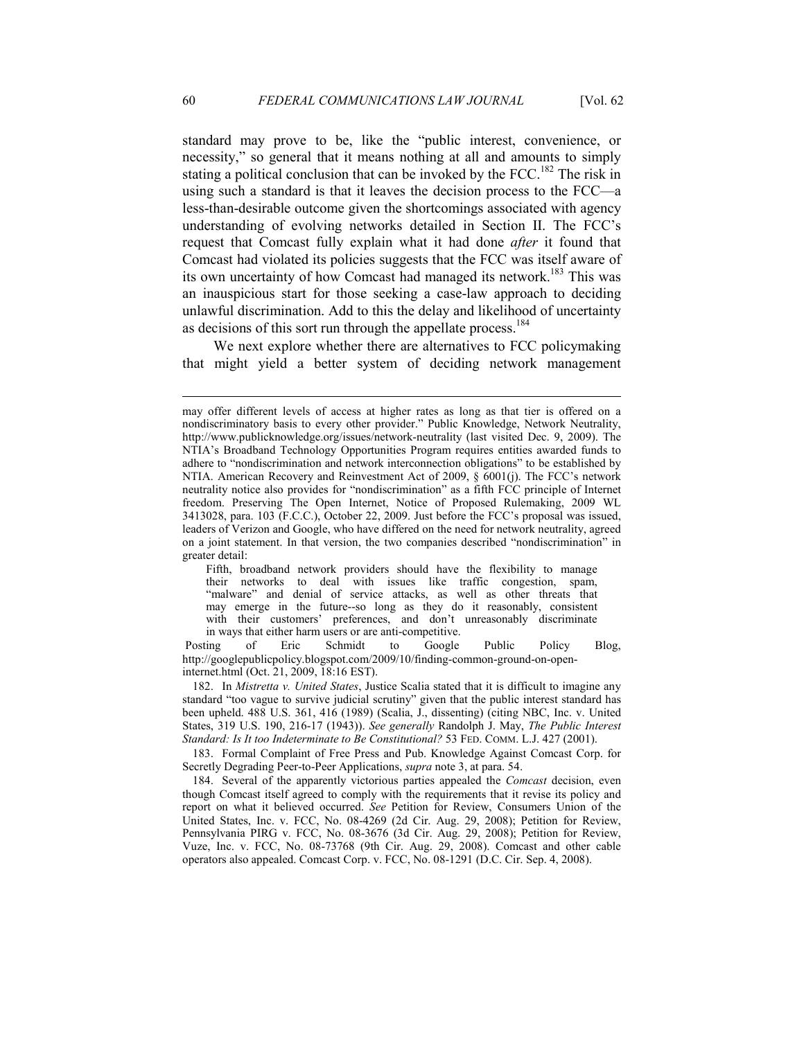standard may prove to be, like the "public interest, convenience, or necessity," so general that it means nothing at all and amounts to simply stating a political conclusion that can be invoked by the FCC.[182] The risk in using such a standard is that it leaves the decision process to the FCC—a less-than-desirable outcome given the shortcomings associated with agency understanding of evolving networks detailed in Section II. The FCC's request that Comcast fully explain what it had done *after* it found that Comcast had violated its policies suggests that the FCC was itself aware of its own uncertainty of how Comcast had managed its network.[183] This was an inauspicious start for those seeking a case-law approach to deciding unlawful discrimination. Add to this the delay and likelihood of uncertainty as decisions of this sort run through the appellate process.[184]

We next explore whether there are alternatives to FCC policymaking that might yield a better system of deciding network management

---

may offer different levels of access at higher rates as long as that tier is offered on a nondiscriminatory basis to every other provider." Public Knowledge, Network Neutrality, http://www.publicknowledge.org/issues/network-neutrality (last visited Dec. 9, 2009). The NTIA's Broadband Technology Opportunities Program requires entities awarded funds to adhere to "nondiscrimination and network interconnection obligations" to be established by NTIA. American Recovery and Reinvestment Act of 2009, § 6001(j). The FCC's network neutrality notice also provides for "nondiscrimination" as a fifth FCC principle of Internet freedom. Preserving The Open Internet, Notice of Proposed Rulemaking, 2009 WL 3413028, para. 103 (F.C.C.), October 22, 2009. Just before the FCC's proposal was issued, leaders of Verizon and Google, who have differed on the need for network neutrality, agreed on a joint statement. In that version, the two companies described "nondiscrimination" in greater detail:

> Fifth, broadband network providers should have the flexibility to manage their networks to deal with issues like traffic congestion, spam, "malware" and denial of service attacks, as well as other threats that may emerge in the future--so long as they do it reasonably, consistent with their customers' preferences, and don't unreasonably discriminate in ways that either harm users or are anti-competitive.

Posting of Eric Schmidt to Google Public Policy Blog, http://googlepublicpolicy.blogspot.com/2009/10/finding-common-ground-on-open-internet.html (Oct. 21, 2009, 18:16 EST).

182. In *Mistretta v. United States*, Justice Scalia stated that it is difficult to imagine any standard "too vague to survive judicial scrutiny" given that the public interest standard has been upheld. 488 U.S. 361, 416 (1989) (Scalia, J., dissenting) (citing NBC, Inc. v. United States, 319 U.S. 190, 216-17 (1943)). *See generally* Randolph J. May, *The Public Interest Standard: Is It too Indeterminate to Be Constitutional?* 53 FED. COMM. L.J. 427 (2001).

183. Formal Complaint of Free Press and Pub. Knowledge Against Comcast Corp. for Secretly Degrading Peer-to-Peer Applications, *supra* note 3, at para. 54.

184. Several of the apparently victorious parties appealed the *Comcast* decision, even though Comcast itself agreed to comply with the requirements that it revise its policy and report on what it believed occurred. *See* Petition for Review, Consumers Union of the United States, Inc. v. FCC, No. 08-4269 (2d Cir. Aug. 29, 2008); Petition for Review, Pennsylvania PIRG v. FCC, No. 08-3676 (3d Cir. Aug. 29, 2008); Petition for Review, Vuze, Inc. v. FCC, No. 08-73768 (9th Cir. Aug. 29, 2008). Comcast and other cable operators also appealed. Comcast Corp. v. FCC, No. 08-1291 (D.C. Cir. Sep. 4, 2008).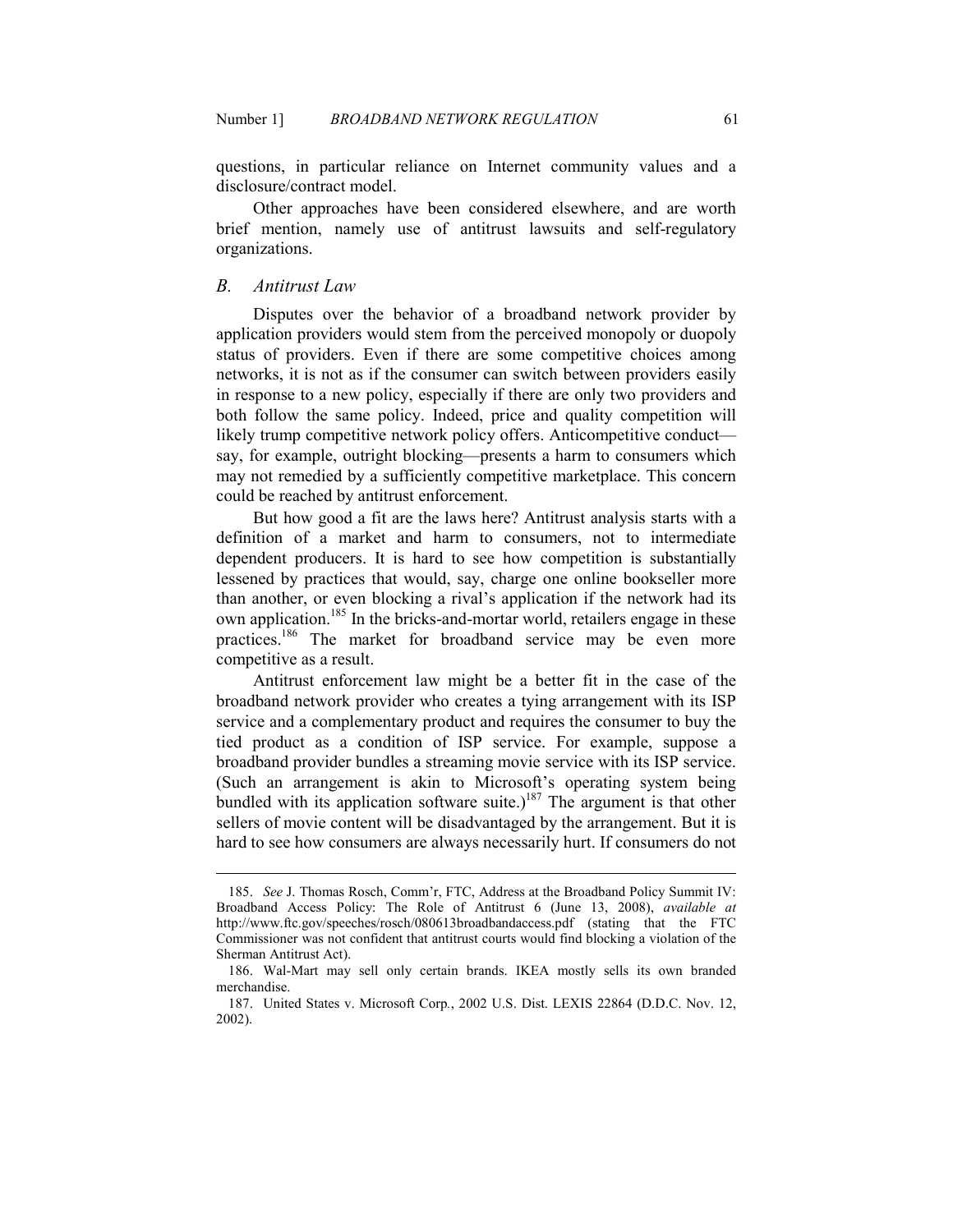questions, in particular reliance on Internet community values and a disclosure/contract model.

Other approaches have been considered elsewhere, and are worth brief mention, namely use of antitrust lawsuits and self-regulatory organizations.

### *B. Antitrust Law*

Disputes over the behavior of a broadband network provider by application providers would stem from the perceived monopoly or duopoly status of providers. Even if there are some competitive choices among networks, it is not as if the consumer can switch between providers easily in response to a new policy, especially if there are only two providers and both follow the same policy. Indeed, price and quality competition will likely trump competitive network policy offers. Anticompetitive conduct—say, for example, outright blocking—presents a harm to consumers which may not remedied by a sufficiently competitive marketplace. This concern could be reached by antitrust enforcement.

But how good a fit are the laws here? Antitrust analysis starts with a definition of a market and harm to consumers, not to intermediate dependent producers. It is hard to see how competition is substantially lessened by practices that would, say, charge one online bookseller more than another, or even blocking a rival's application if the network had its own application.[185] In the bricks-and-mortar world, retailers engage in these practices.[186] The market for broadband service may be even more competitive as a result.

Antitrust enforcement law might be a better fit in the case of the broadband network provider who creates a tying arrangement with its ISP service and a complementary product and requires the consumer to buy the tied product as a condition of ISP service. For example, suppose a broadband provider bundles a streaming movie service with its ISP service. (Such an arrangement is akin to Microsoft's operating system being bundled with its application software suite.)[187] The argument is that other sellers of movie content will be disadvantaged by the arrangement. But it is hard to see how consumers are always necessarily hurt. If consumers do not

---

185. *See* J. Thomas Rosch, Comm'r, FTC, Address at the Broadband Policy Summit IV: Broadband Access Policy: The Role of Antitrust 6 (June 13, 2008), *available at* http://www.ftc.gov/speeches/rosch/080613broadbandaccess.pdf (stating that the FTC Commissioner was not confident that antitrust courts would find blocking a violation of the Sherman Antitrust Act).

186. Wal-Mart may sell only certain brands. IKEA mostly sells its own branded merchandise.

187. United States v. Microsoft Corp., 2002 U.S. Dist. LEXIS 22864 (D.D.C. Nov. 12, 2002).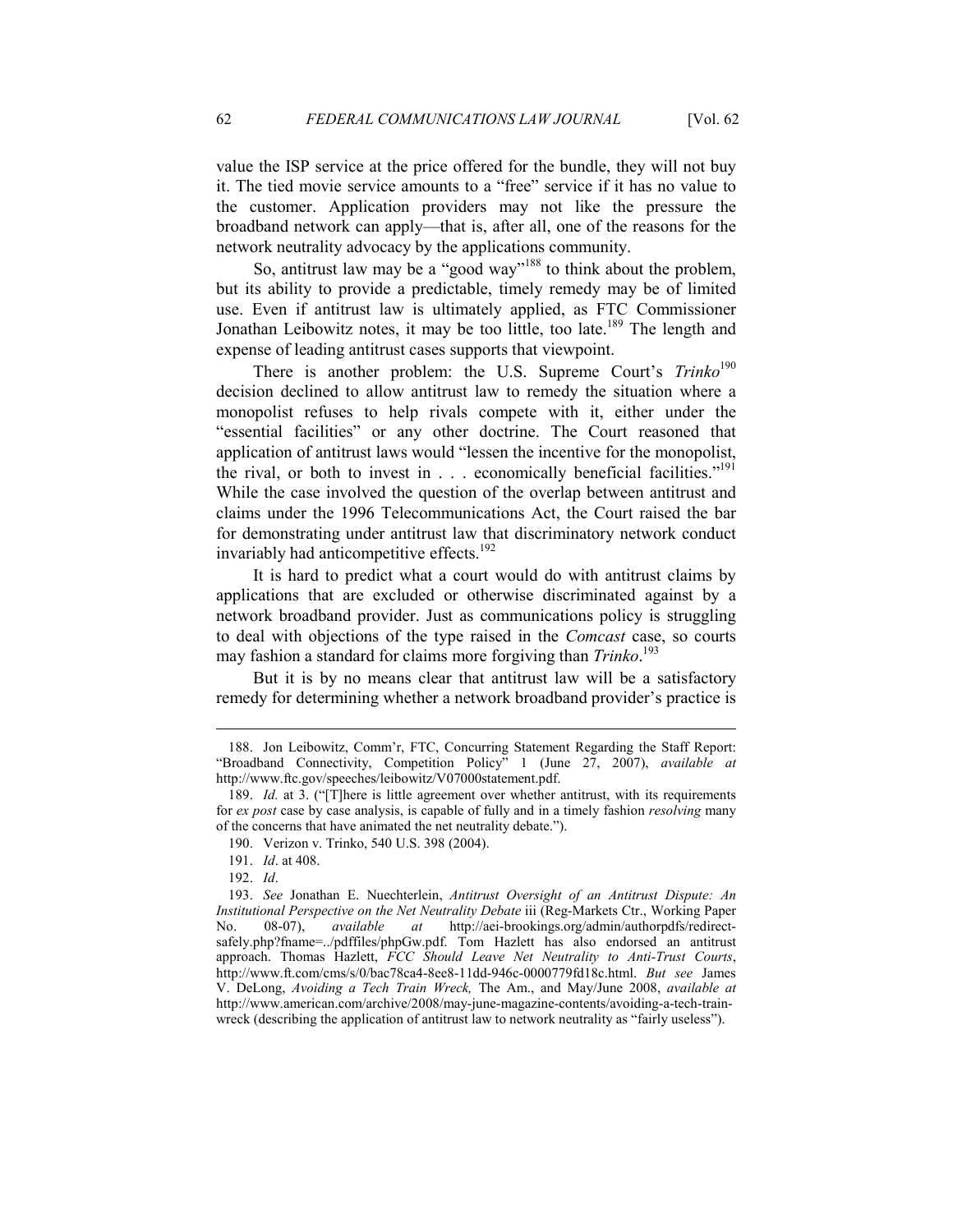value the ISP service at the price offered for the bundle, they will not buy it. The tied movie service amounts to a "free" service if it has no value to the customer. Application providers may not like the pressure the broadband network can apply—that is, after all, one of the reasons for the network neutrality advocacy by the applications community.

So, antitrust law may be a "good way"[188] to think about the problem, but its ability to provide a predictable, timely remedy may be of limited use. Even if antitrust law is ultimately applied, as FTC Commissioner Jonathan Leibowitz notes, it may be too little, too late.[189] The length and expense of leading antitrust cases supports that viewpoint.

There is another problem: the U.S. Supreme Court's *Trinko*[190] decision declined to allow antitrust law to remedy the situation where a monopolist refuses to help rivals compete with it, either under the "essential facilities" or any other doctrine. The Court reasoned that application of antitrust laws would "lessen the incentive for the monopolist, the rival, or both to invest in . . . economically beneficial facilities."[191] While the case involved the question of the overlap between antitrust and claims under the 1996 Telecommunications Act, the Court raised the bar for demonstrating under antitrust law that discriminatory network conduct invariably had anticompetitive effects.[192]

It is hard to predict what a court would do with antitrust claims by applications that are excluded or otherwise discriminated against by a network broadband provider. Just as communications policy is struggling to deal with objections of the type raised in the *Comcast* case, so courts may fashion a standard for claims more forgiving than *Trinko*.[193]

But it is by no means clear that antitrust law will be a satisfactory remedy for determining whether a network broadband provider's practice is

---

188. Jon Leibowitz, Comm'r, FTC, Concurring Statement Regarding the Staff Report: "Broadband Connectivity, Competition Policy" 1 (June 27, 2007), *available at* http://www.ftc.gov/speeches/leibowitz/V07000statement.pdf.

189. *Id.* at 3. ("[T]here is little agreement over whether antitrust, with its requirements for *ex post* case by case analysis, is capable of fully and in a timely fashion *resolving* many of the concerns that have animated the net neutrality debate.").

190. Verizon v. Trinko, 540 U.S. 398 (2004).

191. *Id*. at 408.

192. *Id*.

193. *See* Jonathan E. Nuechterlein, *Antitrust Oversight of an Antitrust Dispute: An Institutional Perspective on the Net Neutrality Debate* iii (Reg-Markets Ctr., Working Paper No. 08-07), *available at* http://aei-brookings.org/admin/authorpdfs/redirect-safely.php?fname=../pdffiles/phpGw.pdf. Tom Hazlett has also endorsed an antitrust approach. Thomas Hazlett, *FCC Should Leave Net Neutrality to Anti-Trust Courts*, http://www.ft.com/cms/s/0/bac78ca4-8ee8-11dd-946c-0000779fd18c.html. *But see* James V. DeLong, *Avoiding a Tech Train Wreck,* The Am., and May/June 2008, *available at* http://www.american.com/archive/2008/may-june-magazine-contents/avoiding-a-tech-train-wreck (describing the application of antitrust law to network neutrality as "fairly useless").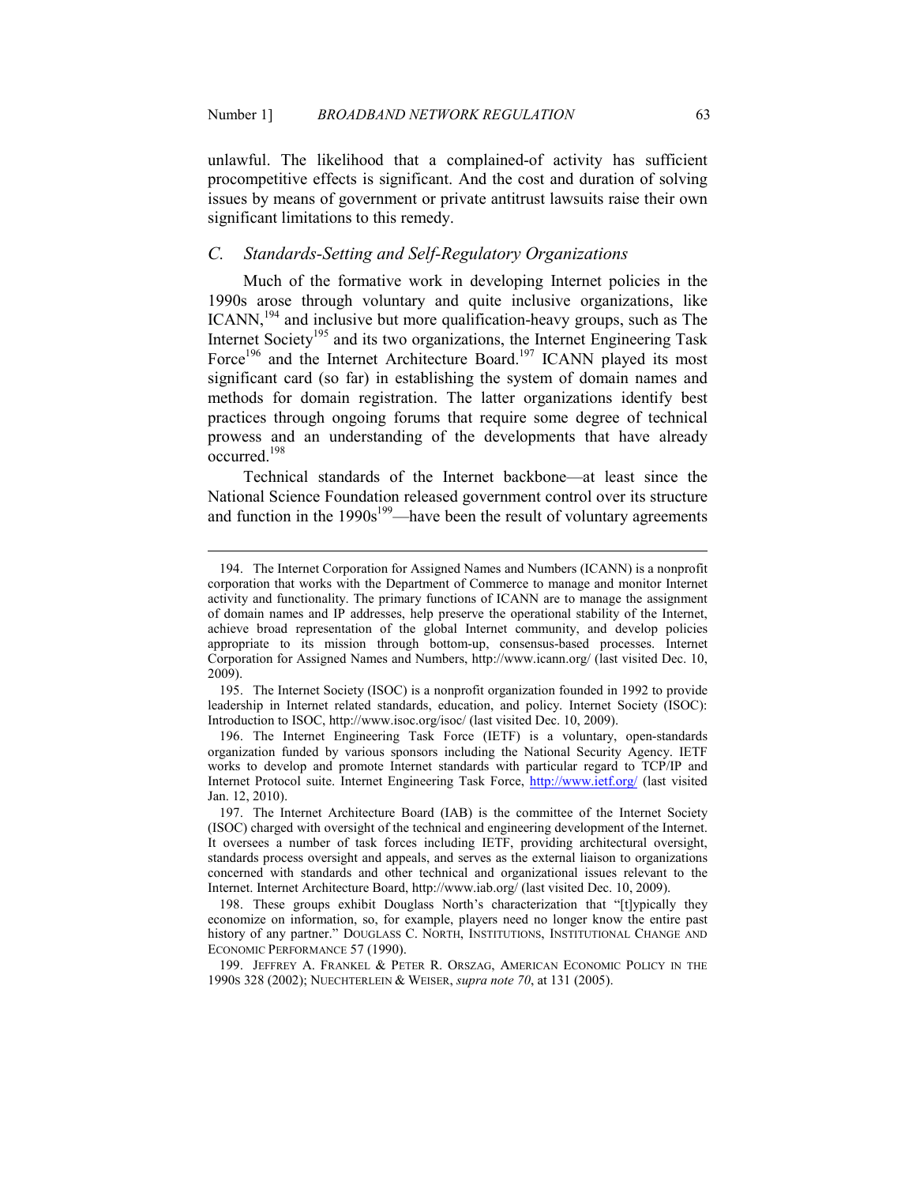unlawful. The likelihood that a complained-of activity has sufficient procompetitive effects is significant. And the cost and duration of solving issues by means of government or private antitrust lawsuits raise their own significant limitations to this remedy.

### *C. Standards-Setting and Self-Regulatory Organizations*

Much of the formative work in developing Internet policies in the 1990s arose through voluntary and quite inclusive organizations, like ICANN,[194] and inclusive but more qualification-heavy groups, such as The Internet Society[195] and its two organizations, the Internet Engineering Task Force[196] and the Internet Architecture Board.[197] ICANN played its most significant card (so far) in establishing the system of domain names and methods for domain registration. The latter organizations identify best practices through ongoing forums that require some degree of technical prowess and an understanding of the developments that have already occurred.[198]

Technical standards of the Internet backbone—at least since the National Science Foundation released government control over its structure and function in the 1990s[199]—have been the result of voluntary agreements

---

194. The Internet Corporation for Assigned Names and Numbers (ICANN) is a nonprofit corporation that works with the Department of Commerce to manage and monitor Internet activity and functionality. The primary functions of ICANN are to manage the assignment of domain names and IP addresses, help preserve the operational stability of the Internet, achieve broad representation of the global Internet community, and develop policies appropriate to its mission through bottom-up, consensus-based processes. Internet Corporation for Assigned Names and Numbers, http://www.icann.org/ (last visited Dec. 10, 2009).

195. The Internet Society (ISOC) is a nonprofit organization founded in 1992 to provide leadership in Internet related standards, education, and policy. Internet Society (ISOC): Introduction to ISOC, http://www.isoc.org/isoc/ (last visited Dec. 10, 2009).

196. The Internet Engineering Task Force (IETF) is a voluntary, open-standards organization funded by various sponsors including the National Security Agency. IETF works to develop and promote Internet standards with particular regard to TCP/IP and Internet Protocol suite. Internet Engineering Task Force, http://www.ietf.org/ (last visited Jan. 12, 2010).

197. The Internet Architecture Board (IAB) is the committee of the Internet Society (ISOC) charged with oversight of the technical and engineering development of the Internet. It oversees a number of task forces including IETF, providing architectural oversight, standards process oversight and appeals, and serves as the external liaison to organizations concerned with standards and other technical and organizational issues relevant to the Internet. Internet Architecture Board, http://www.iab.org/ (last visited Dec. 10, 2009).

198. These groups exhibit Douglass North's characterization that "[t]ypically they economize on information, so, for example, players need no longer know the entire past history of any partner." DOUGLASS C. NORTH, INSTITUTIONS, INSTITUTIONAL CHANGE AND ECONOMIC PERFORMANCE 57 (1990).

199. JEFFREY A. FRANKEL & PETER R. ORSZAG, AMERICAN ECONOMIC POLICY IN THE 1990S 328 (2002); NUECHTERLEIN & WEISER, *supra note 70*, at 131 (2005).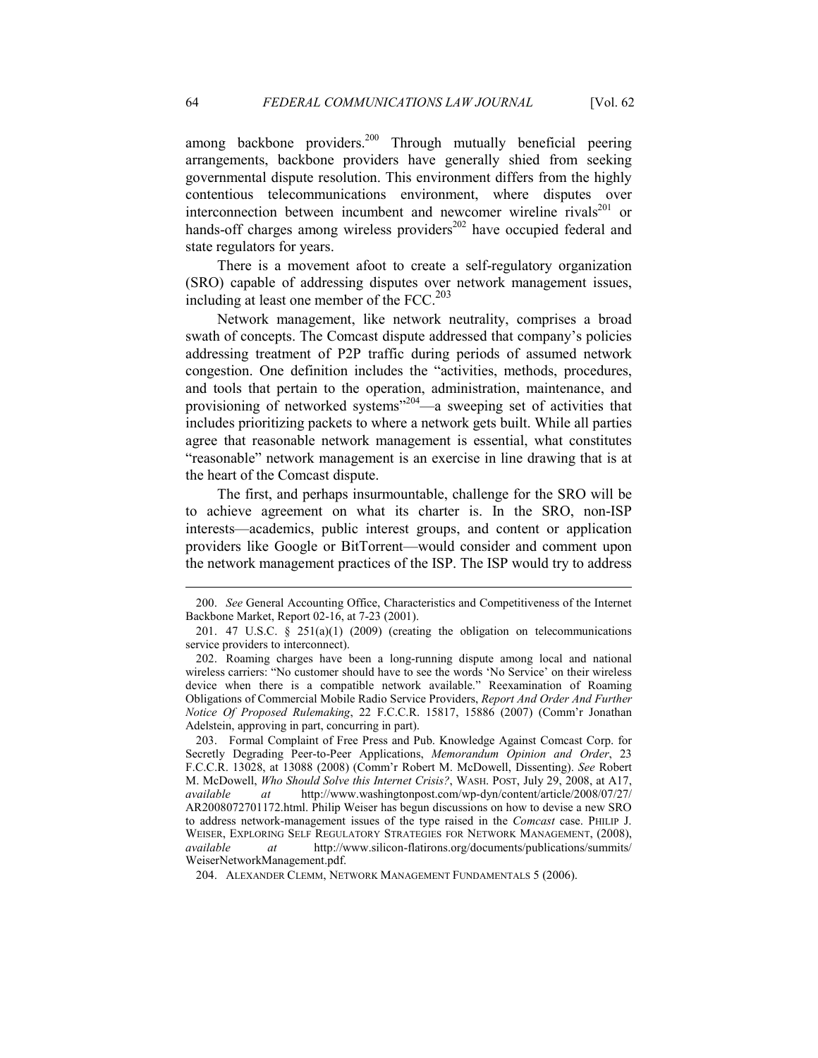among backbone providers.[200] Through mutually beneficial peering arrangements, backbone providers have generally shied from seeking governmental dispute resolution. This environment differs from the highly contentious telecommunications environment, where disputes over interconnection between incumbent and newcomer wireline rivals[201] or hands-off charges among wireless providers[202] have occupied federal and state regulators for years.

There is a movement afoot to create a self-regulatory organization (SRO) capable of addressing disputes over network management issues, including at least one member of the FCC.[203]

Network management, like network neutrality, comprises a broad swath of concepts. The Comcast dispute addressed that company's policies addressing treatment of P2P traffic during periods of assumed network congestion. One definition includes the "activities, methods, procedures, and tools that pertain to the operation, administration, maintenance, and provisioning of networked systems"[204]—a sweeping set of activities that includes prioritizing packets to where a network gets built. While all parties agree that reasonable network management is essential, what constitutes "reasonable" network management is an exercise in line drawing that is at the heart of the Comcast dispute.

The first, and perhaps insurmountable, challenge for the SRO will be to achieve agreement on what its charter is. In the SRO, non-ISP interests—academics, public interest groups, and content or application providers like Google or BitTorrent—would consider and comment upon the network management practices of the ISP. The ISP would try to address

---

200. *See* General Accounting Office, Characteristics and Competitiveness of the Internet Backbone Market, Report 02-16, at 7-23 (2001).

201. 47 U.S.C. § 251(a)(1) (2009) (creating the obligation on telecommunications service providers to interconnect).

202. Roaming charges have been a long-running dispute among local and national wireless carriers: "No customer should have to see the words 'No Service' on their wireless device when there is a compatible network available." Reexamination of Roaming Obligations of Commercial Mobile Radio Service Providers, *Report And Order And Further Notice Of Proposed Rulemaking*, 22 F.C.C.R. 15817, 15886 (2007) (Comm'r Jonathan Adelstein, approving in part, concurring in part).

203. Formal Complaint of Free Press and Pub. Knowledge Against Comcast Corp. for Secretly Degrading Peer-to-Peer Applications, *Memorandum Opinion and Order*, 23 F.C.C.R. 13028, at 13088 (2008) (Comm'r Robert M. McDowell, Dissenting). *See* Robert M. McDowell, *Who Should Solve this Internet Crisis?*, WASH. POST, July 29, 2008, at A17, *available at* http://www.washingtonpost.com/wp-dyn/content/article/2008/07/27/AR2008072701172.html. Philip Weiser has begun discussions on how to devise a new SRO to address network-management issues of the type raised in the *Comcast* case. PHILIP J. WEISER, EXPLORING SELF REGULATORY STRATEGIES FOR NETWORK MANAGEMENT, (2008), *available at* http://www.silicon-flatirons.org/documents/publications/summits/WeiserNetworkManagement.pdf.

204. ALEXANDER CLEMM, NETWORK MANAGEMENT FUNDAMENTALS 5 (2006).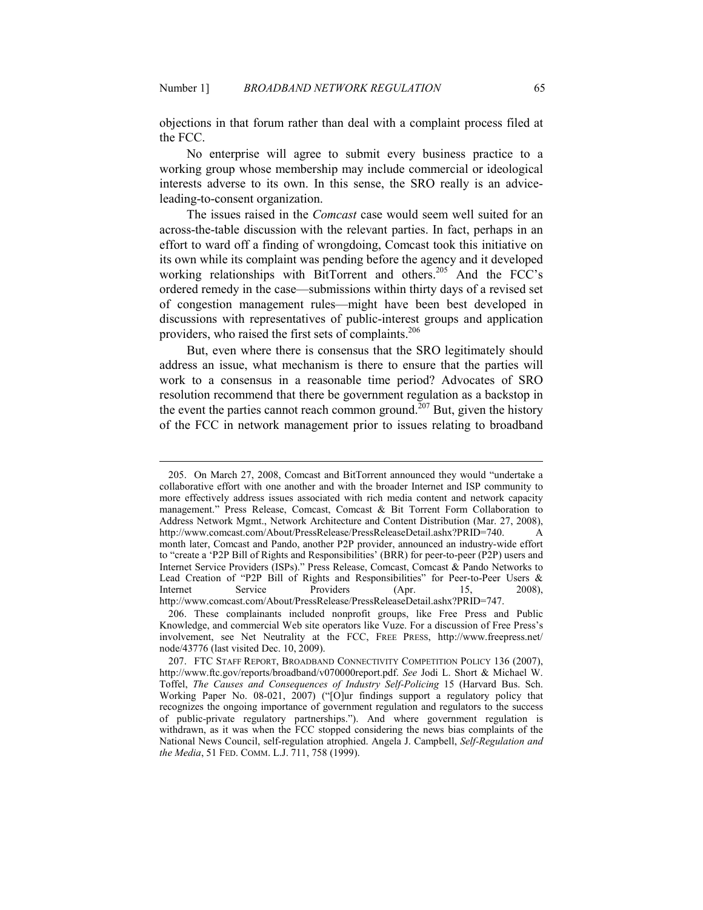objections in that forum rather than deal with a complaint process filed at the FCC.

No enterprise will agree to submit every business practice to a working group whose membership may include commercial or ideological interests adverse to its own. In this sense, the SRO really is an advice-leading-to-consent organization.

The issues raised in the *Comcast* case would seem well suited for an across-the-table discussion with the relevant parties. In fact, perhaps in an effort to ward off a finding of wrongdoing, Comcast took this initiative on its own while its complaint was pending before the agency and it developed working relationships with BitTorrent and others.[205] And the FCC's ordered remedy in the case—submissions within thirty days of a revised set of congestion management rules—might have been best developed in discussions with representatives of public-interest groups and application providers, who raised the first sets of complaints.[206]

But, even where there is consensus that the SRO legitimately should address an issue, what mechanism is there to ensure that the parties will work to a consensus in a reasonable time period? Advocates of SRO resolution recommend that there be government regulation as a backstop in the event the parties cannot reach common ground.[207] But, given the history of the FCC in network management prior to issues relating to broadband

---

205. On March 27, 2008, Comcast and BitTorrent announced they would "undertake a collaborative effort with one another and with the broader Internet and ISP community to more effectively address issues associated with rich media content and network capacity management." Press Release, Comcast, Comcast & Bit Torrent Form Collaboration to Address Network Mgmt., Network Architecture and Content Distribution (Mar. 27, 2008), http://www.comcast.com/About/PressRelease/PressReleaseDetail.ashx?PRID=740. A month later, Comcast and Pando, another P2P provider, announced an industry-wide effort to "create a 'P2P Bill of Rights and Responsibilities' (BRR) for peer-to-peer (P2P) users and Internet Service Providers (ISPs)." Press Release, Comcast, Comcast & Pando Networks to Lead Creation of "P2P Bill of Rights and Responsibilities" for Peer-to-Peer Users & Internet Service Providers (Apr. 15, 2008), http://www.comcast.com/About/PressRelease/PressReleaseDetail.ashx?PRID=747.

206. These complainants included nonprofit groups, like Free Press and Public Knowledge, and commercial Web site operators like Vuze. For a discussion of Free Press's involvement, see Net Neutrality at the FCC, FREE PRESS, http://www.freepress.net/node/43776 (last visited Dec. 10, 2009).

207. FTC STAFF REPORT, BROADBAND CONNECTIVITY COMPETITION POLICY 136 (2007), http://www.ftc.gov/reports/broadband/v070000report.pdf. *See* Jodi L. Short & Michael W. Toffel, *The Causes and Consequences of Industry Self-Policing* 15 (Harvard Bus. Sch. Working Paper No. 08-021, 2007) ("[O]ur findings support a regulatory policy that recognizes the ongoing importance of government regulation and regulators to the success of public-private regulatory partnerships."). And where government regulation is withdrawn, as it was when the FCC stopped considering the news bias complaints of the National News Council, self-regulation atrophied. Angela J. Campbell, *Self-Regulation and the Media*, 51 FED. COMM. L.J. 711, 758 (1999).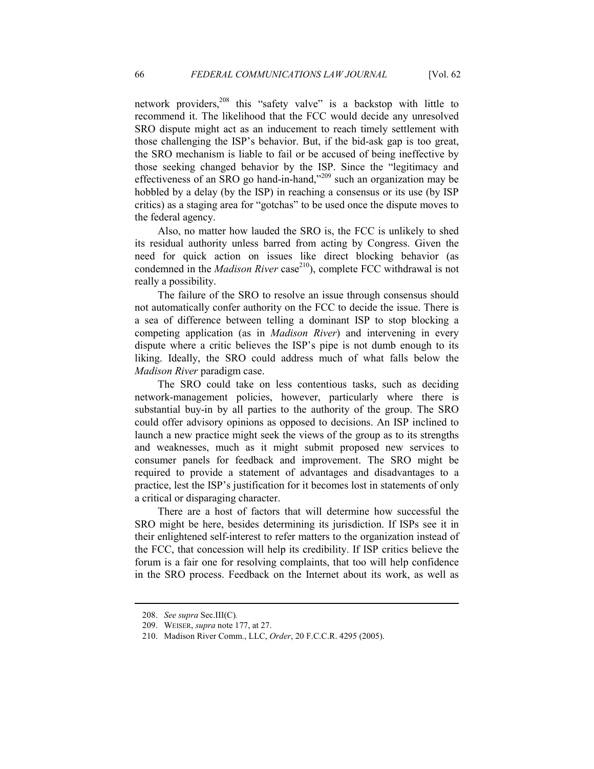network providers,[208] this "safety valve" is a backstop with little to recommend it. The likelihood that the FCC would decide any unresolved SRO dispute might act as an inducement to reach timely settlement with those challenging the ISP's behavior. But, if the bid-ask gap is too great, the SRO mechanism is liable to fail or be accused of being ineffective by those seeking changed behavior by the ISP. Since the "legitimacy and effectiveness of an SRO go hand-in-hand,"[209] such an organization may be hobbled by a delay (by the ISP) in reaching a consensus or its use (by ISP critics) as a staging area for "gotchas" to be used once the dispute moves to the federal agency.

Also, no matter how lauded the SRO is, the FCC is unlikely to shed its residual authority unless barred from acting by Congress. Given the need for quick action on issues like direct blocking behavior (as condemned in the *Madison River* case[210]), complete FCC withdrawal is not really a possibility.

The failure of the SRO to resolve an issue through consensus should not automatically confer authority on the FCC to decide the issue. There is a sea of difference between telling a dominant ISP to stop blocking a competing application (as in *Madison River*) and intervening in every dispute where a critic believes the ISP's pipe is not dumb enough to its liking. Ideally, the SRO could address much of what falls below the *Madison River* paradigm case.

The SRO could take on less contentious tasks, such as deciding network-management policies, however, particularly where there is substantial buy-in by all parties to the authority of the group. The SRO could offer advisory opinions as opposed to decisions. An ISP inclined to launch a new practice might seek the views of the group as to its strengths and weaknesses, much as it might submit proposed new services to consumer panels for feedback and improvement. The SRO might be required to provide a statement of advantages and disadvantages to a practice, lest the ISP's justification for it becomes lost in statements of only a critical or disparaging character.

There are a host of factors that will determine how successful the SRO might be here, besides determining its jurisdiction. If ISPs see it in their enlightened self-interest to refer matters to the organization instead of the FCC, that concession will help its credibility. If ISP critics believe the forum is a fair one for resolving complaints, that too will help confidence in the SRO process. Feedback on the Internet about its work, as well as

---

208. *See supra* Sec.III(C).

209. WEISER, *supra* note 177, at 27.

210. Madison River Comm., LLC, *Order*, 20 F.C.C.R. 4295 (2005).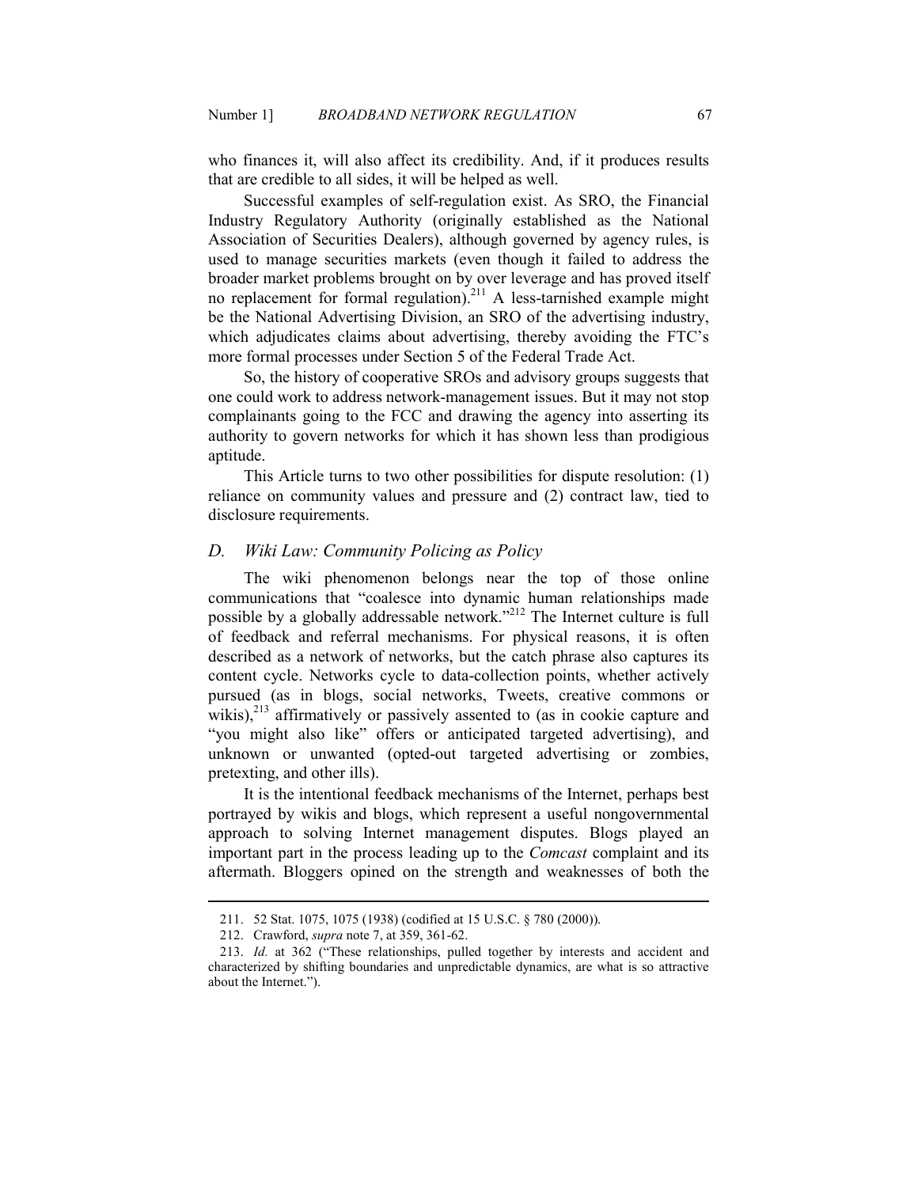who finances it, will also affect its credibility. And, if it produces results that are credible to all sides, it will be helped as well.

Successful examples of self-regulation exist. As SRO, the Financial Industry Regulatory Authority (originally established as the National Association of Securities Dealers), although governed by agency rules, is used to manage securities markets (even though it failed to address the broader market problems brought on by over leverage and has proved itself no replacement for formal regulation).[211] A less-tarnished example might be the National Advertising Division, an SRO of the advertising industry, which adjudicates claims about advertising, thereby avoiding the FTC's more formal processes under Section 5 of the Federal Trade Act.

So, the history of cooperative SROs and advisory groups suggests that one could work to address network-management issues. But it may not stop complainants going to the FCC and drawing the agency into asserting its authority to govern networks for which it has shown less than prodigious aptitude.

This Article turns to two other possibilities for dispute resolution: (1) reliance on community values and pressure and (2) contract law, tied to disclosure requirements.

### *D. Wiki Law: Community Policing as Policy*

The wiki phenomenon belongs near the top of those online communications that "coalesce into dynamic human relationships made possible by a globally addressable network."[212] The Internet culture is full of feedback and referral mechanisms. For physical reasons, it is often described as a network of networks, but the catch phrase also captures its content cycle. Networks cycle to data-collection points, whether actively pursued (as in blogs, social networks, Tweets, creative commons or wikis),[213] affirmatively or passively assented to (as in cookie capture and "you might also like" offers or anticipated targeted advertising), and unknown or unwanted (opted-out targeted advertising or zombies, pretexting, and other ills).

It is the intentional feedback mechanisms of the Internet, perhaps best portrayed by wikis and blogs, which represent a useful nongovernmental approach to solving Internet management disputes. Blogs played an important part in the process leading up to the *Comcast* complaint and its aftermath. Bloggers opined on the strength and weaknesses of both the

---

211. 52 Stat. 1075, 1075 (1938) (codified at 15 U.S.C. § 780 (2000)).

212. Crawford, *supra* note 7, at 359, 361-62.

213. *Id.* at 362 ("These relationships, pulled together by interests and accident and characterized by shifting boundaries and unpredictable dynamics, are what is so attractive about the Internet.").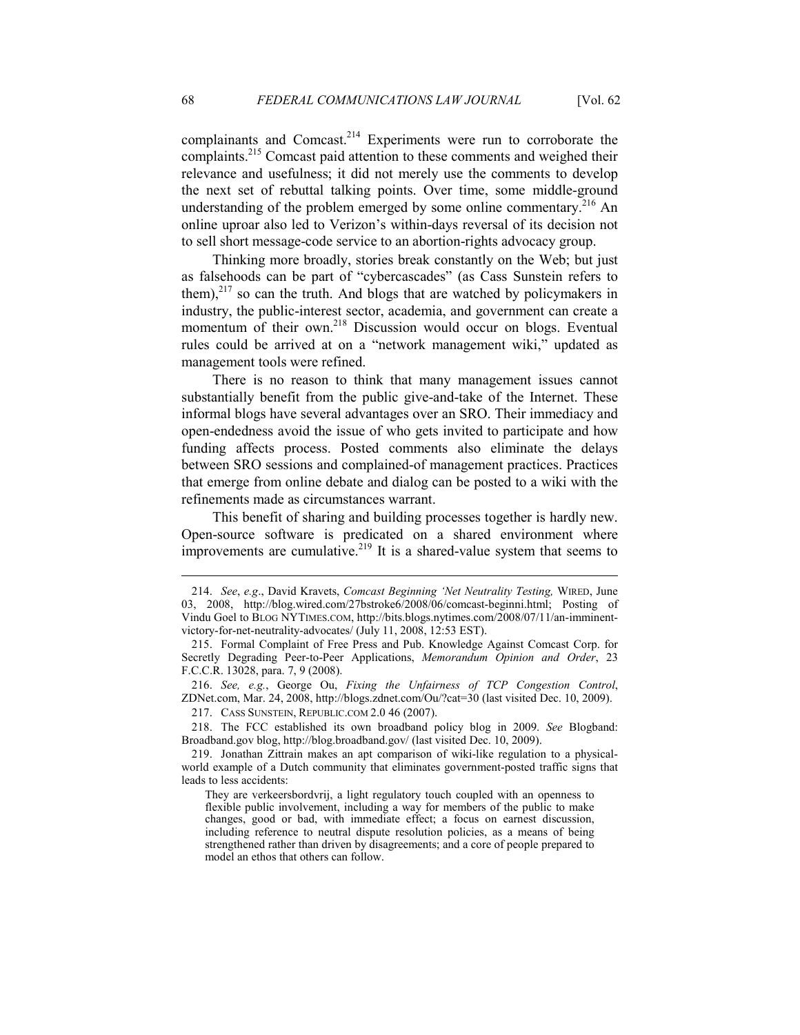complainants and Comcast.[214] Experiments were run to corroborate the complaints.[215] Comcast paid attention to these comments and weighed their relevance and usefulness; it did not merely use the comments to develop the next set of rebuttal talking points. Over time, some middle-ground understanding of the problem emerged by some online commentary.[216] An online uproar also led to Verizon's within-days reversal of its decision not to sell short message-code service to an abortion-rights advocacy group.

Thinking more broadly, stories break constantly on the Web; but just as falsehoods can be part of "cybercascades" (as Cass Sunstein refers to them),[217] so can the truth. And blogs that are watched by policymakers in industry, the public-interest sector, academia, and government can create a momentum of their own.[218] Discussion would occur on blogs. Eventual rules could be arrived at on a "network management wiki," updated as management tools were refined.

There is no reason to think that many management issues cannot substantially benefit from the public give-and-take of the Internet. These informal blogs have several advantages over an SRO. Their immediacy and open-endedness avoid the issue of who gets invited to participate and how funding affects process. Posted comments also eliminate the delays between SRO sessions and complained-of management practices. Practices that emerge from online debate and dialog can be posted to a wiki with the refinements made as circumstances warrant.

This benefit of sharing and building processes together is hardly new. Open-source software is predicated on a shared environment where improvements are cumulative.[219] It is a shared-value system that seems to

---

214. *See*, *e.g*., David Kravets, *Comcast Beginning 'Net Neutrality Testing,* WIRED, June 03, 2008, http://blog.wired.com/27bstroke6/2008/06/comcast-beginni.html; Posting of Vindu Goel to BLOG NYTIMES.COM, http://bits.blogs.nytimes.com/2008/07/11/an-imminent-victory-for-net-neutrality-advocates/ (July 11, 2008, 12:53 EST).

215. Formal Complaint of Free Press and Pub. Knowledge Against Comcast Corp. for Secretly Degrading Peer-to-Peer Applications, *Memorandum Opinion and Order*, 23 F.C.C.R. 13028, para. 7, 9 (2008).

216. *See, e.g.*, George Ou, *Fixing the Unfairness of TCP Congestion Control*, ZDNet.com, Mar. 24, 2008, http://blogs.zdnet.com/Ou/?cat=30 (last visited Dec. 10, 2009).

217. CASS SUNSTEIN, REPUBLIC.COM 2.0 46 (2007).

218. The FCC established its own broadband policy blog in 2009. *See* Blogband: Broadband.gov blog, http://blog.broadband.gov/ (last visited Dec. 10, 2009).

219. Jonathan Zittrain makes an apt comparison of wiki-like regulation to a physical-world example of a Dutch community that eliminates government-posted traffic signs that leads to less accidents:

> They are verkeersbordvrij, a light regulatory touch coupled with an openness to flexible public involvement, including a way for members of the public to make changes, good or bad, with immediate effect; a focus on earnest discussion, including reference to neutral dispute resolution policies, as a means of being strengthened rather than driven by disagreements; and a core of people prepared to model an ethos that others can follow.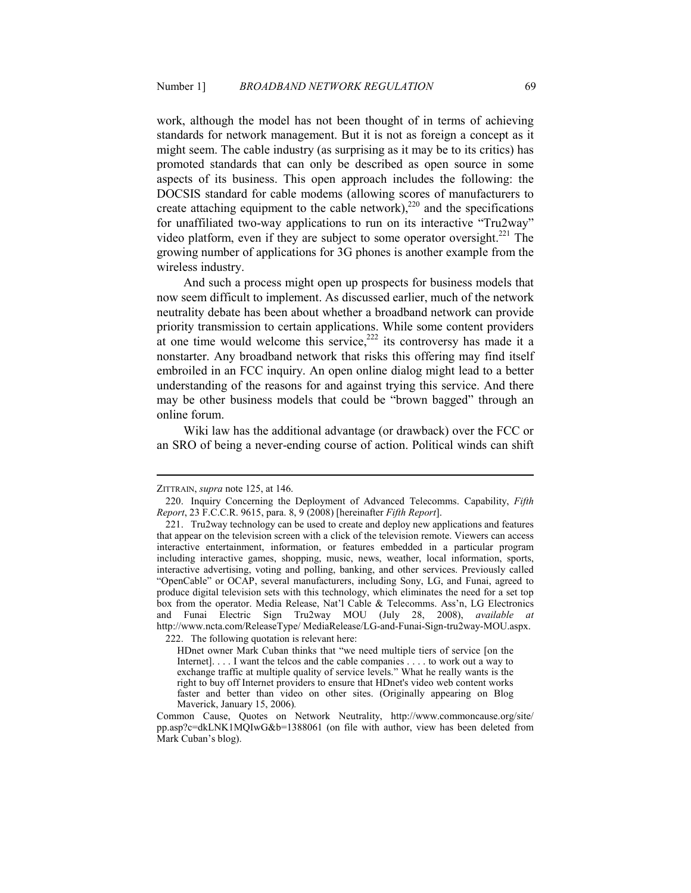work, although the model has not been thought of in terms of achieving standards for network management. But it is not as foreign a concept as it might seem. The cable industry (as surprising as it may be to its critics) has promoted standards that can only be described as open source in some aspects of its business. This open approach includes the following: the DOCSIS standard for cable modems (allowing scores of manufacturers to create attaching equipment to the cable network),[220] and the specifications for unaffiliated two-way applications to run on its interactive "Tru2way" video platform, even if they are subject to some operator oversight.[221] The growing number of applications for 3G phones is another example from the wireless industry.

And such a process might open up prospects for business models that now seem difficult to implement. As discussed earlier, much of the network neutrality debate has been about whether a broadband network can provide priority transmission to certain applications. While some content providers at one time would welcome this service,[222] its controversy has made it a nonstarter. Any broadband network that risks this offering may find itself embroiled in an FCC inquiry. An open online dialog might lead to a better understanding of the reasons for and against trying this service. And there may be other business models that could be "brown bagged" through an online forum.

Wiki law has the additional advantage (or drawback) over the FCC or an SRO of being a never-ending course of action. Political winds can shift

---

ZITTRAIN, *supra* note 125, at 146.

220. Inquiry Concerning the Deployment of Advanced Telecomms. Capability, *Fifth Report*, 23 F.C.C.R. 9615, para. 8, 9 (2008) [hereinafter *Fifth Report*].

221. Tru2way technology can be used to create and deploy new applications and features that appear on the television screen with a click of the television remote. Viewers can access interactive entertainment, information, or features embedded in a particular program including interactive games, shopping, music, news, weather, local information, sports, interactive advertising, voting and polling, banking, and other services. Previously called "OpenCable" or OCAP, several manufacturers, including Sony, LG, and Funai, agreed to produce digital television sets with this technology, which eliminates the need for a set top box from the operator. Media Release, Nat'l Cable & Telecomms. Ass'n, LG Electronics and Funai Electric Sign Tru2way MOU (July 28, 2008), *available at* http://www.ncta.com/ReleaseType/ MediaRelease/LG-and-Funai-Sign-tru2way-MOU.aspx.

222. The following quotation is relevant here:

> HDnet owner Mark Cuban thinks that "we need multiple tiers of service [on the Internet]. . . . I want the telcos and the cable companies . . . . to work out a way to exchange traffic at multiple quality of service levels." What he really wants is the right to buy off Internet providers to ensure that HDnet's video web content works faster and better than video on other sites. (Originally appearing on Blog Maverick, January 15, 2006).

Common Cause, Quotes on Network Neutrality, http://www.commoncause.org/site/ pp.asp?c=dkLNK1MQIwG&b=1388061 (on file with author, view has been deleted from Mark Cuban's blog).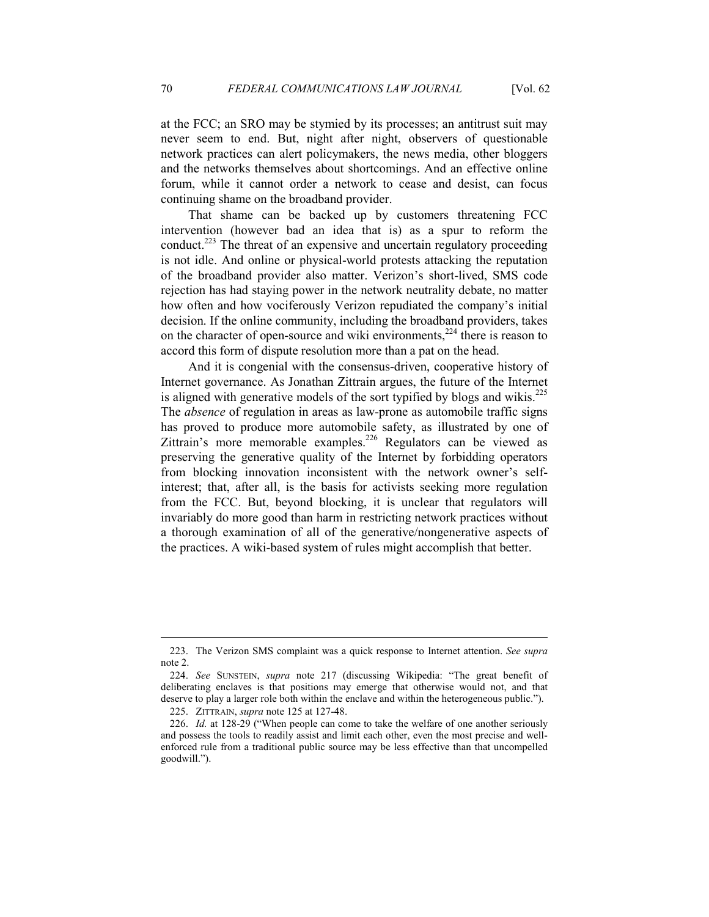at the FCC; an SRO may be stymied by its processes; an antitrust suit may never seem to end. But, night after night, observers of questionable network practices can alert policymakers, the news media, other bloggers and the networks themselves about shortcomings. And an effective online forum, while it cannot order a network to cease and desist, can focus continuing shame on the broadband provider.

That shame can be backed up by customers threatening FCC intervention (however bad an idea that is) as a spur to reform the conduct.[223] The threat of an expensive and uncertain regulatory proceeding is not idle. And online or physical-world protests attacking the reputation of the broadband provider also matter. Verizon's short-lived, SMS code rejection has had staying power in the network neutrality debate, no matter how often and how vociferously Verizon repudiated the company's initial decision. If the online community, including the broadband providers, takes on the character of open-source and wiki environments,[224] there is reason to accord this form of dispute resolution more than a pat on the head.

And it is congenial with the consensus-driven, cooperative history of Internet governance. As Jonathan Zittrain argues, the future of the Internet is aligned with generative models of the sort typified by blogs and wikis.[225] The *absence* of regulation in areas as law-prone as automobile traffic signs has proved to produce more automobile safety, as illustrated by one of Zittrain's more memorable examples.[226] Regulators can be viewed as preserving the generative quality of the Internet by forbidding operators from blocking innovation inconsistent with the network owner's self-interest; that, after all, is the basis for activists seeking more regulation from the FCC. But, beyond blocking, it is unclear that regulators will invariably do more good than harm in restricting network practices without a thorough examination of all of the generative/nongenerative aspects of the practices. A wiki-based system of rules might accomplish that better.

---

223. The Verizon SMS complaint was a quick response to Internet attention. *See supra* note 2.

224. *See* SUNSTEIN, *supra* note 217 (discussing Wikipedia: "The great benefit of deliberating enclaves is that positions may emerge that otherwise would not, and that deserve to play a larger role both within the enclave and within the heterogeneous public.").

225. ZITTRAIN, *supra* note 125 at 127-48.

226. *Id.* at 128-29 ("When people can come to take the welfare of one another seriously and possess the tools to readily assist and limit each other, even the most precise and well-enforced rule from a traditional public source may be less effective than that uncompelled goodwill.").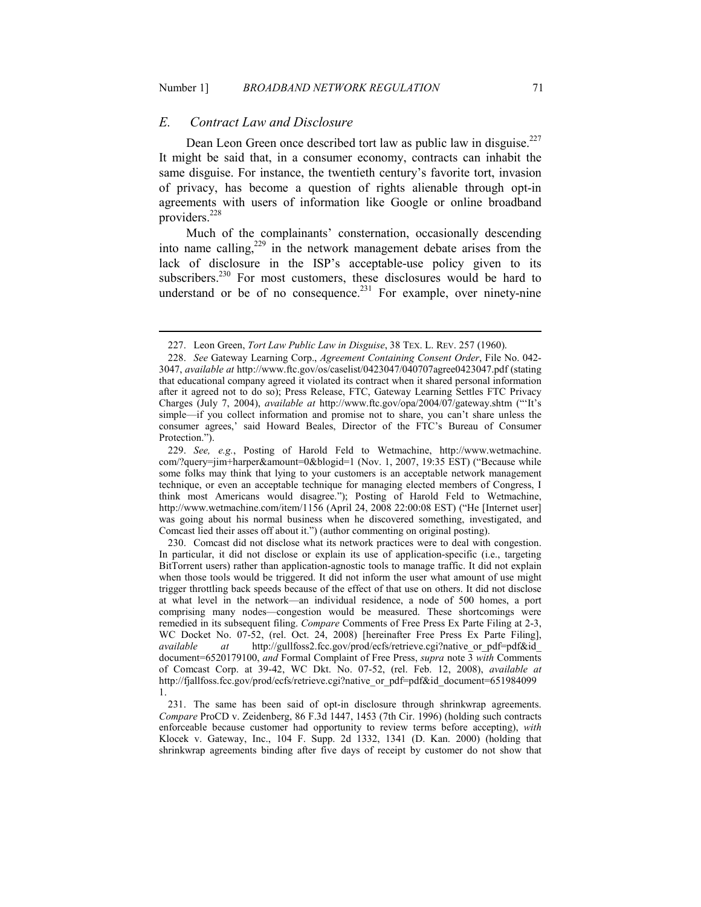## *E. Contract Law and Disclosure*

Dean Leon Green once described tort law as public law in disguise.[227] It might be said that, in a consumer economy, contracts can inhabit the same disguise. For instance, the twentieth century's favorite tort, invasion of privacy, has become a question of rights alienable through opt-in agreements with users of information like Google or online broadband providers.[228]

Much of the complainants' consternation, occasionally descending into name calling,[229] in the network management debate arises from the lack of disclosure in the ISP's acceptable-use policy given to its subscribers.[230] For most customers, these disclosures would be hard to understand or be of no consequence.[231] For example, over ninety-nine

---

227. Leon Green, *Tort Law Public Law in Disguise*, 38 TEX. L. REV. 257 (1960).

228. *See* Gateway Learning Corp., *Agreement Containing Consent Order*, File No. 042-3047, *available at* http://www.ftc.gov/os/caselist/0423047/040707agree0423047.pdf (stating that educational company agreed it violated its contract when it shared personal information after it agreed not to do so); Press Release, FTC, Gateway Learning Settles FTC Privacy Charges (July 7, 2004), *available at* http://www.ftc.gov/opa/2004/07/gateway.shtm ("'It's simple—if you collect information and promise not to share, you can't share unless the consumer agrees,' said Howard Beales, Director of the FTC's Bureau of Consumer Protection.").

229. *See, e.g.*, Posting of Harold Feld to Wetmachine, http://www.wetmachine.com/?query=jim+harper&amount=0&blogid=1 (Nov. 1, 2007, 19:35 EST) ("Because while some folks may think that lying to your customers is an acceptable network management technique, or even an acceptable technique for managing elected members of Congress, I think most Americans would disagree."); Posting of Harold Feld to Wetmachine, http://www.wetmachine.com/item/1156 (April 24, 2008 22:00:08 EST) ("He [Internet user] was going about his normal business when he discovered something, investigated, and Comcast lied their asses off about it.") (author commenting on original posting).

230. Comcast did not disclose what its network practices were to deal with congestion. In particular, it did not disclose or explain its use of application-specific (i.e., targeting BitTorrent users) rather than application-agnostic tools to manage traffic. It did not explain when those tools would be triggered. It did not inform the user what amount of use might trigger throttling back speeds because of the effect of that use on others. It did not disclose at what level in the network—an individual residence, a node of 500 homes, a port comprising many nodes—congestion would be measured. These shortcomings were remedied in its subsequent filing. *Compare* Comments of Free Press Ex Parte Filing at 2-3, WC Docket No. 07-52, (rel. Oct. 24, 2008) [hereinafter Free Press Ex Parte Filing], *available at* http://gullfoss2.fcc.gov/prod/ecfs/retrieve.cgi?native_or_pdf=pdf&id_document=6520179100, *and* Formal Complaint of Free Press, *supra* note 3 *with* Comments of Comcast Corp. at 39-42, WC Dkt. No. 07-52, (rel. Feb. 12, 2008), *available at* http://fjallfoss.fcc.gov/prod/ecfs/retrieve.cgi?native_or_pdf=pdf&id_document=6519840991.

231. The same has been said of opt-in disclosure through shrinkwrap agreements. *Compare* ProCD v. Zeidenberg, 86 F.3d 1447, 1453 (7th Cir. 1996) (holding such contracts enforceable because customer had opportunity to review terms before accepting), *with* Klocek v. Gateway, Inc., 104 F. Supp. 2d 1332, 1341 (D. Kan. 2000) (holding that shrinkwrap agreements binding after five days of receipt by customer do not show that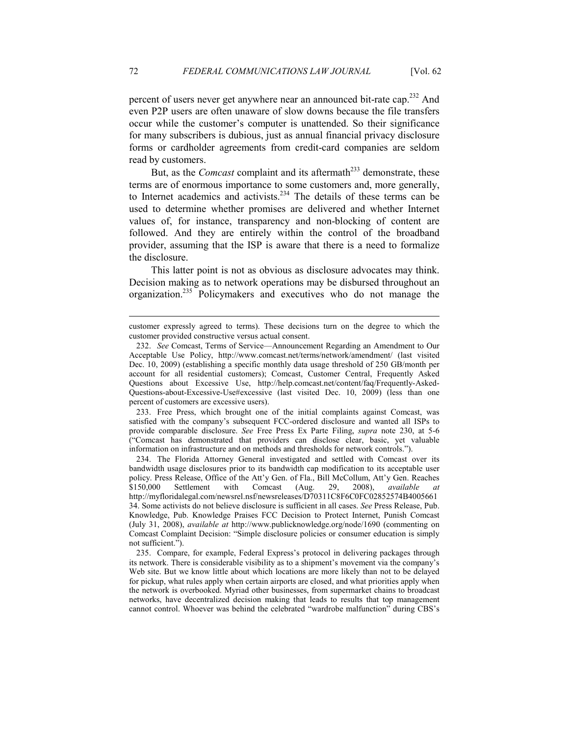percent of users never get anywhere near an announced bit-rate cap.[232] And even P2P users are often unaware of slow downs because the file transfers occur while the customer's computer is unattended. So their significance for many subscribers is dubious, just as annual financial privacy disclosure forms or cardholder agreements from credit-card companies are seldom read by customers.

But, as the *Comcast* complaint and its aftermath[233] demonstrate, these terms are of enormous importance to some customers and, more generally, to Internet academics and activists.[234] The details of these terms can be used to determine whether promises are delivered and whether Internet values of, for instance, transparency and non-blocking of content are followed. And they are entirely within the control of the broadband provider, assuming that the ISP is aware that there is a need to formalize the disclosure.

This latter point is not as obvious as disclosure advocates may think. Decision making as to network operations may be disbursed throughout an organization.[235] Policymakers and executives who do not manage the

---

customer expressly agreed to terms). These decisions turn on the degree to which the customer provided constructive versus actual consent.

232. *See* Comcast, Terms of Service—Announcement Regarding an Amendment to Our Acceptable Use Policy, http://www.comcast.net/terms/network/amendment/ (last visited Dec. 10, 2009) (establishing a specific monthly data usage threshold of 250 GB/month per account for all residential customers); Comcast, Customer Central, Frequently Asked Questions about Excessive Use, http://help.comcast.net/content/faq/Frequently-Asked-Questions-about-Excessive-Use#excessive (last visited Dec. 10, 2009) (less than one percent of customers are excessive users).

233. Free Press, which brought one of the initial complaints against Comcast, was satisfied with the company's subsequent FCC-ordered disclosure and wanted all ISPs to provide comparable disclosure. *See* Free Press Ex Parte Filing, *supra* note 230, at 5-6 ("Comcast has demonstrated that providers can disclose clear, basic, yet valuable information on infrastructure and on methods and thresholds for network controls.").

234. The Florida Attorney General investigated and settled with Comcast over its bandwidth usage disclosures prior to its bandwidth cap modification to its acceptable user policy. Press Release, Office of the Att'y Gen. of Fla., Bill McCollum, Att'y Gen. Reaches $150,000 Settlement with Comcast (Aug. 29, 2008), *available at* http://myfloridalegal.com/newsrel.nsf/newsreleases/D70311C8F6C0FC02852574B4005661 34. Some activists do not believe disclosure is sufficient in all cases. *See* Press Release, Pub. Knowledge, Pub. Knowledge Praises FCC Decision to Protect Internet, Punish Comcast (July 31, 2008), *available at* http://www.publicknowledge.org/node/1690 (commenting on Comcast Complaint Decision: "Simple disclosure policies or consumer education is simply not sufficient.").

235. Compare, for example, Federal Express's protocol in delivering packages through its network. There is considerable visibility as to a shipment's movement via the company's Web site. But we know little about which locations are more likely than not to be delayed for pickup, what rules apply when certain airports are closed, and what priorities apply when the network is overbooked. Myriad other businesses, from supermarket chains to broadcast networks, have decentralized decision making that leads to results that top management cannot control. Whoever was behind the celebrated "wardrobe malfunction" during CBS's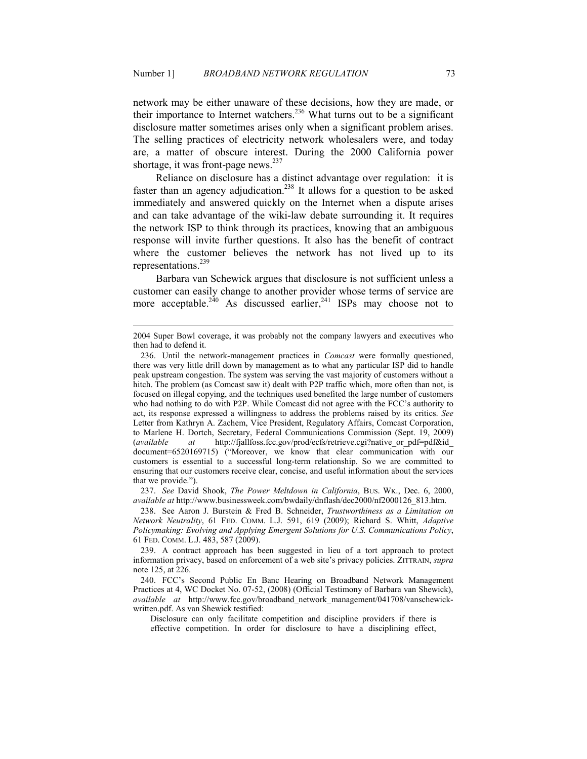network may be either unaware of these decisions, how they are made, or their importance to Internet watchers.[236] What turns out to be a significant disclosure matter sometimes arises only when a significant problem arises. The selling practices of electricity network wholesalers were, and today are, a matter of obscure interest. During the 2000 California power shortage, it was front-page news.[237]

Reliance on disclosure has a distinct advantage over regulation: it is faster than an agency adjudication.[238] It allows for a question to be asked immediately and answered quickly on the Internet when a dispute arises and can take advantage of the wiki-law debate surrounding it. It requires the network ISP to think through its practices, knowing that an ambiguous response will invite further questions. It also has the benefit of contract where the customer believes the network has not lived up to its representations.[239]

Barbara van Schewick argues that disclosure is not sufficient unless a customer can easily change to another provider whose terms of service are more acceptable.[240] As discussed earlier,[241] ISPs may choose not to

---

2004 Super Bowl coverage, it was probably not the company lawyers and executives who then had to defend it.

236. Until the network-management practices in *Comcast* were formally questioned, there was very little drill down by management as to what any particular ISP did to handle peak upstream congestion. The system was serving the vast majority of customers without a hitch. The problem (as Comcast saw it) dealt with P2P traffic which, more often than not, is focused on illegal copying, and the techniques used benefited the large number of customers who had nothing to do with P2P. While Comcast did not agree with the FCC's authority to act, its response expressed a willingness to address the problems raised by its critics. *See* Letter from Kathryn A. Zachem, Vice President, Regulatory Affairs, Comcast Corporation, to Marlene H. Dortch, Secretary, Federal Communications Commission (Sept. 19, 2009) (*available at* http://fjallfoss.fcc.gov/prod/ecfs/retrieve.cgi?native_or_pdf=pdf&id_document=6520169715) ("Moreover, we know that clear communication with our customers is essential to a successful long-term relationship. So we are committed to ensuring that our customers receive clear, concise, and useful information about the services that we provide.").

237. *See* David Shook, *The Power Meltdown in California*, BUS. WK., Dec. 6, 2000, *available at* http://www.businessweek.com/bwdaily/dnflash/dec2000/nf2000126_813.htm.

238. See Aaron J. Burstein & Fred B. Schneider, *Trustworthiness as a Limitation on Network Neutrality*, 61 FED. COMM. L.J. 591, 619 (2009); Richard S. Whitt, *Adaptive Policymaking: Evolving and Applying Emergent Solutions for U.S. Communications Policy*, 61 FED. COMM. L.J. 483, 587 (2009).

239. A contract approach has been suggested in lieu of a tort approach to protect information privacy, based on enforcement of a web site's privacy policies. ZITTRAIN, *supra* note 125, at 226.

240. FCC's Second Public En Banc Hearing on Broadband Network Management Practices at 4, WC Docket No. 07-52, (2008) (Official Testimony of Barbara van Shewick), *available at* http://www.fcc.gov/broadband_network_management/041708/vanschewick-written.pdf. As van Shewick testified:

> Disclosure can only facilitate competition and discipline providers if there is effective competition. In order for disclosure to have a disciplining effect,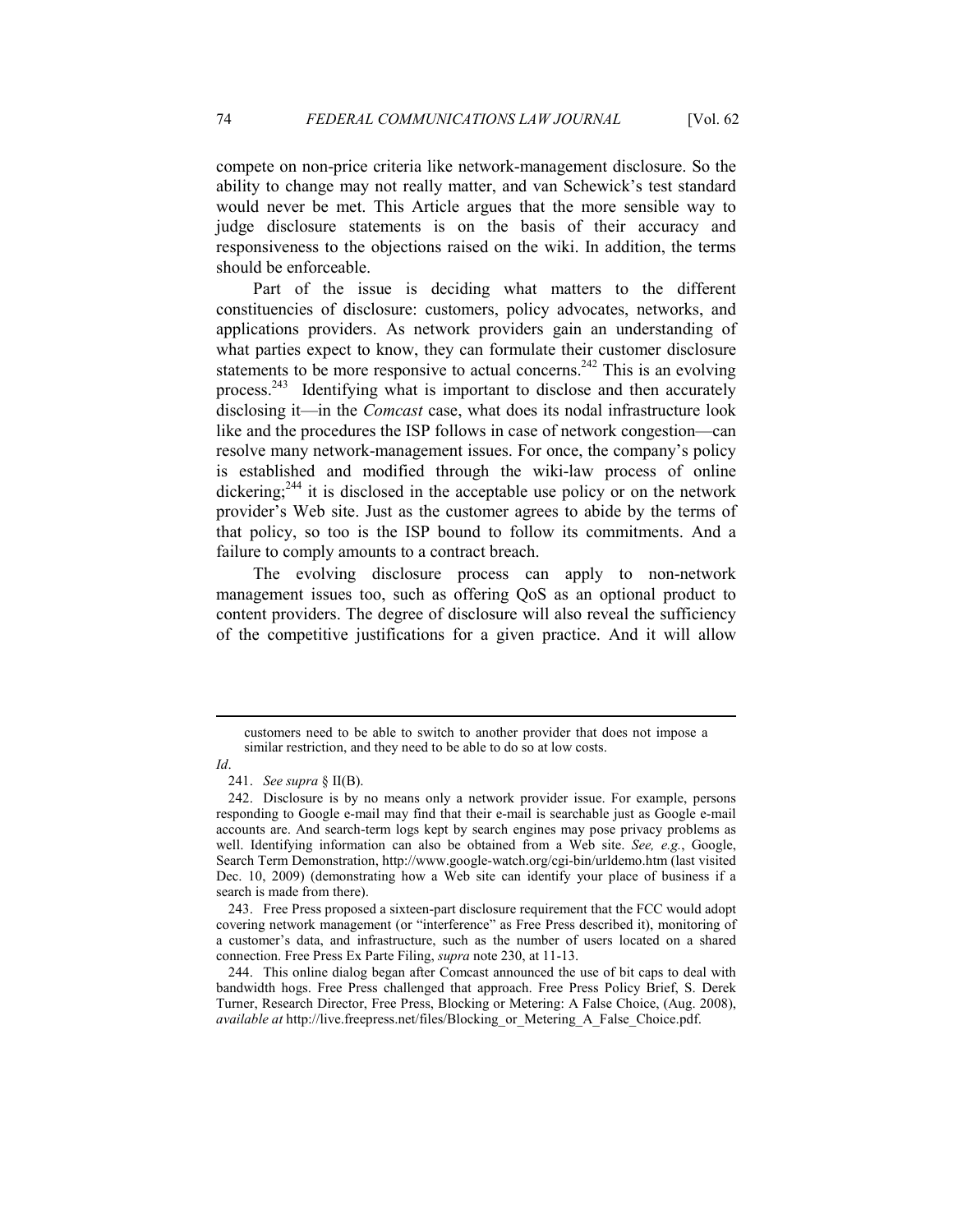compete on non-price criteria like network-management disclosure. So the ability to change may not really matter, and van Schewick's test standard would never be met. This Article argues that the more sensible way to judge disclosure statements is on the basis of their accuracy and responsiveness to the objections raised on the wiki. In addition, the terms should be enforceable.

Part of the issue is deciding what matters to the different constituencies of disclosure: customers, policy advocates, networks, and applications providers. As network providers gain an understanding of what parties expect to know, they can formulate their customer disclosure statements to be more responsive to actual concerns.[242] This is an evolving process.[243] Identifying what is important to disclose and then accurately disclosing it—in the *Comcast* case, what does its nodal infrastructure look like and the procedures the ISP follows in case of network congestion—can resolve many network-management issues. For once, the company's policy is established and modified through the wiki-law process of online dickering;[244] it is disclosed in the acceptable use policy or on the network provider's Web site. Just as the customer agrees to abide by the terms of that policy, so too is the ISP bound to follow its commitments. And a failure to comply amounts to a contract breach.

The evolving disclosure process can apply to non-network management issues too, such as offering QoS as an optional product to content providers. The degree of disclosure will also reveal the sufficiency of the competitive justifications for a given practice. And it will allow

---

> customers need to be able to switch to another provider that does not impose a similar restriction, and they need to be able to do so at low costs.

*Id*.

241. *See supra* § II(B).

242. Disclosure is by no means only a network provider issue. For example, persons responding to Google e-mail may find that their e-mail is searchable just as Google e-mail accounts are. And search-term logs kept by search engines may pose privacy problems as well. Identifying information can also be obtained from a Web site. *See, e.g.*, Google, Search Term Demonstration, http://www.google-watch.org/cgi-bin/urldemo.htm (last visited Dec. 10, 2009) (demonstrating how a Web site can identify your place of business if a search is made from there).

243. Free Press proposed a sixteen-part disclosure requirement that the FCC would adopt covering network management (or "interference" as Free Press described it), monitoring of a customer's data, and infrastructure, such as the number of users located on a shared connection. Free Press Ex Parte Filing, *supra* note 230, at 11-13.

244. This online dialog began after Comcast announced the use of bit caps to deal with bandwidth hogs. Free Press challenged that approach. Free Press Policy Brief, S. Derek Turner, Research Director, Free Press, Blocking or Metering: A False Choice, (Aug. 2008), *available at* http://live.freepress.net/files/Blocking_or_Metering_A_False_Choice.pdf.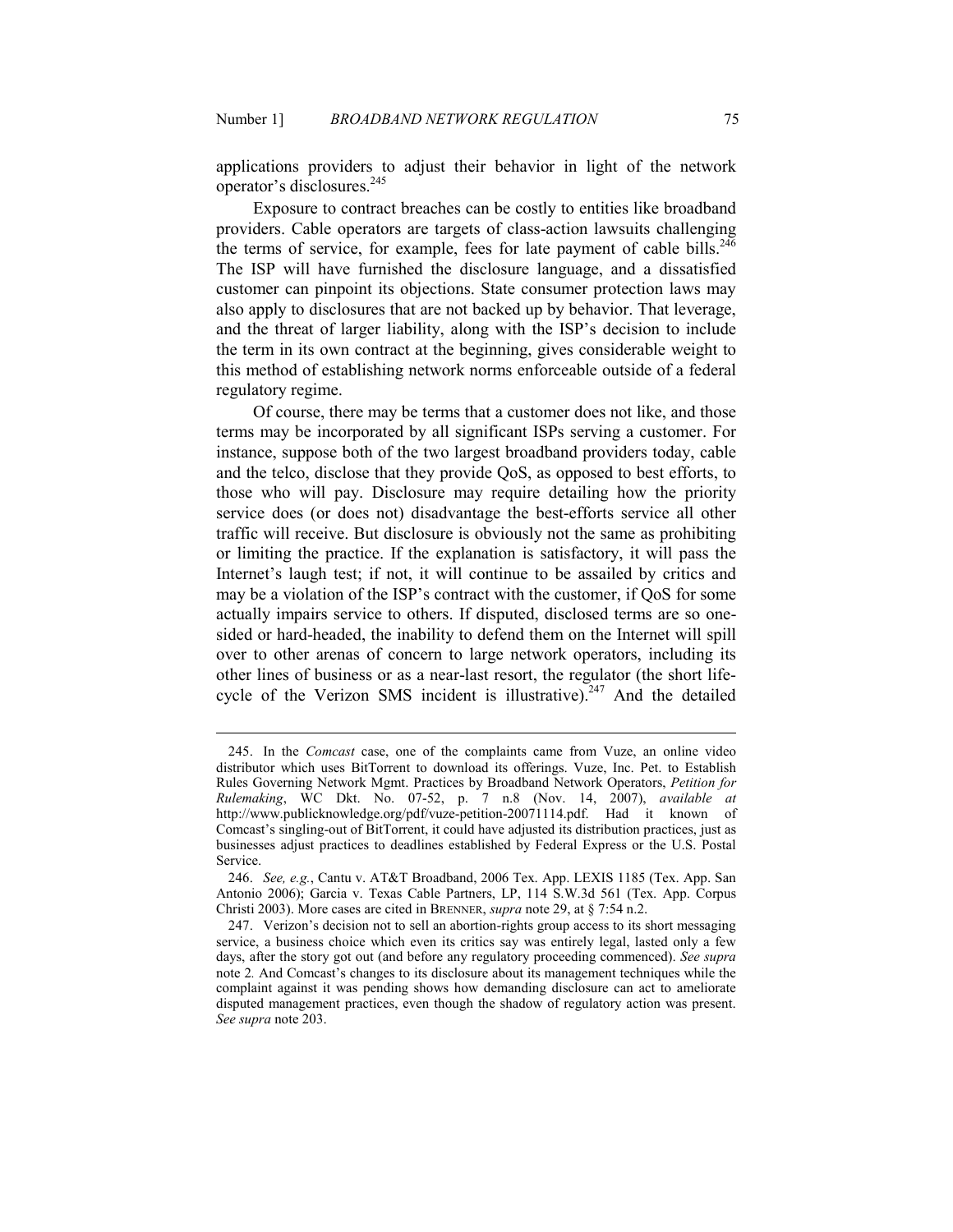applications providers to adjust their behavior in light of the network operator's disclosures.[245]

Exposure to contract breaches can be costly to entities like broadband providers. Cable operators are targets of class-action lawsuits challenging the terms of service, for example, fees for late payment of cable bills.[246] The ISP will have furnished the disclosure language, and a dissatisfied customer can pinpoint its objections. State consumer protection laws may also apply to disclosures that are not backed up by behavior. That leverage, and the threat of larger liability, along with the ISP's decision to include the term in its own contract at the beginning, gives considerable weight to this method of establishing network norms enforceable outside of a federal regulatory regime.

Of course, there may be terms that a customer does not like, and those terms may be incorporated by all significant ISPs serving a customer. For instance, suppose both of the two largest broadband providers today, cable and the telco, disclose that they provide QoS, as opposed to best efforts, to those who will pay. Disclosure may require detailing how the priority service does (or does not) disadvantage the best-efforts service all other traffic will receive. But disclosure is obviously not the same as prohibiting or limiting the practice. If the explanation is satisfactory, it will pass the Internet's laugh test; if not, it will continue to be assailed by critics and may be a violation of the ISP's contract with the customer, if QoS for some actually impairs service to others. If disputed, disclosed terms are so one-sided or hard-headed, the inability to defend them on the Internet will spill over to other arenas of concern to large network operators, including its other lines of business or as a near-last resort, the regulator (the short life-cycle of the Verizon SMS incident is illustrative).[247] And the detailed

---

245. In the *Comcast* case, one of the complaints came from Vuze, an online video distributor which uses BitTorrent to download its offerings. Vuze, Inc. Pet. to Establish Rules Governing Network Mgmt. Practices by Broadband Network Operators, *Petition for Rulemaking*, WC Dkt. No. 07-52, p. 7 n.8 (Nov. 14, 2007), *available at* http://www.publicknowledge.org/pdf/vuze-petition-20071114.pdf. Had it known of Comcast's singling-out of BitTorrent, it could have adjusted its distribution practices, just as businesses adjust practices to deadlines established by Federal Express or the U.S. Postal Service.

246. *See, e.g.*, Cantu v. AT&T Broadband, 2006 Tex. App. LEXIS 1185 (Tex. App. San Antonio 2006); Garcia v. Texas Cable Partners, LP, 114 S.W.3d 561 (Tex. App. Corpus Christi 2003). More cases are cited in BRENNER, *supra* note 29, at § 7:54 n.2.

247. Verizon's decision not to sell an abortion-rights group access to its short messaging service, a business choice which even its critics say was entirely legal, lasted only a few days, after the story got out (and before any regulatory proceeding commenced). *See supra* note 2. And Comcast's changes to its disclosure about its management techniques while the complaint against it was pending shows how demanding disclosure can act to ameliorate disputed management practices, even though the shadow of regulatory action was present. *See supra* note 203.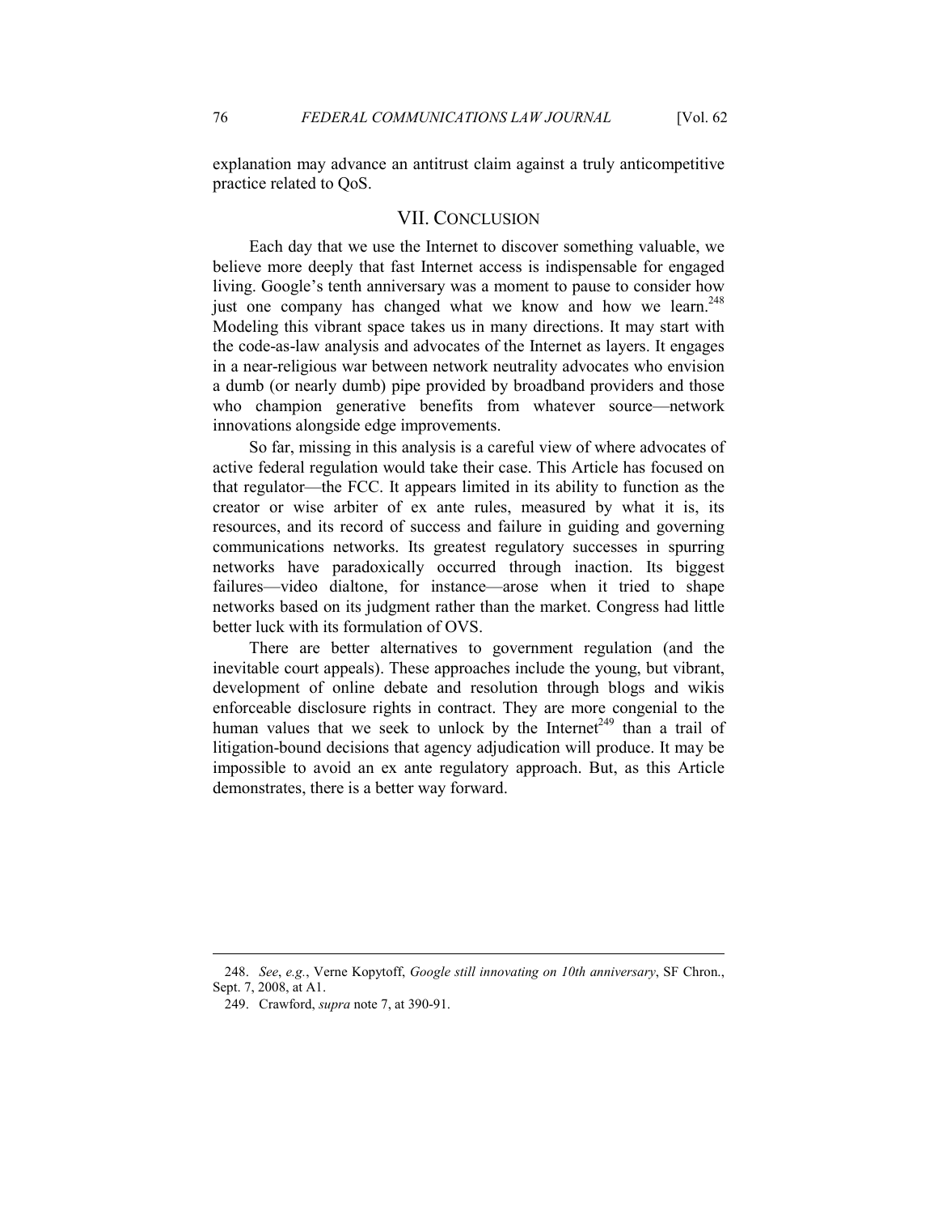explanation may advance an antitrust claim against a truly anticompetitive practice related to QoS.

## VII. CONCLUSION

Each day that we use the Internet to discover something valuable, we believe more deeply that fast Internet access is indispensable for engaged living. Google's tenth anniversary was a moment to pause to consider how just one company has changed what we know and how we learn.[248] Modeling this vibrant space takes us in many directions. It may start with the code-as-law analysis and advocates of the Internet as layers. It engages in a near-religious war between network neutrality advocates who envision a dumb (or nearly dumb) pipe provided by broadband providers and those who champion generative benefits from whatever source—network innovations alongside edge improvements.

So far, missing in this analysis is a careful view of where advocates of active federal regulation would take their case. This Article has focused on that regulator—the FCC. It appears limited in its ability to function as the creator or wise arbiter of ex ante rules, measured by what it is, its resources, and its record of success and failure in guiding and governing communications networks. Its greatest regulatory successes in spurring networks have paradoxically occurred through inaction. Its biggest failures—video dialtone, for instance—arose when it tried to shape networks based on its judgment rather than the market. Congress had little better luck with its formulation of OVS.

There are better alternatives to government regulation (and the inevitable court appeals). These approaches include the young, but vibrant, development of online debate and resolution through blogs and wikis enforceable disclosure rights in contract. They are more congenial to the human values that we seek to unlock by the Internet[249] than a trail of litigation-bound decisions that agency adjudication will produce. It may be impossible to avoid an ex ante regulatory approach. But, as this Article demonstrates, there is a better way forward.

---

248. *See*, *e.g.*, Verne Kopytoff, *Google still innovating on 10th anniversary*, SF Chron., Sept. 7, 2008, at A1.

249. Crawford, *supra* note 7, at 390-91.